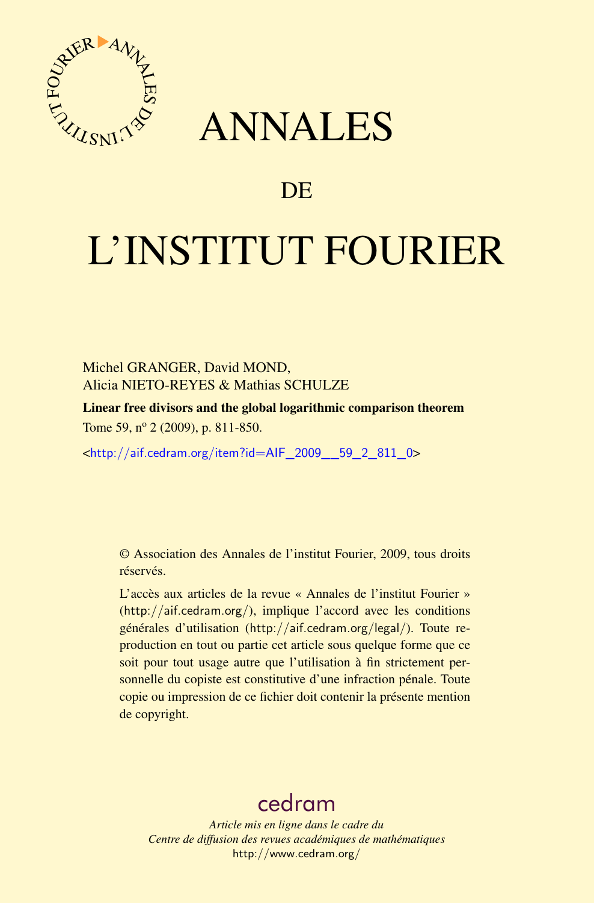# ANNALES

## DE

# L'INSTITUT FOURIER

Michel GRANGER, David MOND,
Alicia NIETO-REYES & Mathias SCHULZE

**Linear free divisors and the global logarithmic comparison theorem**

Tome 59, n$^{o}$ 2 (2009), p. 811-850.

<http://aif.cedram.org/item?id=AIF_2009__59_2_811_0>

© Association des Annales de l'institut Fourier, 2009, tous droits réservés.

L'accès aux articles de la revue « Annales de l'institut Fourier » (http://aif.cedram.org/), implique l'accord avec les conditions générales d'utilisation (http://aif.cedram.org/legal/). Toute reproduction en tout ou partie cet article sous quelque forme que ce soit pour tout usage autre que l'utilisation à fin strictement personnelle du copiste est constitutive d'une infraction pénale. Toute copie ou impression de ce fichier doit contenir la présente mention de copyright.

cedram

*Article mis en ligne dans le cadre du*
*Centre de diffusion des revues académiques de mathématiques*
http://www.cedram.org/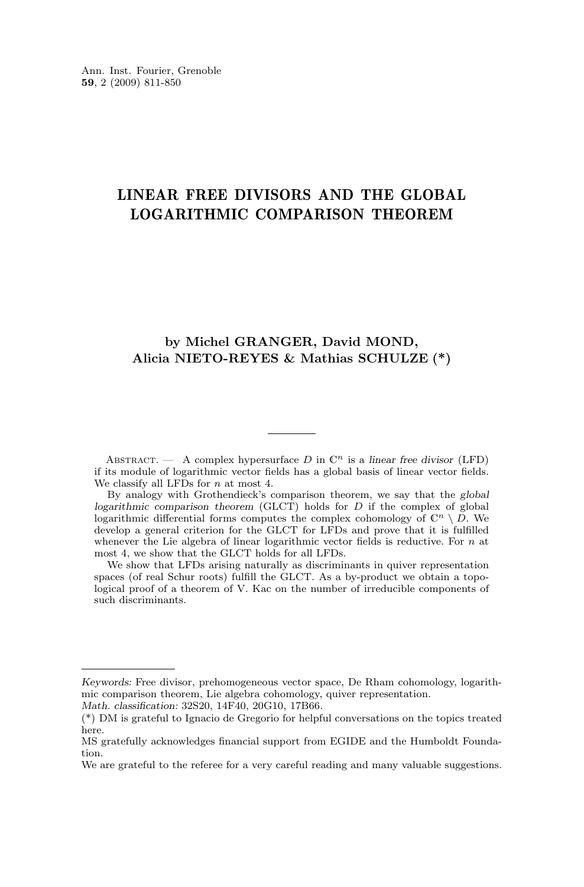# LINEAR FREE DIVISORS AND THE GLOBAL LOGARITHMIC COMPARISON THEOREM

**by Michel GRANGER, David MOND, Alicia NIETO-REYES & Mathias SCHULZE (\*)**

---

Abstract. — A complex hypersurface $D$ in $\mathbb{C}^n$ is a *linear free divisor* (LFD) if its module of logarithmic vector fields has a global basis of linear vector fields. We classify all LFDs for $n$ at most 4.

By analogy with Grothendieck's comparison theorem, we say that the *global logarithmic comparison theorem* (GLCT) holds for $D$ if the complex of global logarithmic differential forms computes the complex cohomology of $\mathbb{C}^n \setminus D$. We develop a general criterion for the GLCT for LFDs and prove that it is fulfilled whenever the Lie algebra of linear logarithmic vector fields is reductive. For $n$ at most 4, we show that the GLCT holds for all LFDs.

We show that LFDs arising naturally as discriminants in quiver representation spaces (of real Schur roots) fulfill the GLCT. As a by-product we obtain a topological proof of a theorem of V. Kac on the number of irreducible components of such discriminants.

---

*Keywords:* Free divisor, prehomogeneous vector space, De Rham cohomology, logarithmic comparison theorem, Lie algebra cohomology, quiver representation.
*Math. classification:* 32S20, 14F40, 20G10, 17B66.
(\*) DM is grateful to Ignacio de Gregorio for helpful conversations on the topics treated here.
MS gratefully acknowledges financial support from EGIDE and the Humboldt Foundation.
We are grateful to the referee for a very careful reading and many valuable suggestions.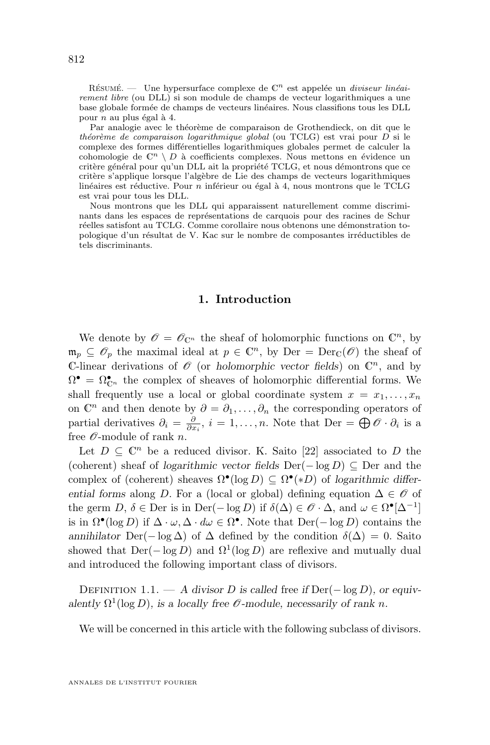Résumé. — Une hypersurface complexe de $\mathbb{C}^n$ est appelée un *diviseur linéairement libre* (ou DLL) si son module de champs de vecteur logarithmiques a une base globale formée de champs de vecteurs linéaires. Nous classifions tous les DLL pour $n$ au plus égal à 4.

Par analogie avec le théorème de comparaison de Grothendieck, on dit que le *théorème de comparaison logarithmique global* (ou TCLG) est vrai pour $D$ si le complexe des formes différentielles logarithmiques globales permet de calculer la cohomologie de $\mathbb{C}^n \setminus D$ à coefficients complexes. Nous mettons en évidence un critère général pour qu'un DLL ait la propriété TCLG, et nous démontrons que ce critère s'applique lorsque l'algèbre de Lie des champs de vecteurs logarithmiques linéaires est réductive. Pour $n$ inférieur ou égal à 4, nous montrons que le TCLG est vrai pour tous les DLL.

Nous montrons que les DLL qui apparaissent naturellement comme discriminants dans les espaces de représentations de carquois pour des racines de Schur réelles satisfont au TCLG. Comme corollaire nous obtenons une démonstration topologique d'un résultat de V. Kac sur le nombre de composantes irréductibles de tels discriminants.

## 1. Introduction

We denote by $\mathscr{O} = \mathscr{O}_{\mathbb{C}^n}$ the sheaf of holomorphic functions on $\mathbb{C}^n$, by $\mathfrak{m}_p \subseteq \mathscr{O}_p$ the maximal ideal at $p \in \mathbb{C}^n$, by $\mathrm{Der} = \mathrm{Der}_{\mathbb{C}}(\mathscr{O})$ the sheaf of $\mathbb{C}$-linear derivations of $\mathscr{O}$ (or *holomorphic vector fields*) on $\mathbb{C}^n$, and by $\Omega^\bullet = \Omega^\bullet_{\mathbb{C}^n}$ the complex of sheaves of holomorphic differential forms. We shall frequently use a local or global coordinate system $x = x_1, \ldots, x_n$ on $\mathbb{C}^n$ and then denote by $\partial = \partial_1, \ldots, \partial_n$ the corresponding operators of partial derivatives $\partial_i = \frac{\partial}{\partial x_i}$, $i = 1, \ldots, n$. Note that $\mathrm{Der} = \bigoplus \mathscr{O} \cdot \partial_i$ is a free $\mathscr{O}$-module of rank $n$.

Let $D \subseteq \mathbb{C}^n$ be a reduced divisor. K. Saito [22] associated to $D$ the (coherent) sheaf of *logarithmic vector fields* $\mathrm{Der}(-\log D) \subseteq \mathrm{Der}$ and the complex of (coherent) sheaves $\Omega^\bullet(\log D) \subseteq \Omega^\bullet(*D)$ of *logarithmic differential forms* along $D$. For a (local or global) defining equation $\Delta \in \mathscr{O}$ of the germ $D$, $\delta \in \mathrm{Der}$ is in $\mathrm{Der}(-\log D)$ if $\delta(\Delta) \in \mathscr{O} \cdot \Delta$, and $\omega \in \Omega^\bullet[\Delta^{-1}]$ is in $\Omega^\bullet(\log D)$ if $\Delta \cdot \omega, \Delta \cdot d\omega \in \Omega^\bullet$. Note that $\mathrm{Der}(-\log D)$ contains the *annihilator* $\mathrm{Der}(-\log \Delta)$ of $\Delta$ defined by the condition $\delta(\Delta) = 0$. Saito showed that $\mathrm{Der}(-\log D)$ and $\Omega^1(\log D)$ are reflexive and mutually dual and introduced the following important class of divisors.

Definition 1.1. — *A divisor $D$ is called* free *if* $\mathrm{Der}(-\log D)$*, or equivalently* $\Omega^1(\log D)$*, is a locally free $\mathscr{O}$-module, necessarily of rank $n$.*

We will be concerned in this article with the following subclass of divisors.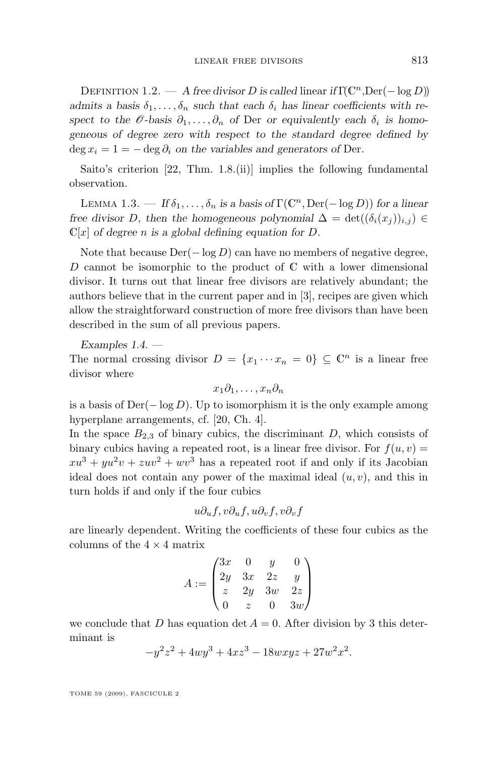**Definition 1.2.** — *A free divisor $D$ is called* linear *if $\Gamma(\mathbb{C}^n, \mathrm{Der}(-\log D))$ admits a basis $\delta_1, \ldots, \delta_n$ such that each $\delta_i$ has linear coefficients with respect to the $\mathscr{O}$-basis $\partial_1, \ldots, \partial_n$ of* Der *or equivalently each $\delta_i$ is homogeneous of degree zero with respect to the standard degree defined by $\deg x_i = 1 = -\deg \partial_i$ on the variables and generators of* Der.

Saito's criterion [22, Thm. 1.8.(ii)] implies the following fundamental observation.

**Lemma 1.3.** — *If $\delta_1, \ldots, \delta_n$ is a basis of $\Gamma(\mathbb{C}^n, \mathrm{Der}(-\log D))$ for a linear free divisor $D$, then the homogeneous polynomial $\Delta = \det((\delta_i(x_j))_{i,j}) \in \mathbb{C}[x]$ of degree $n$ is a global defining equation for $D$.*

Note that because $\mathrm{Der}(-\log D)$ can have no members of negative degree, $D$ cannot be isomorphic to the product of $\mathbb{C}$ with a lower dimensional divisor. It turns out that linear free divisors are relatively abundant; the authors believe that in the current paper and in [3], recipes are given which allow the straightforward construction of more free divisors than have been described in the sum of all previous papers.

*Examples 1.4.* —

The normal crossing divisor $D = \{x_1 \cdots x_n = 0\} \subseteq \mathbb{C}^n$ is a linear free divisor where

$$x_1\partial_1, \ldots, x_n\partial_n$$

is a basis of $\mathrm{Der}(-\log D)$. Up to isomorphism it is the only example among hyperplane arrangements, cf. [20, Ch. 4].

In the space $B_{2,3}$ of binary cubics, the discriminant $D$, which consists of binary cubics having a repeated root, is a linear free divisor. For $f(u,v) = xu^3 + yu^2v + zuv^2 + wv^3$ has a repeated root if and only if its Jacobian ideal does not contain any power of the maximal ideal $(u,v)$, and this in turn holds if and only if the four cubics

$$u\partial_u f, v\partial_u f, u\partial_v f, v\partial_v f$$

are linearly dependent. Writing the coefficients of these four cubics as the columns of the $4 \times 4$ matrix

$$A := \begin{pmatrix} 3x & 0 & y & 0 \\ 2y & 3x & 2z & y \\ z & 2y & 3w & 2z \\ 0 & z & 0 & 3w \end{pmatrix}$$

we conclude that $D$ has equation $\det A = 0$. After division by 3 this determinant is

$$-y^2z^2 + 4wy^3 + 4xz^3 - 18wxyz + 27w^2x^2.$$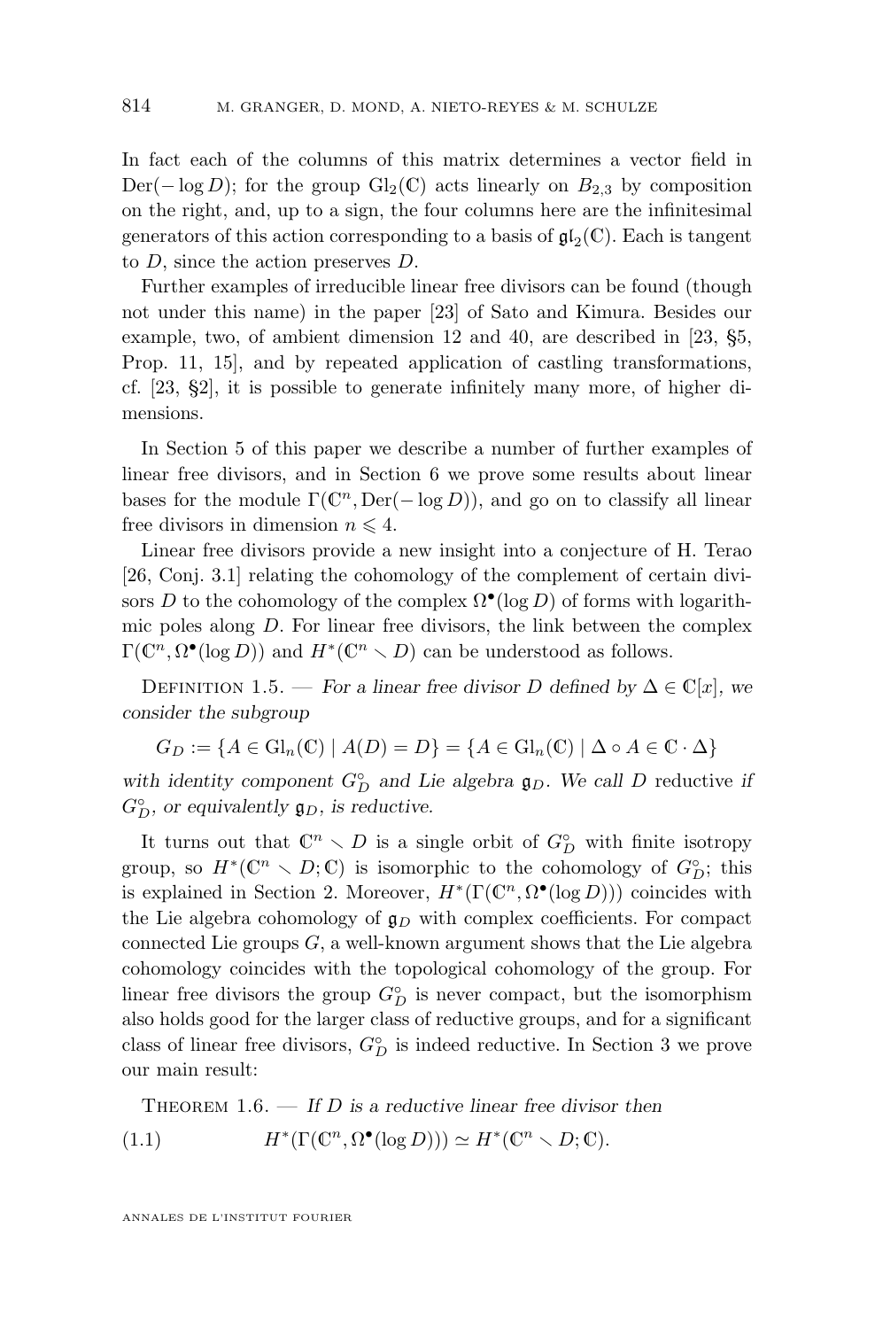In fact each of the columns of this matrix determines a vector field in $\mathrm{Der}(-\log D)$; for the group $\mathrm{Gl}_2(\mathbb{C})$ acts linearly on $B_{2,3}$ by composition on the right, and, up to a sign, the four columns here are the infinitesimal generators of this action corresponding to a basis of $\mathfrak{gl}_2(\mathbb{C})$. Each is tangent to $D$, since the action preserves $D$.

Further examples of irreducible linear free divisors can be found (though not under this name) in the paper [23] of Sato and Kimura. Besides our example, two, of ambient dimension 12 and 40, are described in [23, §5, Prop. 11, 15], and by repeated application of castling transformations, cf. [23, §2], it is possible to generate infinitely many more, of higher dimensions.

In Section 5 of this paper we describe a number of further examples of linear free divisors, and in Section 6 we prove some results about linear bases for the module $\Gamma(\mathbb{C}^n, \mathrm{Der}(-\log D))$, and go on to classify all linear free divisors in dimension $n \leqslant 4$.

Linear free divisors provide a new insight into a conjecture of H. Terao [26, Conj. 3.1] relating the cohomology of the complement of certain divisors $D$ to the cohomology of the complex $\Omega^\bullet(\log D)$ of forms with logarithmic poles along $D$. For linear free divisors, the link between the complex $\Gamma(\mathbb{C}^n, \Omega^\bullet(\log D))$ and $H^*(\mathbb{C}^n \setminus D)$ can be understood as follows.

Definition 1.5. — *For a linear free divisor $D$ defined by $\Delta \in \mathbb{C}[x]$, we consider the subgroup*

$$G_D := \{A \in \mathrm{Gl}_n(\mathbb{C}) \mid A(D) = D\} = \{A \in \mathrm{Gl}_n(\mathbb{C}) \mid \Delta \circ A \in \mathbb{C} \cdot \Delta\}$$

*with identity component $G_D^\circ$ and Lie algebra $\mathfrak{g}_D$. We call $D$* reductive *if $G_D^\circ$, or equivalently $\mathfrak{g}_D$, is reductive.*

It turns out that $\mathbb{C}^n \setminus D$ is a single orbit of $G_D^\circ$ with finite isotropy group, so $H^*(\mathbb{C}^n \setminus D; \mathbb{C})$ is isomorphic to the cohomology of $G_D^\circ$; this is explained in Section 2. Moreover, $H^*(\Gamma(\mathbb{C}^n, \Omega^\bullet(\log D)))$ coincides with the Lie algebra cohomology of $\mathfrak{g}_D$ with complex coefficients. For compact connected Lie groups $G$, a well-known argument shows that the Lie algebra cohomology coincides with the topological cohomology of the group. For linear free divisors the group $G_D^\circ$ is never compact, but the isomorphism also holds good for the larger class of reductive groups, and for a significant class of linear free divisors, $G_D^\circ$ is indeed reductive. In Section 3 we prove our main result:

Theorem 1.6. — *If $D$ is a reductive linear free divisor then*

$$H^*(\Gamma(\mathbb{C}^n, \Omega^\bullet(\log D))) \simeq H^*(\mathbb{C}^n \setminus D; \mathbb{C}). \tag{1.1}$$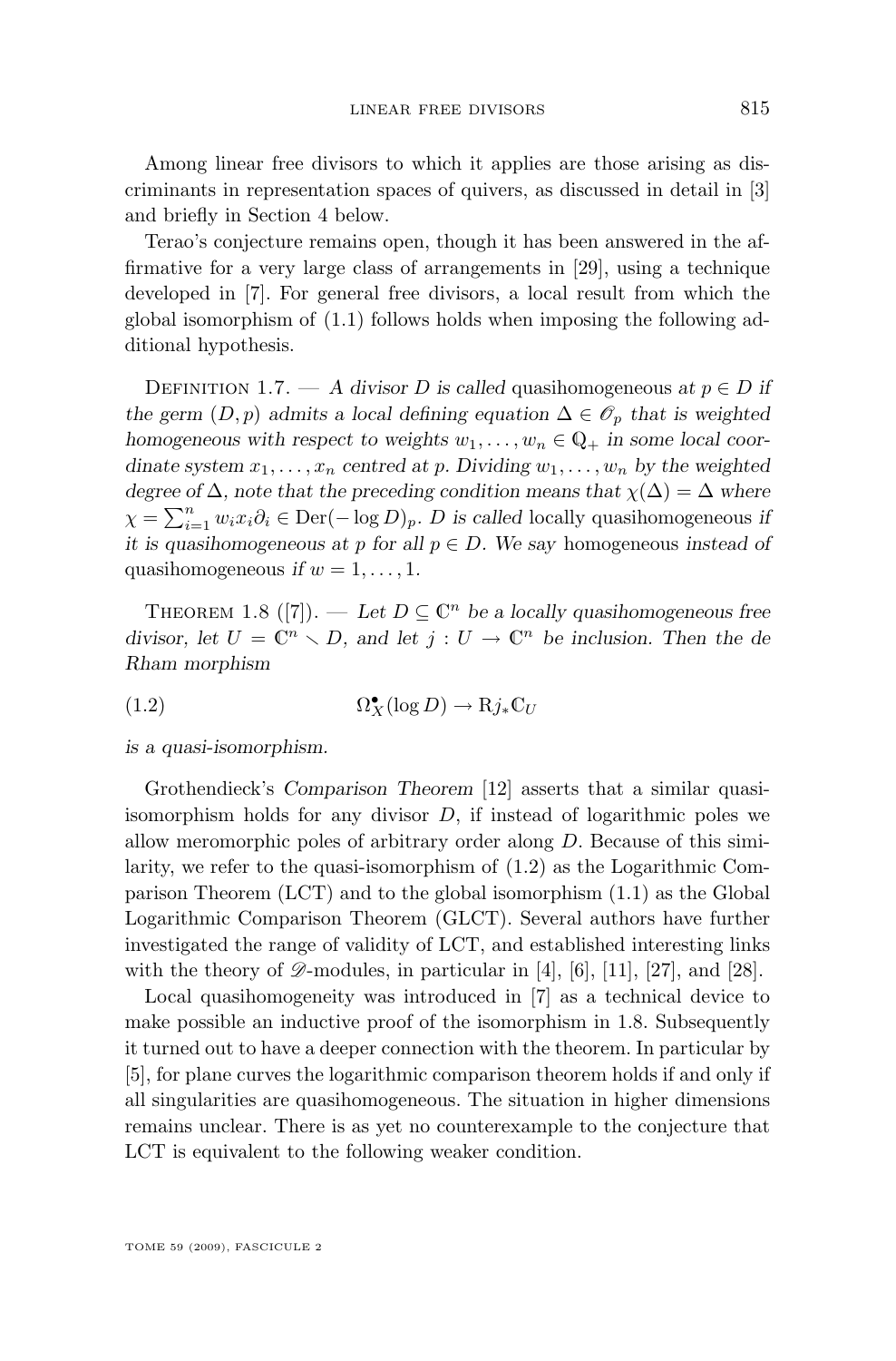Among linear free divisors to which it applies are those arising as discriminants in representation spaces of quivers, as discussed in detail in [3] and briefly in Section 4 below.

Terao's conjecture remains open, though it has been answered in the affirmative for a very large class of arrangements in [29], using a technique developed in [7]. For general free divisors, a local result from which the global isomorphism of (1.1) follows holds when imposing the following additional hypothesis.

Definition 1.7. — *A divisor $D$ is called* quasihomogeneous *at $p \in D$ if the germ $(D,p)$ admits a local defining equation $\Delta \in \mathscr{O}_p$ that is weighted homogeneous with respect to weights $w_1, \dots, w_n \in \mathbb{Q}_+$ in some local coordinate system $x_1, \dots, x_n$ centred at $p$. Dividing $w_1, \dots, w_n$ by the weighted degree of $\Delta$, note that the preceding condition means that $\chi(\Delta) = \Delta$ where $\chi = \sum_{i=1}^n w_i x_i \partial_i \in \mathrm{Der}(-\log D)_p$. $D$ is called* locally quasihomogeneous *if it is quasihomogeneous at $p$ for all $p \in D$. We say* homogeneous *instead of* quasihomogeneous *if $w = 1, \dots, 1$.*

Theorem 1.8 ([7]). — *Let $D \subseteq \mathbb{C}^n$ be a locally quasihomogeneous free divisor, let $U = \mathbb{C}^n \smallsetminus D$, and let $j : U \to \mathbb{C}^n$ be inclusion. Then the de Rham morphism*

$$\Omega^\bullet_X(\log D) \to \mathrm{R}j_* \mathbb{C}_U \tag{1.2}$$

*is a quasi-isomorphism.*

Grothendieck's *Comparison Theorem* [12] asserts that a similar quasi-isomorphism holds for any divisor $D$, if instead of logarithmic poles we allow meromorphic poles of arbitrary order along $D$. Because of this similarity, we refer to the quasi-isomorphism of (1.2) as the Logarithmic Comparison Theorem (LCT) and to the global isomorphism (1.1) as the Global Logarithmic Comparison Theorem (GLCT). Several authors have further investigated the range of validity of LCT, and established interesting links with the theory of $\mathscr{D}$-modules, in particular in [4], [6], [11], [27], and [28].

Local quasihomogeneity was introduced in [7] as a technical device to make possible an inductive proof of the isomorphism in 1.8. Subsequently it turned out to have a deeper connection with the theorem. In particular by [5], for plane curves the logarithmic comparison theorem holds if and only if all singularities are quasihomogeneous. The situation in higher dimensions remains unclear. There is as yet no counterexample to the conjecture that LCT is equivalent to the following weaker condition.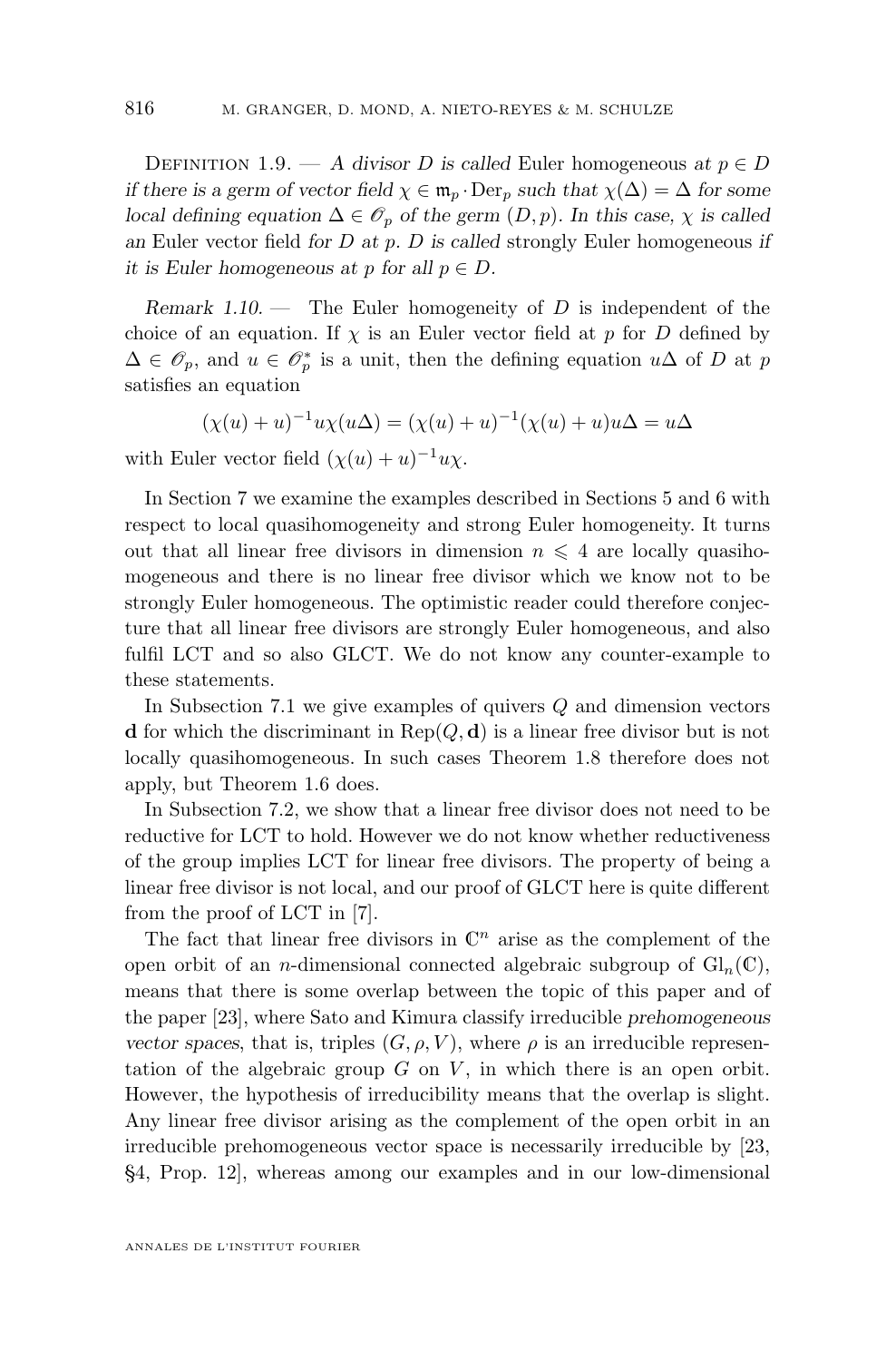Definition 1.9. — *A divisor $D$ is called* Euler homogeneous *at $p \in D$ if there is a germ of vector field $\chi \in \mathfrak{m}_p \cdot \mathrm{Der}_p$ such that $\chi(\Delta) = \Delta$ for some local defining equation $\Delta \in \mathscr{O}_p$ of the germ $(D, p)$. In this case, $\chi$ is called an* Euler vector field *for $D$ at $p$. $D$ is called* strongly Euler homogeneous *if it is Euler homogeneous at $p$ for all $p \in D$.*

*Remark 1.10.* — The Euler homogeneity of $D$ is independent of the choice of an equation. If $\chi$ is an Euler vector field at $p$ for $D$ defined by $\Delta \in \mathscr{O}_p$, and $u \in \mathscr{O}_p^*$ is a unit, then the defining equation $u\Delta$ of $D$ at $p$ satisfies an equation

$$(\chi(u) + u)^{-1} u \chi(u\Delta) = (\chi(u) + u)^{-1}(\chi(u) + u)u\Delta = u\Delta$$

with Euler vector field $(\chi(u) + u)^{-1} u \chi$.

In Section 7 we examine the examples described in Sections 5 and 6 with respect to local quasihomogeneity and strong Euler homogeneity. It turns out that all linear free divisors in dimension $n \leqslant 4$ are locally quasihomogeneous and there is no linear free divisor which we know not to be strongly Euler homogeneous. The optimistic reader could therefore conjecture that all linear free divisors are strongly Euler homogeneous, and also fulfil LCT and so also GLCT. We do not know any counter-example to these statements.

In Subsection 7.1 we give examples of quivers $Q$ and dimension vectors $\mathbf{d}$ for which the discriminant in $\mathrm{Rep}(Q, \mathbf{d})$ is a linear free divisor but is not locally quasihomogeneous. In such cases Theorem 1.8 therefore does not apply, but Theorem 1.6 does.

In Subsection 7.2, we show that a linear free divisor does not need to be reductive for LCT to hold. However we do not know whether reductiveness of the group implies LCT for linear free divisors. The property of being a linear free divisor is not local, and our proof of GLCT here is quite different from the proof of LCT in [7].

The fact that linear free divisors in $\mathbb{C}^n$ arise as the complement of the open orbit of an $n$-dimensional connected algebraic subgroup of $\mathrm{Gl}_n(\mathbb{C})$, means that there is some overlap between the topic of this paper and of the paper [23], where Sato and Kimura classify irreducible *prehomogeneous vector spaces*, that is, triples $(G, \rho, V)$, where $\rho$ is an irreducible representation of the algebraic group $G$ on $V$, in which there is an open orbit. However, the hypothesis of irreducibility means that the overlap is slight. Any linear free divisor arising as the complement of the open orbit in an irreducible prehomogeneous vector space is necessarily irreducible by [23, §4, Prop. 12], whereas among our examples and in our low-dimensional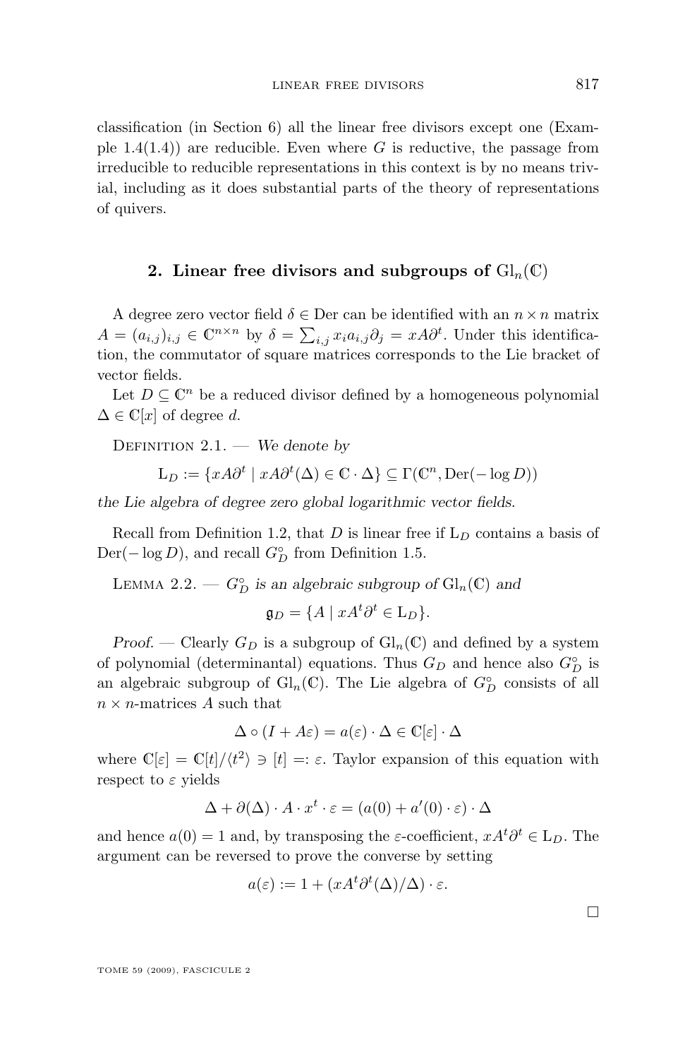classification (in Section 6) all the linear free divisors except one (Example 1.4(1.4)) are reducible. Even where $G$ is reductive, the passage from irreducible to reducible representations in this context is by no means trivial, including as it does substantial parts of the theory of representations of quivers.

## 2. Linear free divisors and subgroups of $\mathrm{Gl}_n(\mathbb{C})$

A degree zero vector field $\delta \in \mathrm{Der}$ can be identified with an $n \times n$ matrix $A = (a_{i,j})_{i,j} \in \mathbb{C}^{n\times n}$ by $\delta = \sum_{i,j} x_i a_{i,j} \partial_j = xA\partial^t$. Under this identification, the commutator of square matrices corresponds to the Lie bracket of vector fields.

Let $D \subseteq \mathbb{C}^n$ be a reduced divisor defined by a homogeneous polynomial $\Delta \in \mathbb{C}[x]$ of degree $d$.

Definition 2.1. — *We denote by*

$$\mathrm{L}_D := \{xA\partial^t \mid xA\partial^t(\Delta) \in \mathbb{C}\cdot\Delta\} \subseteq \Gamma(\mathbb{C}^n, \mathrm{Der}(-\log D))$$

*the Lie algebra of degree zero global logarithmic vector fields.*

Recall from Definition 1.2, that $D$ is linear free if $\mathrm{L}_D$ contains a basis of $\mathrm{Der}(-\log D)$, and recall $G_D^\circ$ from Definition 1.5.

Lemma 2.2. — *$G_D^\circ$ is an algebraic subgroup of $\mathrm{Gl}_n(\mathbb{C})$ and*

$$\mathfrak{g}_D = \{A \mid xA^t\partial^t \in \mathrm{L}_D\}.$$

*Proof.* — Clearly $G_D$ is a subgroup of $\mathrm{Gl}_n(\mathbb{C})$ and defined by a system of polynomial (determinantal) equations. Thus $G_D$ and hence also $G_D^\circ$ is an algebraic subgroup of $\mathrm{Gl}_n(\mathbb{C})$. The Lie algebra of $G_D^\circ$ consists of all $n\times n$-matrices $A$ such that

$$\Delta \circ (I + A\varepsilon) = a(\varepsilon)\cdot\Delta \in \mathbb{C}[\varepsilon]\cdot\Delta$$

where $\mathbb{C}[\varepsilon] = \mathbb{C}[t]/\langle t^2\rangle \ni [t] =: \varepsilon$. Taylor expansion of this equation with respect to $\varepsilon$ yields

$$\Delta + \partial(\Delta)\cdot A \cdot x^t \cdot \varepsilon = (a(0) + a'(0)\cdot\varepsilon)\cdot\Delta$$

and hence $a(0) = 1$ and, by transposing the $\varepsilon$-coefficient, $xA^t\partial^t \in \mathrm{L}_D$. The argument can be reversed to prove the converse by setting

$$a(\varepsilon) := 1 + (xA^t\partial^t(\Delta)/\Delta)\cdot\varepsilon.$$

□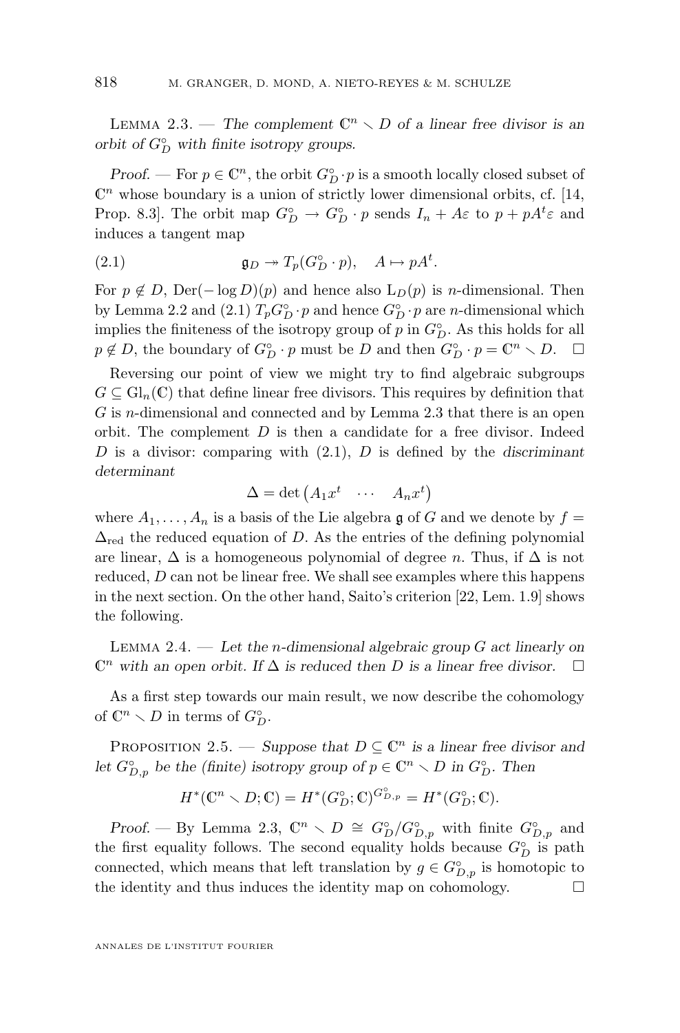Lemma 2.3. — *The complement $\mathbb{C}^n \smallsetminus D$ of a linear free divisor is an orbit of $G_D^\circ$ with finite isotropy groups.*

*Proof.* — For $p \in \mathbb{C}^n$, the orbit $G_D^\circ \cdot p$ is a smooth locally closed subset of $\mathbb{C}^n$ whose boundary is a union of strictly lower dimensional orbits, cf. [14, Prop. 8.3]. The orbit map $G_D^\circ \to G_D^\circ \cdot p$ sends $I_n + A\varepsilon$ to $p + pA^t\varepsilon$ and induces a tangent map

$$\mathfrak{g}_D \twoheadrightarrow T_p(G_D^\circ \cdot p), \quad A \mapsto pA^t. \tag{2.1}$$

For $p \notin D$, $\operatorname{Der}(-\log D)(p)$ and hence also $\mathrm{L}_D(p)$ is $n$-dimensional. Then by Lemma 2.2 and (2.1) $T_p G_D^\circ \cdot p$ and hence $G_D^\circ \cdot p$ are $n$-dimensional which implies the finiteness of the isotropy group of $p$ in $G_D^\circ$. As this holds for all $p \notin D$, the boundary of $G_D^\circ \cdot p$ must be $D$ and then $G_D^\circ \cdot p = \mathbb{C}^n \smallsetminus D$. $\square$

Reversing our point of view we might try to find algebraic subgroups $G \subseteq \mathrm{Gl}_n(\mathbb{C})$ that define linear free divisors. This requires by definition that $G$ is $n$-dimensional and connected and by Lemma 2.3 that there is an open orbit. The complement $D$ is then a candidate for a free divisor. Indeed $D$ is a divisor: comparing with (2.1), $D$ is defined by the *discriminant determinant*

$$\Delta = \det \begin{pmatrix} A_1 x^t & \cdots & A_n x^t \end{pmatrix}$$

where $A_1, \ldots, A_n$ is a basis of the Lie algebra $\mathfrak{g}$ of $G$ and we denote by $f = \Delta_{\mathrm{red}}$ the reduced equation of $D$. As the entries of the defining polynomial are linear, $\Delta$ is a homogeneous polynomial of degree $n$. Thus, if $\Delta$ is not reduced, $D$ can not be linear free. We shall see examples where this happens in the next section. On the other hand, Saito's criterion [22, Lem. 1.9] shows the following.

Lemma 2.4. — *Let the $n$-dimensional algebraic group $G$ act linearly on $\mathbb{C}^n$ with an open orbit. If $\Delta$ is reduced then $D$ is a linear free divisor.* $\square$

As a first step towards our main result, we now describe the cohomology of $\mathbb{C}^n \smallsetminus D$ in terms of $G_D^\circ$.

Proposition 2.5. — *Suppose that $D \subseteq \mathbb{C}^n$ is a linear free divisor and let $G_{D,p}^\circ$ be the (finite) isotropy group of $p \in \mathbb{C}^n \smallsetminus D$ in $G_D^\circ$. Then*

$$H^*(\mathbb{C}^n \smallsetminus D; \mathbb{C}) = H^*(G_D^\circ; \mathbb{C})^{G_{D,p}^\circ} = H^*(G_D^\circ; \mathbb{C}).$$

*Proof.* — By Lemma 2.3, $\mathbb{C}^n \smallsetminus D \cong G_D^\circ / G_{D,p}^\circ$ with finite $G_{D,p}^\circ$ and the first equality follows. The second equality holds because $G_D^\circ$ is path connected, which means that left translation by $g \in G_{D,p}^\circ$ is homotopic to the identity and thus induces the identity map on cohomology. $\square$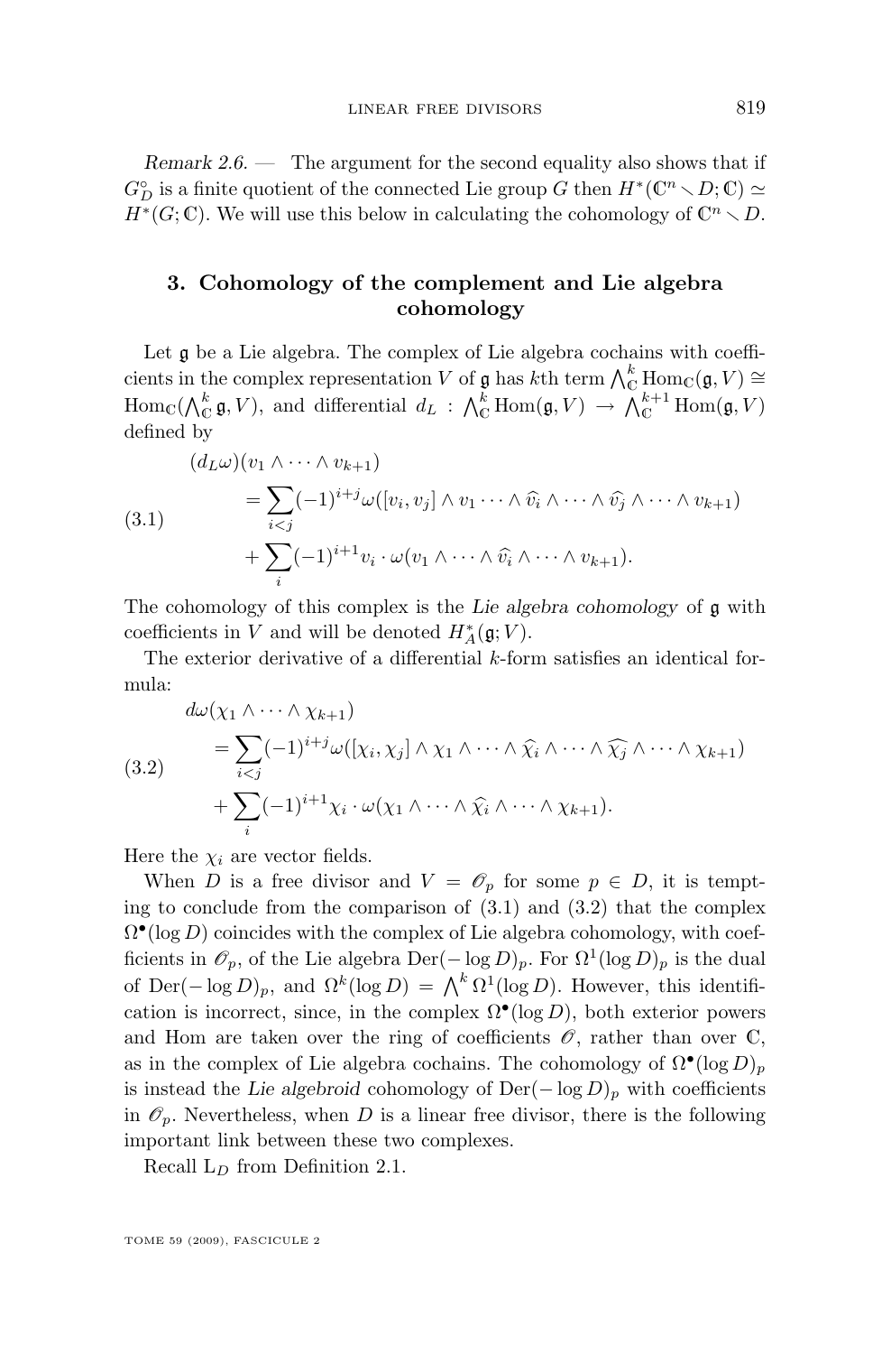*Remark 2.6.* — The argument for the second equality also shows that if $G_D^\circ$ is a finite quotient of the connected Lie group $G$ then $H^*(\mathbb{C}^n \setminus D; \mathbb{C}) \simeq H^*(G; \mathbb{C})$. We will use this below in calculating the cohomology of $\mathbb{C}^n \setminus D$.

## 3. Cohomology of the complement and Lie algebra cohomology

Let $\mathfrak{g}$ be a Lie algebra. The complex of Lie algebra cochains with coefficients in the complex representation $V$ of $\mathfrak{g}$ has $k$th term $\bigwedge_{\mathbb{C}}^k \operatorname{Hom}_{\mathbb{C}}(\mathfrak{g}, V) \cong \operatorname{Hom}_{\mathbb{C}}(\bigwedge_{\mathbb{C}}^k \mathfrak{g}, V)$, and differential $d_L : \bigwedge_{\mathbb{C}}^k \operatorname{Hom}(\mathfrak{g}, V) \to \bigwedge_{\mathbb{C}}^{k+1} \operatorname{Hom}(\mathfrak{g}, V)$ defined by

$$
\begin{aligned}
(d_L\omega)(v_1 \wedge \cdots \wedge v_{k+1}) \\
&= \sum_{i<j} (-1)^{i+j} \omega([v_i, v_j] \wedge v_1 \cdots \wedge \widehat{v_i} \wedge \cdots \wedge \widehat{v_j} \wedge \cdots \wedge v_{k+1}) \\
&\quad + \sum_i (-1)^{i+1} v_i \cdot \omega(v_1 \wedge \cdots \wedge \widehat{v_i} \wedge \cdots \wedge v_{k+1}).
\end{aligned}
\tag{3.1}
$$

The cohomology of this complex is the *Lie algebra cohomology* of $\mathfrak{g}$ with coefficients in $V$ and will be denoted $H_A^*(\mathfrak{g}; V)$.

The exterior derivative of a differential $k$-form satisfies an identical formula:

$$
\begin{aligned}
d\omega(\chi_1 \wedge \cdots \wedge \chi_{k+1}) \\
&= \sum_{i<j} (-1)^{i+j} \omega([\chi_i, \chi_j] \wedge \chi_1 \wedge \cdots \wedge \widehat{\chi_i} \wedge \cdots \wedge \widehat{\chi_j} \wedge \cdots \wedge \chi_{k+1}) \\
&\quad + \sum_i (-1)^{i+1} \chi_i \cdot \omega(\chi_1 \wedge \cdots \wedge \widehat{\chi_i} \wedge \cdots \wedge \chi_{k+1}).
\end{aligned}
\tag{3.2}
$$

Here the $\chi_i$ are vector fields.

When $D$ is a free divisor and $V = \mathscr{O}_p$ for some $p \in D$, it is tempting to conclude from the comparison of (3.1) and (3.2) that the complex $\Omega^\bullet(\log D)$ coincides with the complex of Lie algebra cohomology, with coefficients in $\mathscr{O}_p$, of the Lie algebra $\operatorname{Der}(-\log D)_p$. For $\Omega^1(\log D)_p$ is the dual of $\operatorname{Der}(-\log D)_p$, and $\Omega^k(\log D) = \bigwedge^k \Omega^1(\log D)$. However, this identification is incorrect, since, in the complex $\Omega^\bullet(\log D)$, both exterior powers and Hom are taken over the ring of coefficients $\mathscr{O}$, rather than over $\mathbb{C}$, as in the complex of Lie algebra cochains. The cohomology of $\Omega^\bullet(\log D)_p$ is instead the *Lie algebroid* cohomology of $\operatorname{Der}(-\log D)_p$ with coefficients in $\mathscr{O}_p$. Nevertheless, when $D$ is a linear free divisor, there is the following important link between these two complexes.

Recall $\mathrm{L}_D$ from Definition 2.1.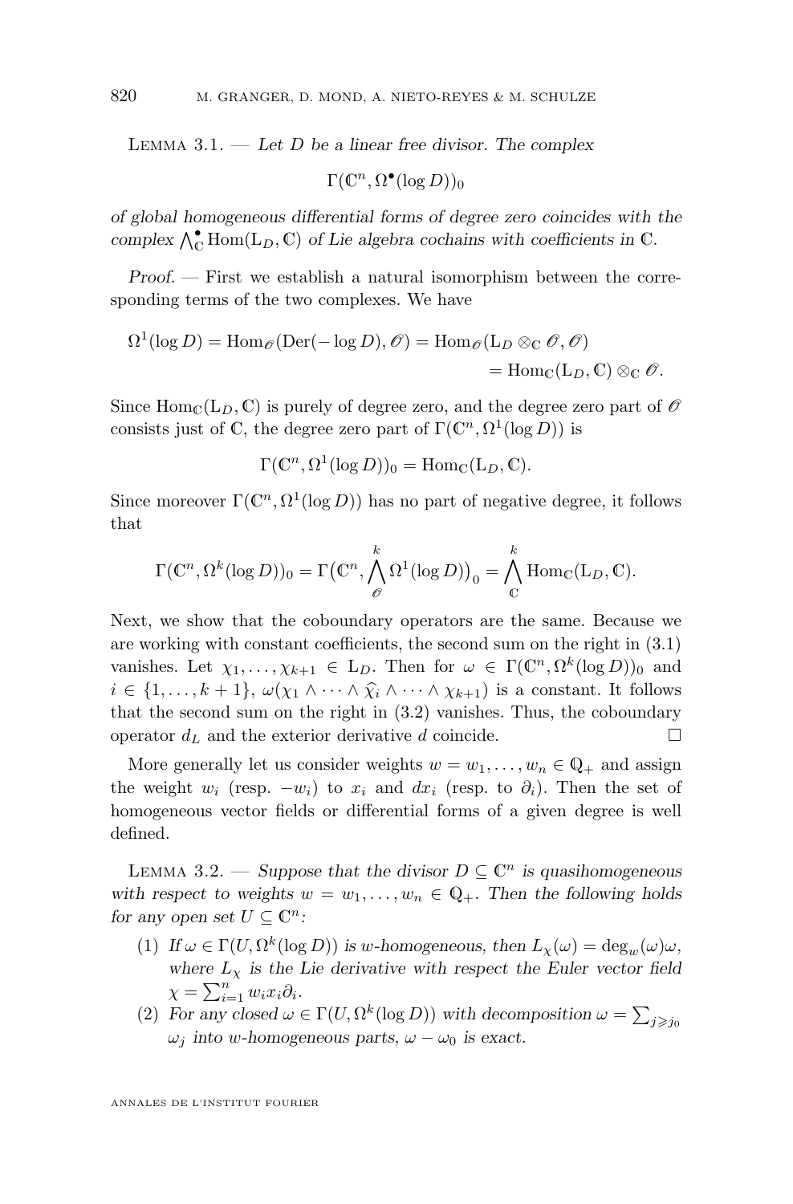Lemma 3.1. — *Let $D$ be a linear free divisor. The complex*

$$\Gamma(\mathbb{C}^n, \Omega^\bullet(\log D))_0$$

*of global homogeneous differential forms of degree zero coincides with the complex $\bigwedge^\bullet_{\mathbb{C}} \operatorname{Hom}(\mathrm{L}_D, \mathbb{C})$ of Lie algebra cochains with coefficients in $\mathbb{C}$.*

*Proof.* — First we establish a natural isomorphism between the corresponding terms of the two complexes. We have

$$\begin{aligned}\Omega^1(\log D) = \operatorname{Hom}_{\mathscr{O}}(\operatorname{Der}(-\log D), \mathscr{O}) &= \operatorname{Hom}_{\mathscr{O}}(\mathrm{L}_D \otimes_{\mathbb{C}} \mathscr{O}, \mathscr{O}) \\ &= \operatorname{Hom}_{\mathbb{C}}(\mathrm{L}_D, \mathbb{C}) \otimes_{\mathbb{C}} \mathscr{O}.\end{aligned}$$

Since $\operatorname{Hom}_{\mathbb{C}}(\mathrm{L}_D, \mathbb{C})$ is purely of degree zero, and the degree zero part of $\mathscr{O}$ consists just of $\mathbb{C}$, the degree zero part of $\Gamma(\mathbb{C}^n, \Omega^1(\log D))$ is

$$\Gamma(\mathbb{C}^n, \Omega^1(\log D))_0 = \operatorname{Hom}_{\mathbb{C}}(\mathrm{L}_D, \mathbb{C}).$$

Since moreover $\Gamma(\mathbb{C}^n, \Omega^1(\log D))$ has no part of negative degree, it follows that

$$\Gamma(\mathbb{C}^n, \Omega^k(\log D))_0 = \Gamma\big(\mathbb{C}^n, \bigwedge^k_{\mathscr{O}} \Omega^1(\log D)\big)_0 = \bigwedge^k_{\mathbb{C}} \operatorname{Hom}_{\mathbb{C}}(\mathrm{L}_D, \mathbb{C}).$$

Next, we show that the coboundary operators are the same. Because we are working with constant coefficients, the second sum on the right in (3.1) vanishes. Let $\chi_1, \dots, \chi_{k+1} \in \mathrm{L}_D$. Then for $\omega \in \Gamma(\mathbb{C}^n, \Omega^k(\log D))_0$ and $i \in \{1, \dots, k+1\}$, $\omega(\chi_1 \wedge \cdots \wedge \widehat{\chi}_i \wedge \cdots \wedge \chi_{k+1})$ is a constant. It follows that the second sum on the right in (3.2) vanishes. Thus, the coboundary operator $d_L$ and the exterior derivative $d$ coincide. $\square$

More generally let us consider weights $w = w_1, \dots, w_n \in \mathbb{Q}_+$ and assign the weight $w_i$ (resp. $-w_i$) to $x_i$ and $dx_i$ (resp. to $\partial_i$). Then the set of homogeneous vector fields or differential forms of a given degree is well defined.

Lemma 3.2. — *Suppose that the divisor $D \subseteq \mathbb{C}^n$ is quasihomogeneous with respect to weights $w = w_1, \dots, w_n \in \mathbb{Q}_+$. Then the following holds for any open set $U \subseteq \mathbb{C}^n$:*

1. *If $\omega \in \Gamma(U, \Omega^k(\log D))$ is $w$-homogeneous, then $L_\chi(\omega) = \deg_w(\omega)\omega$, where $L_\chi$ is the Lie derivative with respect the Euler vector field $\chi = \sum_{i=1}^n w_i x_i \partial_i$.*
2. *For any closed $\omega \in \Gamma(U, \Omega^k(\log D))$ with decomposition $\omega = \sum_{j \geqslant j_0} \omega_j$ into $w$-homogeneous parts, $\omega - \omega_0$ is exact.*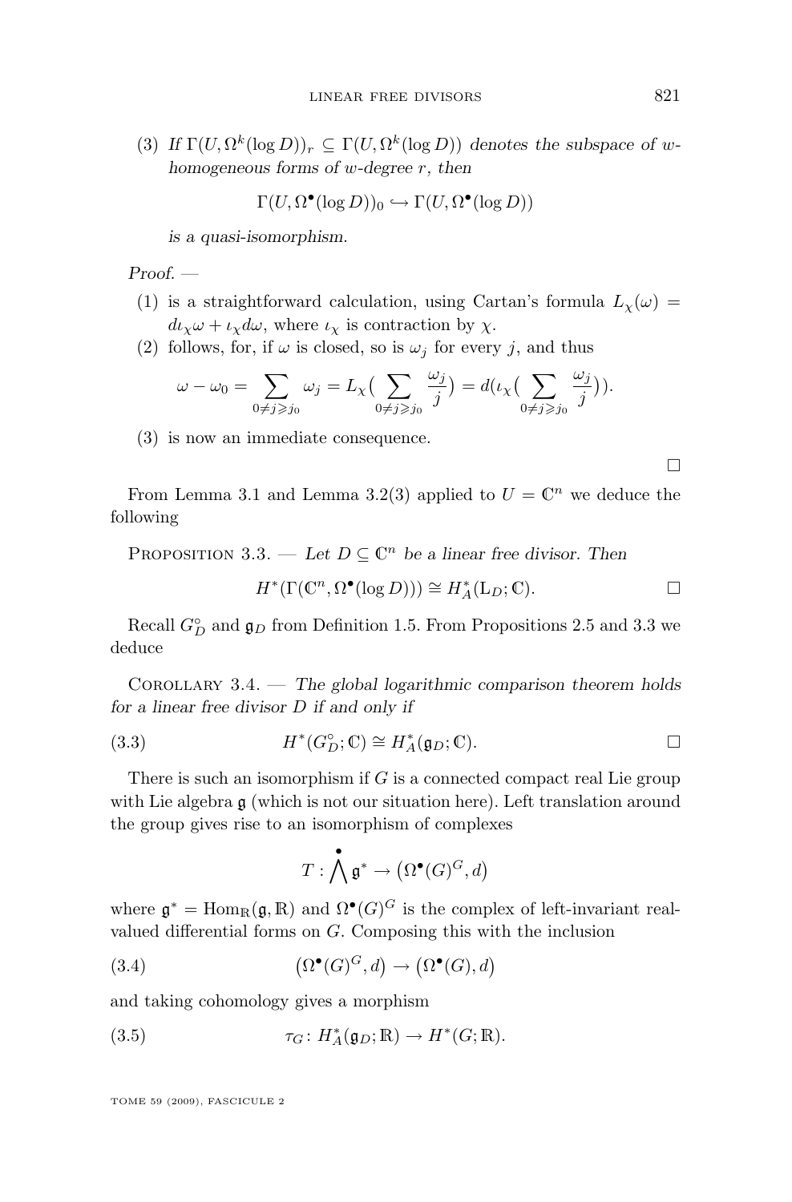(3) *If $\Gamma(U, \Omega^k(\log D))_r \subseteq \Gamma(U, \Omega^k(\log D))$ denotes the subspace of $w$-homogeneous forms of $w$-degree $r$, then*

$$\Gamma(U, \Omega^\bullet(\log D))_0 \hookrightarrow \Gamma(U, \Omega^\bullet(\log D))$$

*is a quasi-isomorphism.*

*Proof.* —

(1) is a straightforward calculation, using Cartan's formula $L_\chi(\omega) = d\iota_\chi\omega + \iota_\chi d\omega$, where $\iota_\chi$ is contraction by $\chi$.

(2) follows, for, if $\omega$ is closed, so is $\omega_j$ for every $j$, and thus

$$\omega - \omega_0 = \sum_{0 \neq j \geqslant j_0} \omega_j = L_\chi\Big(\sum_{0 \neq j \geqslant j_0} \frac{\omega_j}{j}\Big) = d\Big(\iota_\chi\Big(\sum_{0 \neq j \geqslant j_0} \frac{\omega_j}{j}\Big)\Big).$$

(3) is now an immediate consequence. □

From Lemma 3.1 and Lemma 3.2(3) applied to $U = \mathbb{C}^n$ we deduce the following

Proposition 3.3. — *Let $D \subseteq \mathbb{C}^n$ be a linear free divisor. Then*

$$H^*(\Gamma(\mathbb{C}^n, \Omega^\bullet(\log D))) \cong H^*_A(\mathrm{L}_D; \mathbb{C}).$$ □

Recall $G_D^\circ$ and $\mathfrak{g}_D$ from Definition 1.5. From Propositions 2.5 and 3.3 we deduce

Corollary 3.4. — *The global logarithmic comparison theorem holds for a linear free divisor $D$ if and only if*

$$H^*(G_D^\circ; \mathbb{C}) \cong H^*_A(\mathfrak{g}_D; \mathbb{C}). \tag{3.3}$$ □

There is such an isomorphism if $G$ is a connected compact real Lie group with Lie algebra $\mathfrak{g}$ (which is not our situation here). Left translation around the group gives rise to an isomorphism of complexes

$$T : \bigwedge^\bullet \mathfrak{g}^* \to \big(\Omega^\bullet(G)^G, d\big)$$

where $\mathfrak{g}^* = \mathrm{Hom}_\mathbb{R}(\mathfrak{g}, \mathbb{R})$ and $\Omega^\bullet(G)^G$ is the complex of left-invariant real-valued differential forms on $G$. Composing this with the inclusion

$$\big(\Omega^\bullet(G)^G, d\big) \to \big(\Omega^\bullet(G), d\big) \tag{3.4}$$

and taking cohomology gives a morphism

$$\tau_G \colon H^*_A(\mathfrak{g}_D; \mathbb{R}) \to H^*(G; \mathbb{R}). \tag{3.5}$$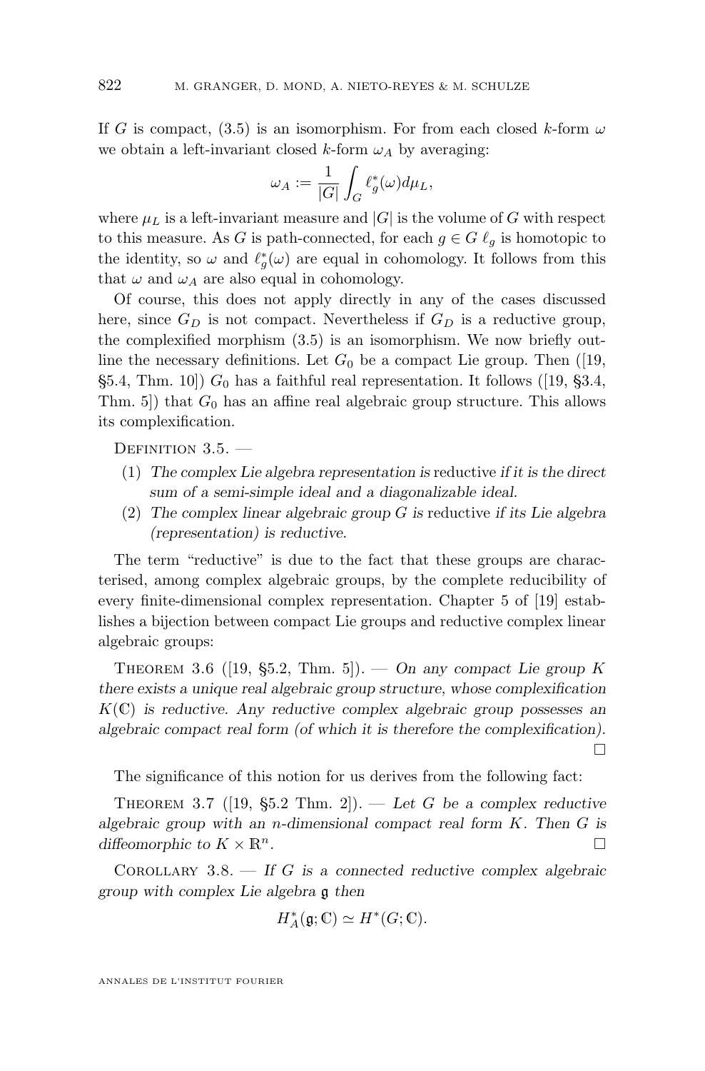If $G$ is compact, (3.5) is an isomorphism. For from each closed $k$-form $\omega$ we obtain a left-invariant closed $k$-form $\omega_A$ by averaging:

$$\omega_A := \frac{1}{|G|}\int_G \ell_g^*(\omega)d\mu_L,$$

where $\mu_L$ is a left-invariant measure and $|G|$ is the volume of $G$ with respect to this measure. As $G$ is path-connected, for each $g \in G$ $\ell_g$ is homotopic to the identity, so $\omega$ and $\ell_g^*(\omega)$ are equal in cohomology. It follows from this that $\omega$ and $\omega_A$ are also equal in cohomology.

Of course, this does not apply directly in any of the cases discussed here, since $G_D$ is not compact. Nevertheless if $G_D$ is a reductive group, the complexified morphism (3.5) is an isomorphism. We now briefly outline the necessary definitions. Let $G_0$ be a compact Lie group. Then ([19, §5.4, Thm. 10]) $G_0$ has a faithful real representation. It follows ([19, §3.4, Thm. 5]) that $G_0$ has an affine real algebraic group structure. This allows its complexification.

Definition 3.5. —

1. *The complex Lie algebra representation is* reductive *if it is the direct sum of a semi-simple ideal and a diagonalizable ideal.*
2. *The complex linear algebraic group $G$ is* reductive *if its Lie algebra (representation) is reductive.*

The term "reductive" is due to the fact that these groups are characterised, among complex algebraic groups, by the complete reducibility of every finite-dimensional complex representation. Chapter 5 of [19] establishes a bijection between compact Lie groups and reductive complex linear algebraic groups:

Theorem 3.6 ([19, §5.2, Thm. 5]). — *On any compact Lie group $K$ there exists a unique real algebraic group structure, whose complexification $K(\mathbb{C})$ is reductive. Any reductive complex algebraic group possesses an algebraic compact real form (of which it is therefore the complexification).* □

The significance of this notion for us derives from the following fact:

Theorem 3.7 ([19, §5.2 Thm. 2]). — *Let $G$ be a complex reductive algebraic group with an $n$-dimensional compact real form $K$. Then $G$ is diffeomorphic to $K \times \mathbb{R}^n$.* □

Corollary 3.8. — *If $G$ is a connected reductive complex algebraic group with complex Lie algebra $\mathfrak{g}$ then*

$$H_A^*(\mathfrak{g};\mathbb{C}) \simeq H^*(G;\mathbb{C}).$$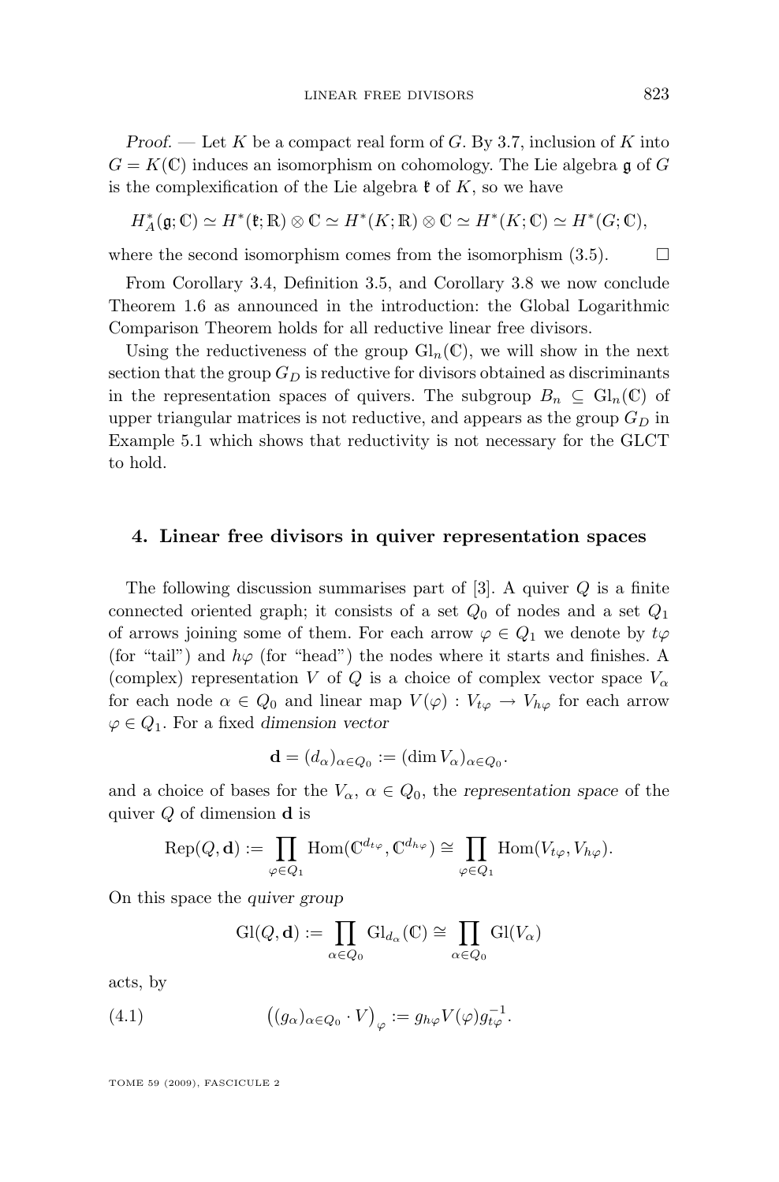*Proof.* — Let $K$ be a compact real form of $G$. By 3.7, inclusion of $K$ into $G = K(\mathbb{C})$ induces an isomorphism on cohomology. The Lie algebra $\mathfrak{g}$ of $G$ is the complexification of the Lie algebra $\mathfrak{k}$ of $K$, so we have

$$H^*_A(\mathfrak{g}; \mathbb{C}) \simeq H^*(\mathfrak{k}; \mathbb{R}) \otimes \mathbb{C} \simeq H^*(K; \mathbb{R}) \otimes \mathbb{C} \simeq H^*(K; \mathbb{C}) \simeq H^*(G; \mathbb{C}),$$

where the second isomorphism comes from the isomorphism (3.5). $\square$

From Corollary 3.4, Definition 3.5, and Corollary 3.8 we now conclude Theorem 1.6 as announced in the introduction: the Global Logarithmic Comparison Theorem holds for all reductive linear free divisors.

Using the reductiveness of the group $\mathrm{Gl}_n(\mathbb{C})$, we will show in the next section that the group $G_D$ is reductive for divisors obtained as discriminants in the representation spaces of quivers. The subgroup $B_n \subseteq \mathrm{Gl}_n(\mathbb{C})$ of upper triangular matrices is not reductive, and appears as the group $G_D$ in Example 5.1 which shows that reductivity is not necessary for the GLCT to hold.

## 4. Linear free divisors in quiver representation spaces

The following discussion summarises part of [3]. A quiver $Q$ is a finite connected oriented graph; it consists of a set $Q_0$ of nodes and a set $Q_1$ of arrows joining some of them. For each arrow $\varphi \in Q_1$ we denote by $t\varphi$ (for "tail") and $h\varphi$ (for "head") the nodes where it starts and finishes. A (complex) representation $V$ of $Q$ is a choice of complex vector space $V_\alpha$ for each node $\alpha \in Q_0$ and linear map $V(\varphi) : V_{t\varphi} \to V_{h\varphi}$ for each arrow $\varphi \in Q_1$. For a fixed *dimension vector*

$$\mathbf{d} = (d_\alpha)_{\alpha \in Q_0} := (\dim V_\alpha)_{\alpha \in Q_0}.$$

and a choice of bases for the $V_\alpha$, $\alpha \in Q_0$, the *representation space* of the quiver $Q$ of dimension $\mathbf{d}$ is

$$\mathrm{Rep}(Q, \mathbf{d}) := \prod_{\varphi \in Q_1} \mathrm{Hom}(\mathbb{C}^{d_{t\varphi}}, \mathbb{C}^{d_{h\varphi}}) \cong \prod_{\varphi \in Q_1} \mathrm{Hom}(V_{t\varphi}, V_{h\varphi}).$$

On this space the *quiver group*

$$\mathrm{Gl}(Q, \mathbf{d}) := \prod_{\alpha \in Q_0} \mathrm{Gl}_{d_\alpha}(\mathbb{C}) \cong \prod_{\alpha \in Q_0} \mathrm{Gl}(V_\alpha)$$

acts, by

$$\big((g_\alpha)_{\alpha \in Q_0} \cdot V\big)_\varphi := g_{h\varphi} V(\varphi) g_{t\varphi}^{-1}. \tag{4.1}$$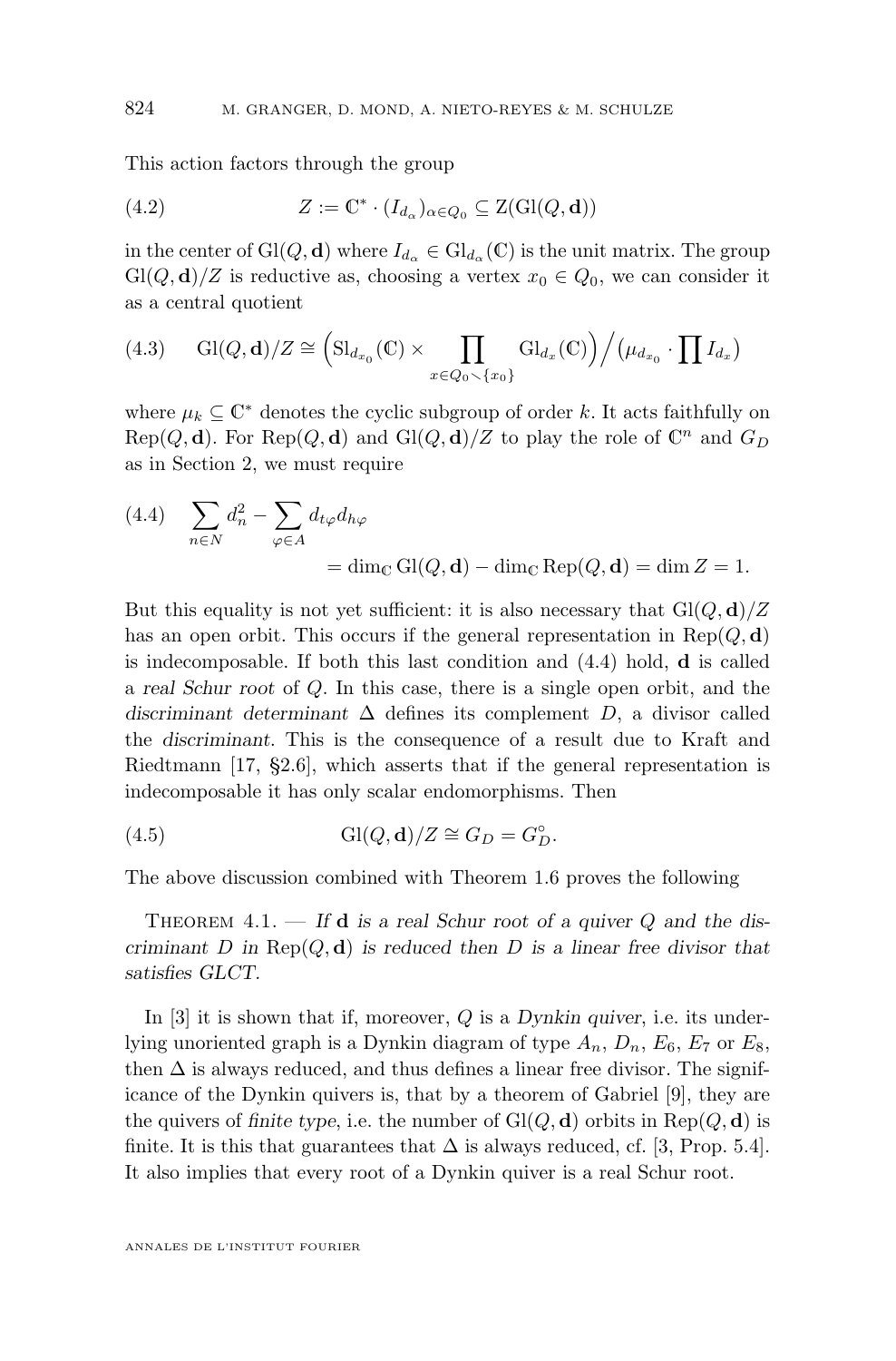This action factors through the group

$$Z := \mathbb{C}^* \cdot (I_{d_\alpha})_{\alpha \in Q_0} \subseteq \mathrm{Z}(\mathrm{Gl}(Q, \mathbf{d})) \tag{4.2}$$

in the center of $\mathrm{Gl}(Q, \mathbf{d})$ where $I_{d_\alpha} \in \mathrm{Gl}_{d_\alpha}(\mathbb{C})$ is the unit matrix. The group $\mathrm{Gl}(Q, \mathbf{d})/Z$ is reductive as, choosing a vertex $x_0 \in Q_0$, we can consider it as a central quotient

$$\mathrm{Gl}(Q, \mathbf{d})/Z \cong \Big(\mathrm{Sl}_{d_{x_0}}(\mathbb{C}) \times \prod_{x \in Q_0 \smallsetminus \{x_0\}} \mathrm{Gl}_{d_x}(\mathbb{C})\Big) \Big/ \big(\mu_{d_{x_0}} \cdot \prod I_{d_x}\big) \tag{4.3}$$

where $\mu_k \subseteq \mathbb{C}^*$ denotes the cyclic subgroup of order $k$. It acts faithfully on $\mathrm{Rep}(Q, \mathbf{d})$. For $\mathrm{Rep}(Q, \mathbf{d})$ and $\mathrm{Gl}(Q, \mathbf{d})/Z$ to play the role of $\mathbb{C}^n$ and $G_D$ as in Section 2, we must require

$$\begin{aligned} \sum_{n \in N} d_n^2 - \sum_{\varphi \in A} d_{t\varphi} d_{h\varphi} \\ = \dim_{\mathbb{C}} \mathrm{Gl}(Q, \mathbf{d}) - \dim_{\mathbb{C}} \mathrm{Rep}(Q, \mathbf{d}) = \dim Z = 1. \end{aligned} \tag{4.4}$$

But this equality is not yet sufficient: it is also necessary that $\mathrm{Gl}(Q, \mathbf{d})/Z$ has an open orbit. This occurs if the general representation in $\mathrm{Rep}(Q, \mathbf{d})$ is indecomposable. If both this last condition and (4.4) hold, $\mathbf{d}$ is called a *real Schur root* of $Q$. In this case, there is a single open orbit, and the *discriminant determinant* $\Delta$ defines its complement $D$, a divisor called the *discriminant*. This is the consequence of a result due to Kraft and Riedtmann [17, §2.6], which asserts that if the general representation is indecomposable it has only scalar endomorphisms. Then

$$\mathrm{Gl}(Q, \mathbf{d})/Z \cong G_D = G_D^\circ. \tag{4.5}$$

The above discussion combined with Theorem 1.6 proves the following

Theorem 4.1. — *If $\mathbf{d}$ is a real Schur root of a quiver $Q$ and the discriminant $D$ in $\mathrm{Rep}(Q, \mathbf{d})$ is reduced then $D$ is a linear free divisor that satisfies GLCT.*

In [3] it is shown that if, moreover, $Q$ is a *Dynkin quiver*, i.e. its underlying unoriented graph is a Dynkin diagram of type $A_n$, $D_n$, $E_6$, $E_7$ or $E_8$, then $\Delta$ is always reduced, and thus defines a linear free divisor. The significance of the Dynkin quivers is, that by a theorem of Gabriel [9], they are the quivers of *finite type*, i.e. the number of $\mathrm{Gl}(Q, \mathbf{d})$ orbits in $\mathrm{Rep}(Q, \mathbf{d})$ is finite. It is this that guarantees that $\Delta$ is always reduced, cf. [3, Prop. 5.4]. It also implies that every root of a Dynkin quiver is a real Schur root.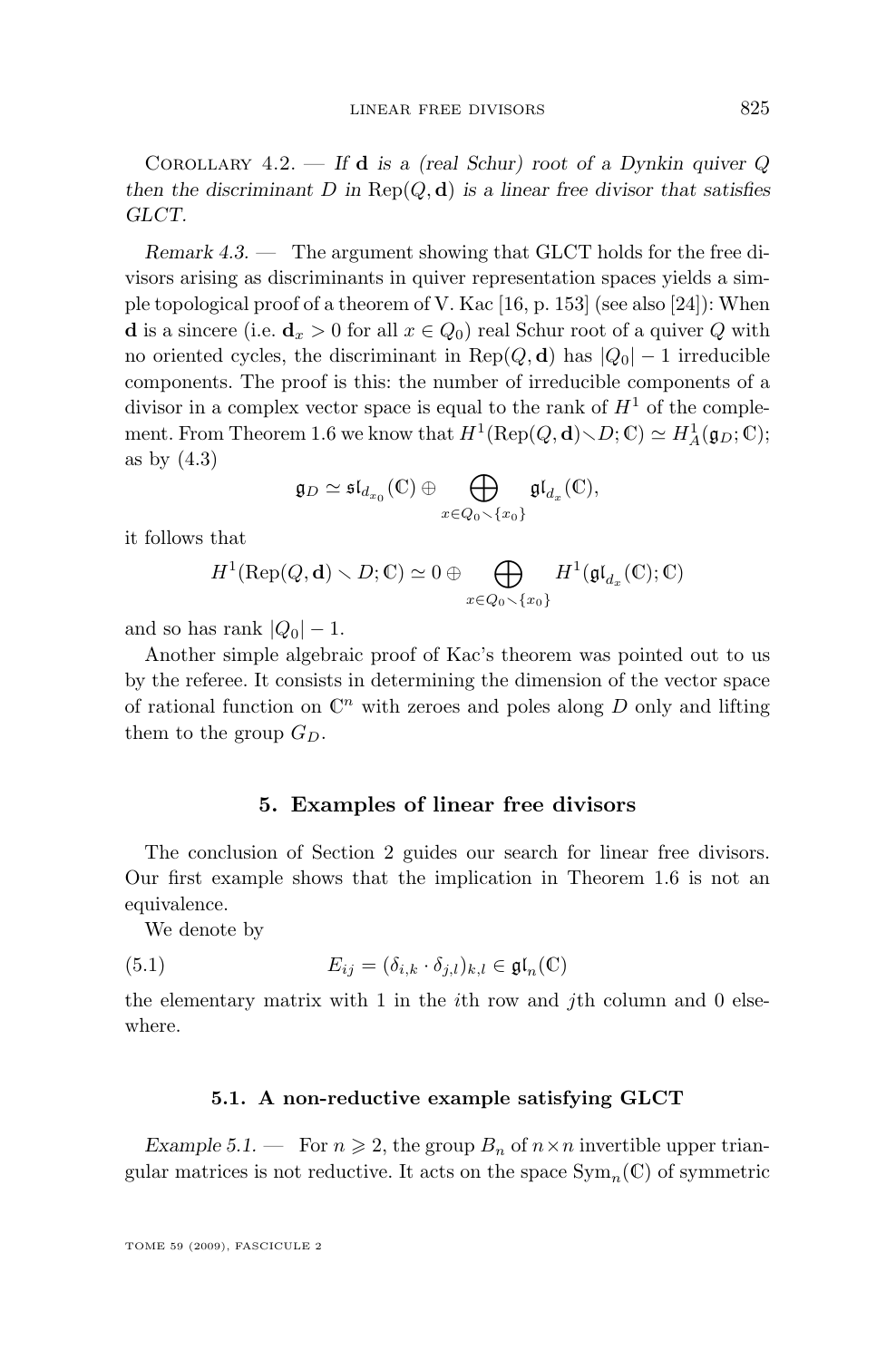Corollary 4.2. — *If* $\mathbf{d}$ *is a (real Schur) root of a Dynkin quiver* $Q$ *then the discriminant* $D$ *in* $\operatorname{Rep}(Q, \mathbf{d})$ *is a linear free divisor that satisfies GLCT.*

*Remark 4.3.* — The argument showing that GLCT holds for the free divisors arising as discriminants in quiver representation spaces yields a simple topological proof of a theorem of V. Kac [16, p. 153] (see also [24]): When $\mathbf{d}$ is a sincere (i.e. $\mathbf{d}_x > 0$ for all $x \in Q_0$) real Schur root of a quiver $Q$ with no oriented cycles, the discriminant in $\operatorname{Rep}(Q, \mathbf{d})$ has $|Q_0| - 1$ irreducible components. The proof is this: the number of irreducible components of a divisor in a complex vector space is equal to the rank of $H^1$ of the complement. From Theorem 1.6 we know that $H^1(\operatorname{Rep}(Q, \mathbf{d}) \smallsetminus D; \mathbb{C}) \simeq H^1_A(\mathfrak{g}_D; \mathbb{C})$; as by (4.3)

$$\mathfrak{g}_D \simeq \mathfrak{sl}_{d_{x_0}}(\mathbb{C}) \oplus \bigoplus_{x \in Q_0 \smallsetminus \{x_0\}} \mathfrak{gl}_{d_x}(\mathbb{C}),$$

it follows that

$$H^1(\operatorname{Rep}(Q, \mathbf{d}) \smallsetminus D; \mathbb{C}) \simeq 0 \oplus \bigoplus_{x \in Q_0 \smallsetminus \{x_0\}} H^1(\mathfrak{gl}_{d_x}(\mathbb{C}); \mathbb{C})$$

and so has rank $|Q_0| - 1$.

Another simple algebraic proof of Kac's theorem was pointed out to us by the referee. It consists in determining the dimension of the vector space of rational function on $\mathbb{C}^n$ with zeroes and poles along $D$ only and lifting them to the group $G_D$.

## 5. Examples of linear free divisors

The conclusion of Section 2 guides our search for linear free divisors. Our first example shows that the implication in Theorem 1.6 is not an equivalence.

We denote by

$$E_{ij} = (\delta_{i,k} \cdot \delta_{j,l})_{k,l} \in \mathfrak{gl}_n(\mathbb{C}) \tag{5.1}$$

the elementary matrix with 1 in the $i$th row and $j$th column and 0 elsewhere.

### 5.1. A non-reductive example satisfying GLCT

*Example 5.1.* — For $n \geqslant 2$, the group $B_n$ of $n \times n$ invertible upper triangular matrices is not reductive. It acts on the space $\operatorname{Sym}_n(\mathbb{C})$ of symmetric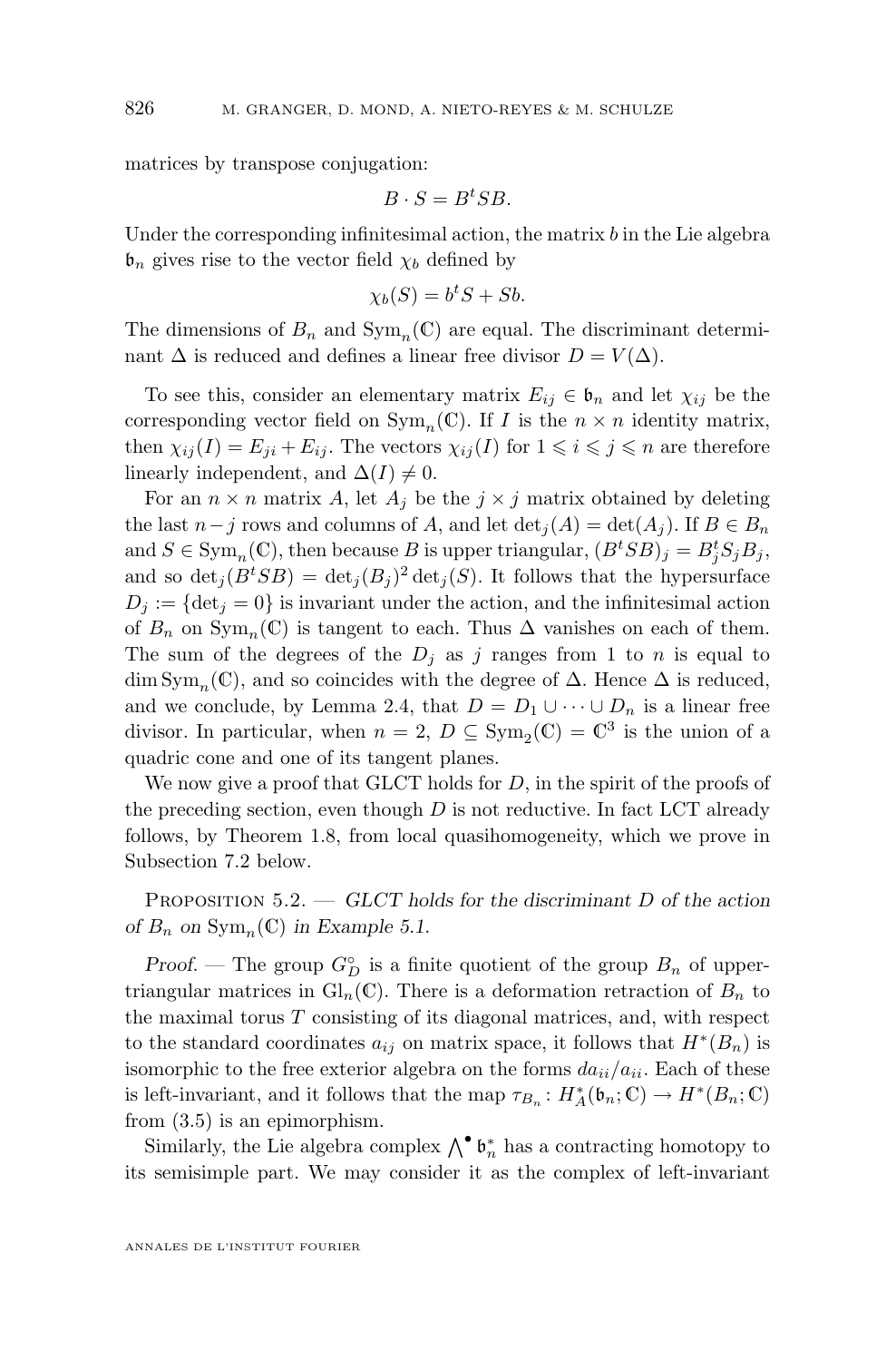matrices by transpose conjugation:

$$B \cdot S = B^t S B.$$

Under the corresponding infinitesimal action, the matrix $b$ in the Lie algebra $\mathfrak{b}_n$ gives rise to the vector field $\chi_b$ defined by

$$\chi_b(S) = b^t S + Sb.$$

The dimensions of $B_n$ and $\mathrm{Sym}_n(\mathbb{C})$ are equal. The discriminant determinant $\Delta$ is reduced and defines a linear free divisor $D = V(\Delta)$.

To see this, consider an elementary matrix $E_{ij} \in \mathfrak{b}_n$ and let $\chi_{ij}$ be the corresponding vector field on $\mathrm{Sym}_n(\mathbb{C})$. If $I$ is the $n \times n$ identity matrix, then $\chi_{ij}(I) = E_{ji} + E_{ij}$. The vectors $\chi_{ij}(I)$ for $1 \leqslant i \leqslant j \leqslant n$ are therefore linearly independent, and $\Delta(I) \neq 0$.

For an $n \times n$ matrix $A$, let $A_j$ be the $j \times j$ matrix obtained by deleting the last $n-j$ rows and columns of $A$, and let $\det_j(A) = \det(A_j)$. If $B \in B_n$ and $S \in \mathrm{Sym}_n(\mathbb{C})$, then because $B$ is upper triangular, $(B^t S B)_j = B_j^t S_j B_j$, and so $\det_j(B^t S B) = \det_j(B_j)^2 \det_j(S)$. It follows that the hypersurface $D_j := \{\det_j = 0\}$ is invariant under the action, and the infinitesimal action of $B_n$ on $\mathrm{Sym}_n(\mathbb{C})$ is tangent to each. Thus $\Delta$ vanishes on each of them. The sum of the degrees of the $D_j$ as $j$ ranges from 1 to $n$ is equal to $\dim \mathrm{Sym}_n(\mathbb{C})$, and so coincides with the degree of $\Delta$. Hence $\Delta$ is reduced, and we conclude, by Lemma 2.4, that $D = D_1 \cup \cdots \cup D_n$ is a linear free divisor. In particular, when $n = 2$, $D \subseteq \mathrm{Sym}_2(\mathbb{C}) = \mathbb{C}^3$ is the union of a quadric cone and one of its tangent planes.

We now give a proof that GLCT holds for $D$, in the spirit of the proofs of the preceding section, even though $D$ is not reductive. In fact LCT already follows, by Theorem 1.8, from local quasihomogeneity, which we prove in Subsection 7.2 below.

Proposition 5.2. — *GLCT holds for the discriminant $D$ of the action of $B_n$ on $\mathrm{Sym}_n(\mathbb{C})$ in Example 5.1.*

*Proof.* — The group $G_D^\circ$ is a finite quotient of the group $B_n$ of upper-triangular matrices in $\mathrm{Gl}_n(\mathbb{C})$. There is a deformation retraction of $B_n$ to the maximal torus $T$ consisting of its diagonal matrices, and, with respect to the standard coordinates $a_{ij}$ on matrix space, it follows that $H^*(B_n)$ is isomorphic to the free exterior algebra on the forms $da_{ii}/a_{ii}$. Each of these is left-invariant, and it follows that the map $\tau_{B_n} \colon H_A^*(\mathfrak{b}_n; \mathbb{C}) \to H^*(B_n; \mathbb{C})$ from (3.5) is an epimorphism.

Similarly, the Lie algebra complex $\bigwedge^\bullet \mathfrak{b}_n^*$ has a contracting homotopy to its semisimple part. We may consider it as the complex of left-invariant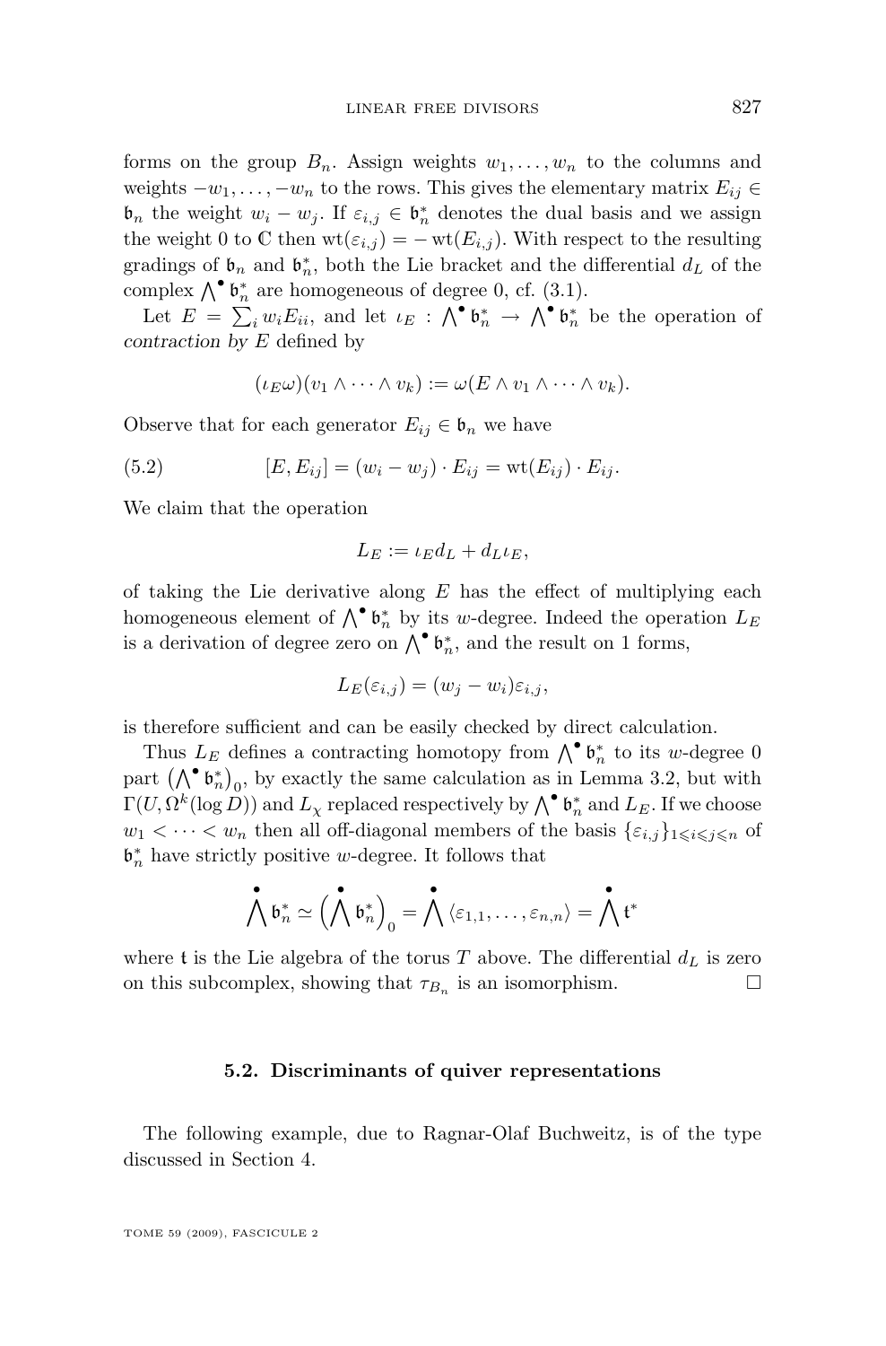forms on the group $B_n$. Assign weights $w_1, \dots, w_n$ to the columns and weights $-w_1, \dots, -w_n$ to the rows. This gives the elementary matrix $E_{ij} \in \mathfrak{b}_n$ the weight $w_i - w_j$. If $\varepsilon_{i,j} \in \mathfrak{b}_n^*$ denotes the dual basis and we assign the weight 0 to $\mathbb{C}$ then $\mathrm{wt}(\varepsilon_{i,j}) = -\mathrm{wt}(E_{i,j})$. With respect to the resulting gradings of $\mathfrak{b}_n$ and $\mathfrak{b}_n^*$, both the Lie bracket and the differential $d_L$ of the complex $\bigwedge^\bullet \mathfrak{b}_n^*$ are homogeneous of degree 0, cf. (3.1).

Let $E = \sum_i w_i E_{ii}$, and let $\iota_E : \bigwedge^\bullet \mathfrak{b}_n^* \to \bigwedge^\bullet \mathfrak{b}_n^*$ be the operation of *contraction by* $E$ defined by

$$(\iota_E \omega)(v_1 \wedge \dots \wedge v_k) := \omega(E \wedge v_1 \wedge \dots \wedge v_k).$$

Observe that for each generator $E_{ij} \in \mathfrak{b}_n$ we have

$$[E, E_{ij}] = (w_i - w_j) \cdot E_{ij} = \mathrm{wt}(E_{ij}) \cdot E_{ij}. \tag{5.2}$$

We claim that the operation

$$L_E := \iota_E d_L + d_L \iota_E,$$

of taking the Lie derivative along $E$ has the effect of multiplying each homogeneous element of $\bigwedge^\bullet \mathfrak{b}_n^*$ by its $w$-degree. Indeed the operation $L_E$ is a derivation of degree zero on $\bigwedge^\bullet \mathfrak{b}_n^*$, and the result on 1 forms,

$$L_E(\varepsilon_{i,j}) = (w_j - w_i)\varepsilon_{i,j},$$

is therefore sufficient and can be easily checked by direct calculation.

Thus $L_E$ defines a contracting homotopy from $\bigwedge^\bullet \mathfrak{b}_n^*$ to its $w$-degree 0 part $\left(\bigwedge^\bullet \mathfrak{b}_n^*\right)_0$, by exactly the same calculation as in Lemma 3.2, but with $\Gamma(U, \Omega^k(\log D))$ and $L_\chi$ replaced respectively by $\bigwedge^\bullet \mathfrak{b}_n^*$ and $L_E$. If we choose $w_1 < \dots < w_n$ then all off-diagonal members of the basis $\{\varepsilon_{i,j}\}_{1 \leqslant i \leqslant j \leqslant n}$ of $\mathfrak{b}_n^*$ have strictly positive $w$-degree. It follows that

$$\bigwedge^\bullet \mathfrak{b}_n^* \simeq \Big(\bigwedge^\bullet \mathfrak{b}_n^*\Big)_0 = \bigwedge^\bullet \langle \varepsilon_{1,1}, \dots, \varepsilon_{n,n} \rangle = \bigwedge^\bullet \mathfrak{t}^*$$

where $\mathfrak{t}$ is the Lie algebra of the torus $T$ above. The differential $d_L$ is zero on this subcomplex, showing that $\tau_{B_n}$ is an isomorphism. □

### 5.2. Discriminants of quiver representations

The following example, due to Ragnar-Olaf Buchweitz, is of the type discussed in Section 4.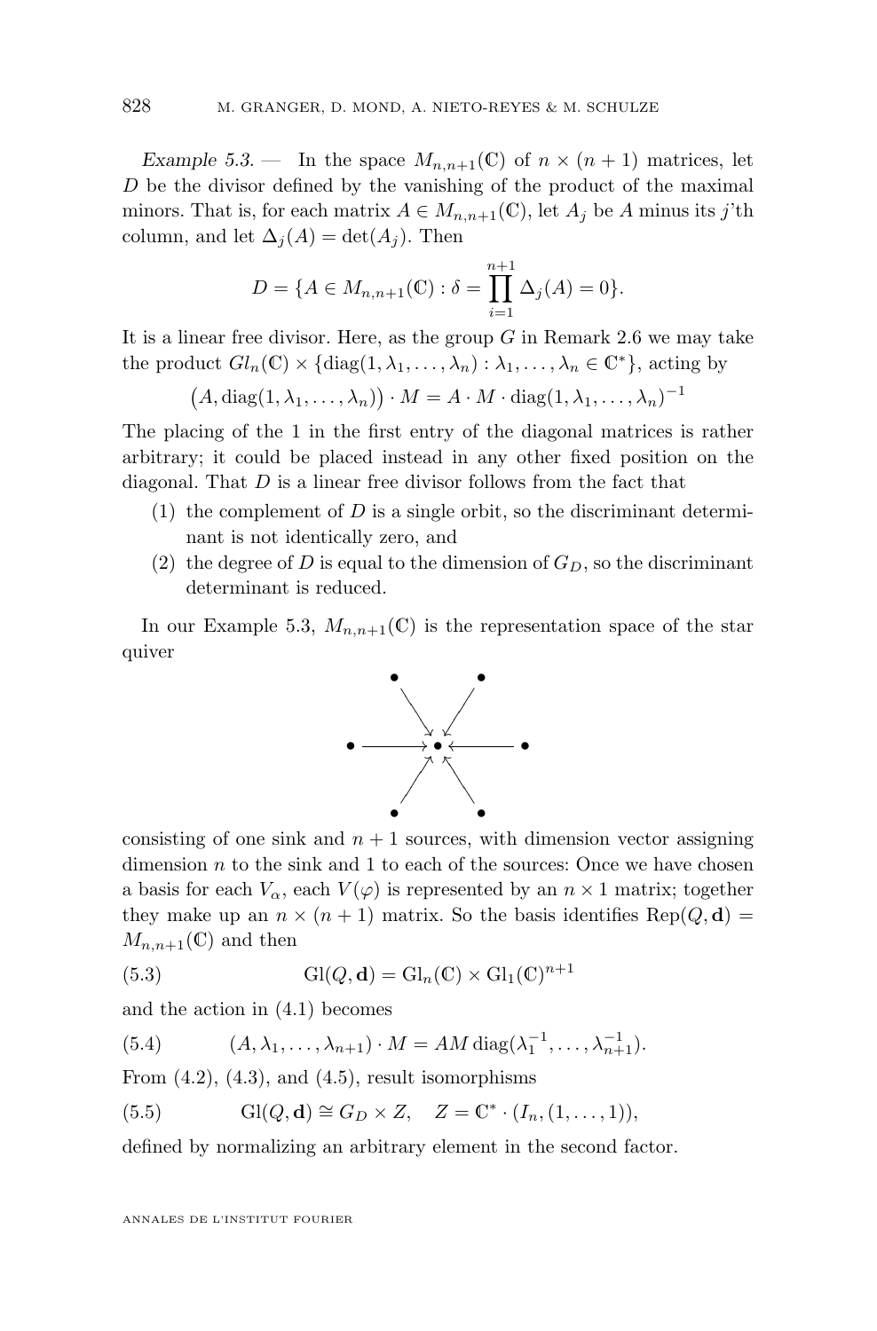*Example 5.3.* — In the space $M_{n,n+1}(\mathbb{C})$ of $n \times (n+1)$ matrices, let $D$ be the divisor defined by the vanishing of the product of the maximal minors. That is, for each matrix $A \in M_{n,n+1}(\mathbb{C})$, let $A_j$ be $A$ minus its $j$'th column, and let $\Delta_j(A) = \det(A_j)$. Then

$$D = \{A \in M_{n,n+1}(\mathbb{C}) : \delta = \prod_{i=1}^{n+1} \Delta_j(A) = 0\}.$$

It is a linear free divisor. Here, as the group $G$ in Remark 2.6 we may take the product $Gl_n(\mathbb{C}) \times \{\mathrm{diag}(1, \lambda_1, \ldots, \lambda_n) : \lambda_1, \ldots, \lambda_n \in \mathbb{C}^*\}$, acting by

$$\big(A, \mathrm{diag}(1, \lambda_1, \ldots, \lambda_n)\big) \cdot M = A \cdot M \cdot \mathrm{diag}(1, \lambda_1, \ldots, \lambda_n)^{-1}$$

The placing of the 1 in the first entry of the diagonal matrices is rather arbitrary; it could be placed instead in any other fixed position on the diagonal. That $D$ is a linear free divisor follows from the fact that

1. the complement of $D$ is a single orbit, so the discriminant determinant is not identically zero, and
2. the degree of $D$ is equal to the dimension of $G_D$, so the discriminant determinant is reduced.

In our Example 5.3, $M_{n,n+1}(\mathbb{C})$ is the representation space of the star quiver

consisting of one sink and $n+1$ sources, with dimension vector assigning dimension $n$ to the sink and 1 to each of the sources: Once we have chosen a basis for each $V_\alpha$, each $V(\varphi)$ is represented by an $n \times 1$ matrix; together they make up an $n \times (n+1)$ matrix. So the basis identifies $\mathrm{Rep}(Q, \mathbf{d}) = M_{n,n+1}(\mathbb{C})$ and then

$$\mathrm{Gl}(Q, \mathbf{d}) = \mathrm{Gl}_n(\mathbb{C}) \times \mathrm{Gl}_1(\mathbb{C})^{n+1} \tag{5.3}$$

and the action in (4.1) becomes

$$(A, \lambda_1, \ldots, \lambda_{n+1}) \cdot M = AM\,\mathrm{diag}(\lambda_1^{-1}, \ldots, \lambda_{n+1}^{-1}). \tag{5.4}$$

From (4.2), (4.3), and (4.5), result isomorphisms

$$\mathrm{Gl}(Q, \mathbf{d}) \cong G_D \times Z, \quad Z = \mathbb{C}^* \cdot (I_n, (1, \ldots, 1)), \tag{5.5}$$

defined by normalizing an arbitrary element in the second factor.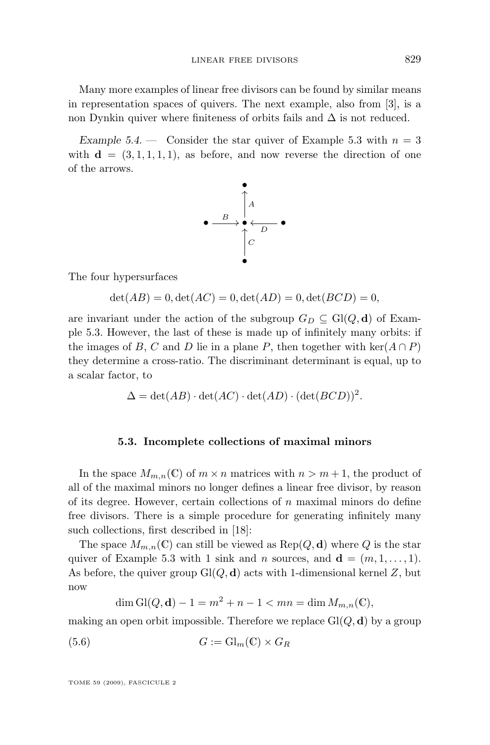Many more examples of linear free divisors can be found by similar means in representation spaces of quivers. The next example, also from [3], is a non Dynkin quiver where finiteness of orbits fails and $\Delta$ is not reduced.

*Example 5.4.* — Consider the star quiver of Example 5.3 with $n = 3$ with $\mathbf{d} = (3, 1, 1, 1, 1)$, as before, and now reverse the direction of one of the arrows.

$$
\begin{array}{ccccc}
 & & \bullet & & \\
 & & \uparrow A & & \\
\bullet & \xrightarrow{B} & \bullet & \xleftarrow{D} & \bullet \\
 & & \uparrow C & & \\
 & & \bullet & &
\end{array}
$$

The four hypersurfaces

$$\det(AB) = 0, \det(AC) = 0, \det(AD) = 0, \det(BCD) = 0,$$

are invariant under the action of the subgroup $G_D \subseteq \mathrm{Gl}(Q, \mathbf{d})$ of Example 5.3. However, the last of these is made up of infinitely many orbits: if the images of $B$, $C$ and $D$ lie in a plane $P$, then together with $\ker(A \cap P)$ they determine a cross-ratio. The discriminant determinant is equal, up to a scalar factor, to

$$\Delta = \det(AB) \cdot \det(AC) \cdot \det(AD) \cdot (\det(BCD))^2.$$

### 5.3. Incomplete collections of maximal minors

In the space $M_{m,n}(\mathbb{C})$ of $m \times n$ matrices with $n > m + 1$, the product of all of the maximal minors no longer defines a linear free divisor, by reason of its degree. However, certain collections of $n$ maximal minors do define free divisors. There is a simple procedure for generating infinitely many such collections, first described in [18]:

The space $M_{m,n}(\mathbb{C})$ can still be viewed as $\mathrm{Rep}(Q, \mathbf{d})$ where $Q$ is the star quiver of Example 5.3 with 1 sink and $n$ sources, and $\mathbf{d} = (m, 1, \ldots, 1)$. As before, the quiver group $\mathrm{Gl}(Q, \mathbf{d})$ acts with 1-dimensional kernel $Z$, but now

$$\dim \mathrm{Gl}(Q, \mathbf{d}) - 1 = m^2 + n - 1 < mn = \dim M_{m,n}(\mathbb{C}),$$

making an open orbit impossible. Therefore we replace $\mathrm{Gl}(Q, \mathbf{d})$ by a group

$$G := \mathrm{Gl}_m(\mathbb{C}) \times G_R \tag{5.6}$$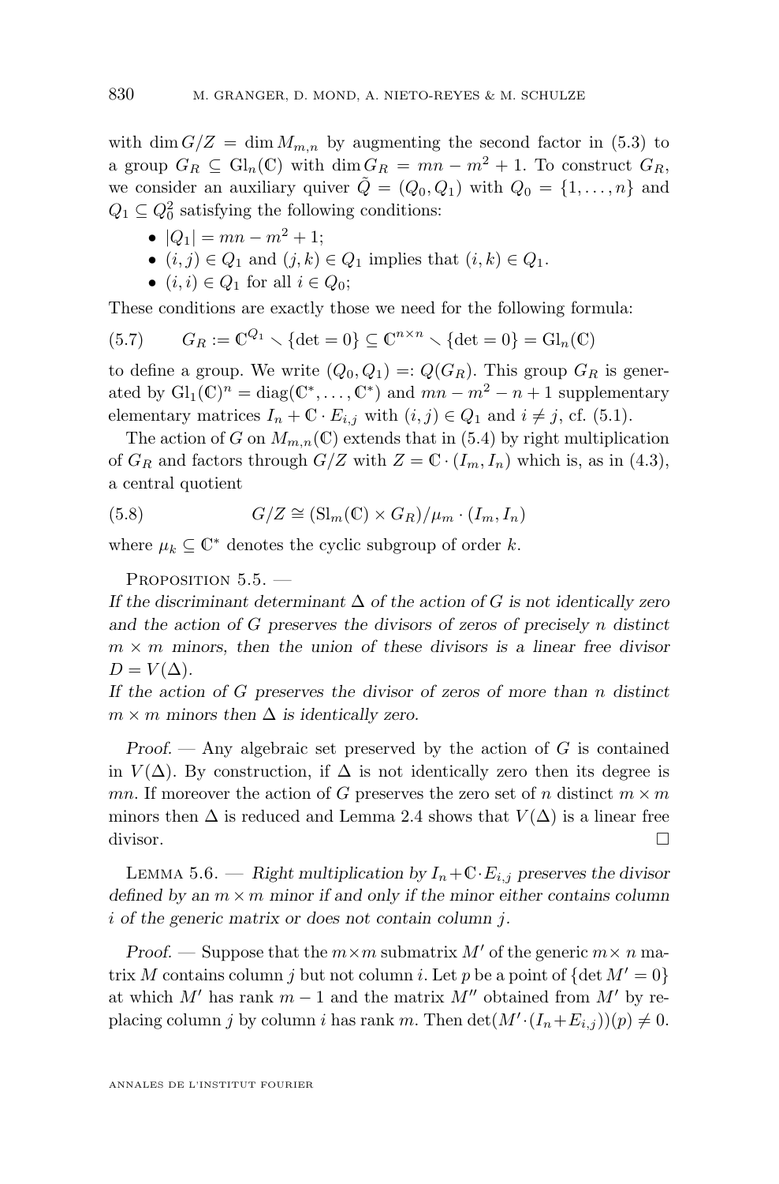with $\dim G/Z = \dim M_{m,n}$ by augmenting the second factor in (5.3) to a group $G_R \subseteq \mathrm{Gl}_n(\mathbb{C})$ with $\dim G_R = mn - m^2 + 1$. To construct $G_R$, we consider an auxiliary quiver $\tilde{Q} = (Q_0, Q_1)$ with $Q_0 = \{1, \dots, n\}$ and $Q_1 \subseteq Q_0^2$ satisfying the following conditions:

- $|Q_1| = mn - m^2 + 1$;
- $(i,j) \in Q_1$ and $(j,k) \in Q_1$ implies that $(i,k) \in Q_1$.
- $(i,i) \in Q_1$ for all $i \in Q_0$;

These conditions are exactly those we need for the following formula:

$$G_R := \mathbb{C}^{Q_1} \smallsetminus \{\det = 0\} \subseteq \mathbb{C}^{n\times n} \smallsetminus \{\det = 0\} = \mathrm{Gl}_n(\mathbb{C}) \tag{5.7}$$

to define a group. We write $(Q_0, Q_1) =: Q(G_R)$. This group $G_R$ is generated by $\mathrm{Gl}_1(\mathbb{C})^n = \mathrm{diag}(\mathbb{C}^*, \dots, \mathbb{C}^*)$ and $mn - m^2 - n + 1$ supplementary elementary matrices $I_n + \mathbb{C} \cdot E_{i,j}$ with $(i,j) \in Q_1$ and $i \neq j$, cf. (5.1).

The action of $G$ on $M_{m,n}(\mathbb{C})$ extends that in (5.4) by right multiplication of $G_R$ and factors through $G/Z$ with $Z = \mathbb{C} \cdot (I_m, I_n)$ which is, as in (4.3), a central quotient

$$G/Z \cong (\mathrm{Sl}_m(\mathbb{C}) \times G_R)/\mu_m \cdot (I_m, I_n) \tag{5.8}$$

where $\mu_k \subseteq \mathbb{C}^*$ denotes the cyclic subgroup of order $k$.

Proposition 5.5. —
*If the discriminant determinant $\Delta$ of the action of $G$ is not identically zero and the action of $G$ preserves the divisors of zeros of precisely $n$ distinct $m \times m$ minors, then the union of these divisors is a linear free divisor $D = V(\Delta)$.*
*If the action of $G$ preserves the divisor of zeros of more than $n$ distinct $m \times m$ minors then $\Delta$ is identically zero.*

*Proof.* — Any algebraic set preserved by the action of $G$ is contained in $V(\Delta)$. By construction, if $\Delta$ is not identically zero then its degree is $mn$. If moreover the action of $G$ preserves the zero set of $n$ distinct $m \times m$ minors then $\Delta$ is reduced and Lemma 2.4 shows that $V(\Delta)$ is a linear free divisor. □

Lemma 5.6. — *Right multiplication by $I_n + \mathbb{C} \cdot E_{i,j}$ preserves the divisor defined by an $m \times m$ minor if and only if the minor either contains column $i$ of the generic matrix or does not contain column $j$.*

*Proof.* — Suppose that the $m \times m$ submatrix $M'$ of the generic $m \times n$ matrix $M$ contains column $j$ but not column $i$. Let $p$ be a point of $\{\det M' = 0\}$ at which $M'$ has rank $m-1$ and the matrix $M''$ obtained from $M'$ by replacing column $j$ by column $i$ has rank $m$. Then $\det(M' \cdot (I_n + E_{i,j}))(p) \neq 0$.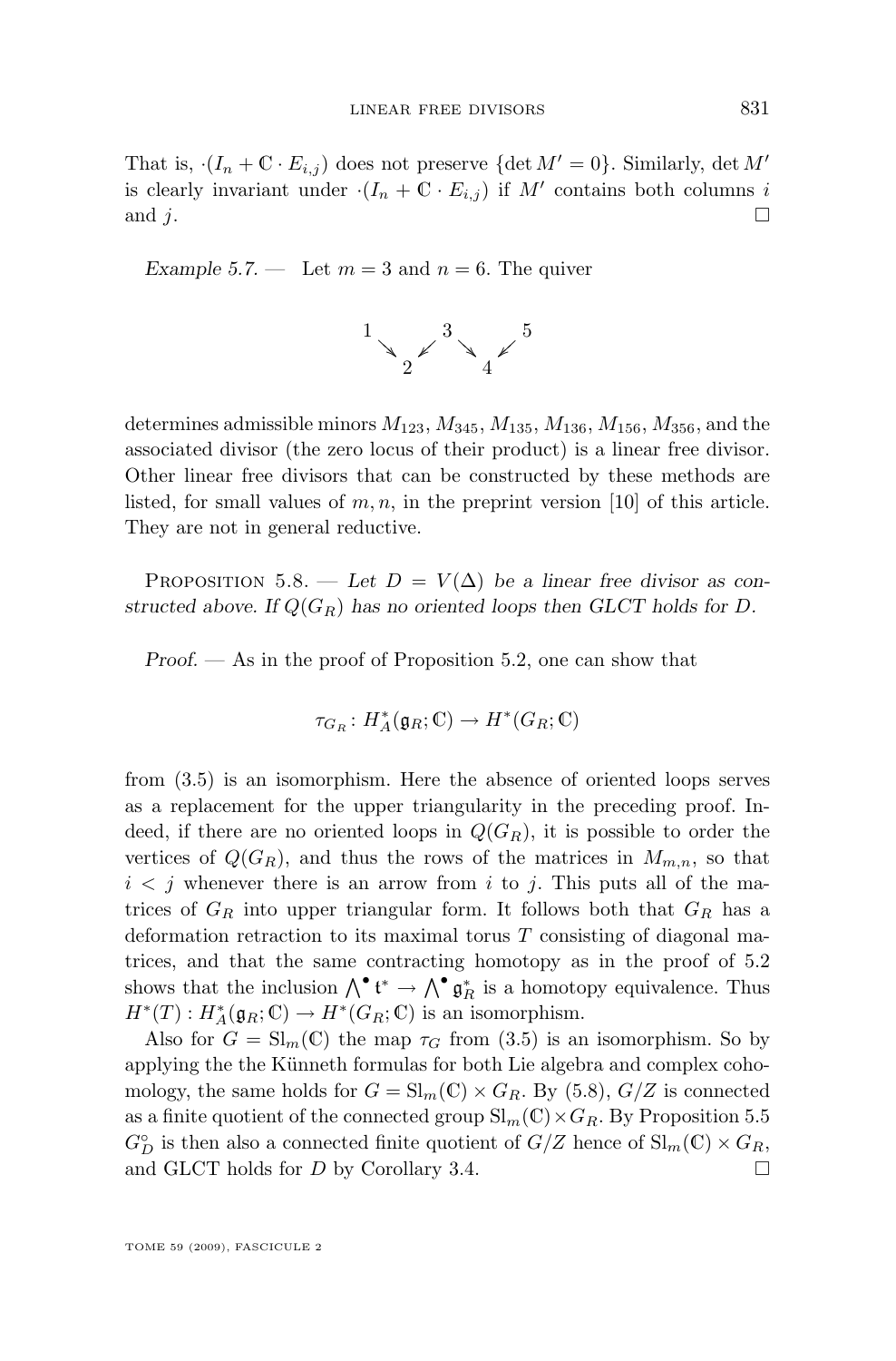That is, $\cdot(I_n + \mathbb{C} \cdot E_{i,j})$ does not preserve $\{\det M' = 0\}$. Similarly, $\det M'$ is clearly invariant under $\cdot(I_n + \mathbb{C} \cdot E_{i,j})$ if $M'$ contains both columns $i$ and $j$. $\square$

*Example 5.7.* — Let $m = 3$ and $n = 6$. The quiver

$$\begin{array}{ccccccccc} 1 & & & & 3 & & & & 5 \\ & \searrow & & \swarrow & & \searrow & & \swarrow & \\ & & 2 & & & & 4 & & \end{array}$$

determines admissible minors $M_{123}$, $M_{345}$, $M_{135}$, $M_{136}$, $M_{156}$, $M_{356}$, and the associated divisor (the zero locus of their product) is a linear free divisor. Other linear free divisors that can be constructed by these methods are listed, for small values of $m, n$, in the preprint version [10] of this article. They are not in general reductive.

Proposition 5.8. — *Let $D = V(\Delta)$ be a linear free divisor as constructed above. If $Q(G_R)$ has no oriented loops then GLCT holds for $D$.*

*Proof.* — As in the proof of Proposition 5.2, one can show that

$$\tau_{G_R} \colon H^*_A(\mathfrak{g}_R; \mathbb{C}) \to H^*(G_R; \mathbb{C})$$

from (3.5) is an isomorphism. Here the absence of oriented loops serves as a replacement for the upper triangularity in the preceding proof. Indeed, if there are no oriented loops in $Q(G_R)$, it is possible to order the vertices of $Q(G_R)$, and thus the rows of the matrices in $M_{m,n}$, so that $i < j$ whenever there is an arrow from $i$ to $j$. This puts all of the matrices of $G_R$ into upper triangular form. It follows both that $G_R$ has a deformation retraction to its maximal torus $T$ consisting of diagonal matrices, and that the same contracting homotopy as in the proof of 5.2 shows that the inclusion $\bigwedge^\bullet \mathfrak{t}^* \to \bigwedge^\bullet \mathfrak{g}_R^*$ is a homotopy equivalence. Thus $H^*(T) : H^*_A(\mathfrak{g}_R; \mathbb{C}) \to H^*(G_R; \mathbb{C})$ is an isomorphism.

Also for $G = \mathrm{Sl}_m(\mathbb{C})$ the map $\tau_G$ from (3.5) is an isomorphism. So by applying the the Künneth formulas for both Lie algebra and complex cohomology, the same holds for $G = \mathrm{Sl}_m(\mathbb{C}) \times G_R$. By (5.8), $G/Z$ is connected as a finite quotient of the connected group $\mathrm{Sl}_m(\mathbb{C}) \times G_R$. By Proposition 5.5 $G_D^\circ$ is then also a connected finite quotient of $G/Z$ hence of $\mathrm{Sl}_m(\mathbb{C}) \times G_R$, and GLCT holds for $D$ by Corollary 3.4. $\square$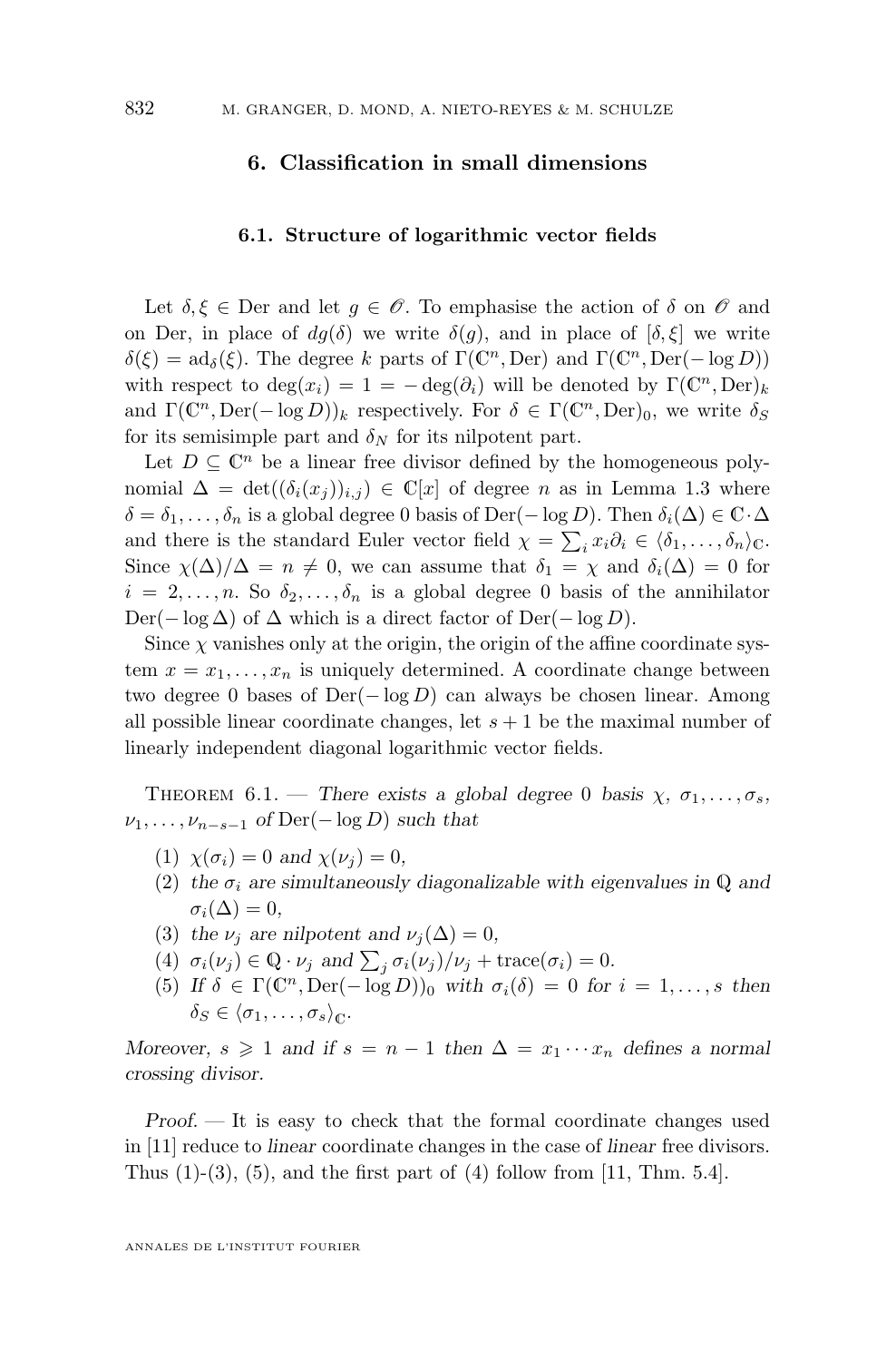## 6. Classification in small dimensions

### 6.1. Structure of logarithmic vector fields

Let $\delta, \xi \in \mathrm{Der}$ and let $g \in \mathscr{O}$. To emphasise the action of $\delta$ on $\mathscr{O}$ and on Der, in place of $dg(\delta)$ we write $\delta(g)$, and in place of $[\delta, \xi]$ we write $\delta(\xi) = \mathrm{ad}_\delta(\xi)$. The degree $k$ parts of $\Gamma(\mathbb{C}^n, \mathrm{Der})$ and $\Gamma(\mathbb{C}^n, \mathrm{Der}(-\log D))$ with respect to $\deg(x_i) = 1 = -\deg(\partial_i)$ will be denoted by $\Gamma(\mathbb{C}^n, \mathrm{Der})_k$ and $\Gamma(\mathbb{C}^n, \mathrm{Der}(-\log D))_k$ respectively. For $\delta \in \Gamma(\mathbb{C}^n, \mathrm{Der})_0$, we write $\delta_S$ for its semisimple part and $\delta_N$ for its nilpotent part.

Let $D \subseteq \mathbb{C}^n$ be a linear free divisor defined by the homogeneous polynomial $\Delta = \det((\delta_i(x_j))_{i,j}) \in \mathbb{C}[x]$ of degree $n$ as in Lemma 1.3 where $\delta = \delta_1, \ldots, \delta_n$ is a global degree 0 basis of $\mathrm{Der}(-\log D)$. Then $\delta_i(\Delta) \in \mathbb{C} \cdot \Delta$ and there is the standard Euler vector field $\chi = \sum_i x_i \partial_i \in \langle \delta_1, \ldots, \delta_n \rangle_\mathbb{C}$. Since $\chi(\Delta)/\Delta = n \neq 0$, we can assume that $\delta_1 = \chi$ and $\delta_i(\Delta) = 0$ for $i = 2, \ldots, n$. So $\delta_2, \ldots, \delta_n$ is a global degree 0 basis of the annihilator $\mathrm{Der}(-\log \Delta)$ of $\Delta$ which is a direct factor of $\mathrm{Der}(-\log D)$.

Since $\chi$ vanishes only at the origin, the origin of the affine coordinate system $x = x_1, \ldots, x_n$ is uniquely determined. A coordinate change between two degree 0 bases of $\mathrm{Der}(-\log D)$ can always be chosen linear. Among all possible linear coordinate changes, let $s + 1$ be the maximal number of linearly independent diagonal logarithmic vector fields.

Theorem 6.1. — *There exists a global degree 0 basis $\chi$, $\sigma_1, \ldots, \sigma_s$, $\nu_1, \ldots, \nu_{n-s-1}$ of $\mathrm{Der}(-\log D)$ such that*

1. *$\chi(\sigma_i) = 0$ and $\chi(\nu_j) = 0$,*
2. *the $\sigma_i$ are simultaneously diagonalizable with eigenvalues in $\mathbb{Q}$ and $\sigma_i(\Delta) = 0$,*
3. *the $\nu_j$ are nilpotent and $\nu_j(\Delta) = 0$,*
4. *$\sigma_i(\nu_j) \in \mathbb{Q} \cdot \nu_j$ and $\sum_j \sigma_i(\nu_j)/\nu_j + \mathrm{trace}(\sigma_i) = 0$.*
5. *If $\delta \in \Gamma(\mathbb{C}^n, \mathrm{Der}(-\log D))_0$ with $\sigma_i(\delta) = 0$ for $i = 1, \ldots, s$ then $\delta_S \in \langle \sigma_1, \ldots, \sigma_s \rangle_\mathbb{C}$.*

*Moreover, $s \geqslant 1$ and if $s = n - 1$ then $\Delta = x_1 \cdots x_n$ defines a normal crossing divisor.*

*Proof.* — It is easy to check that the formal coordinate changes used in [11] reduce to *linear* coordinate changes in the case of *linear* free divisors. Thus (1)-(3), (5), and the first part of (4) follow from [11, Thm. 5.4].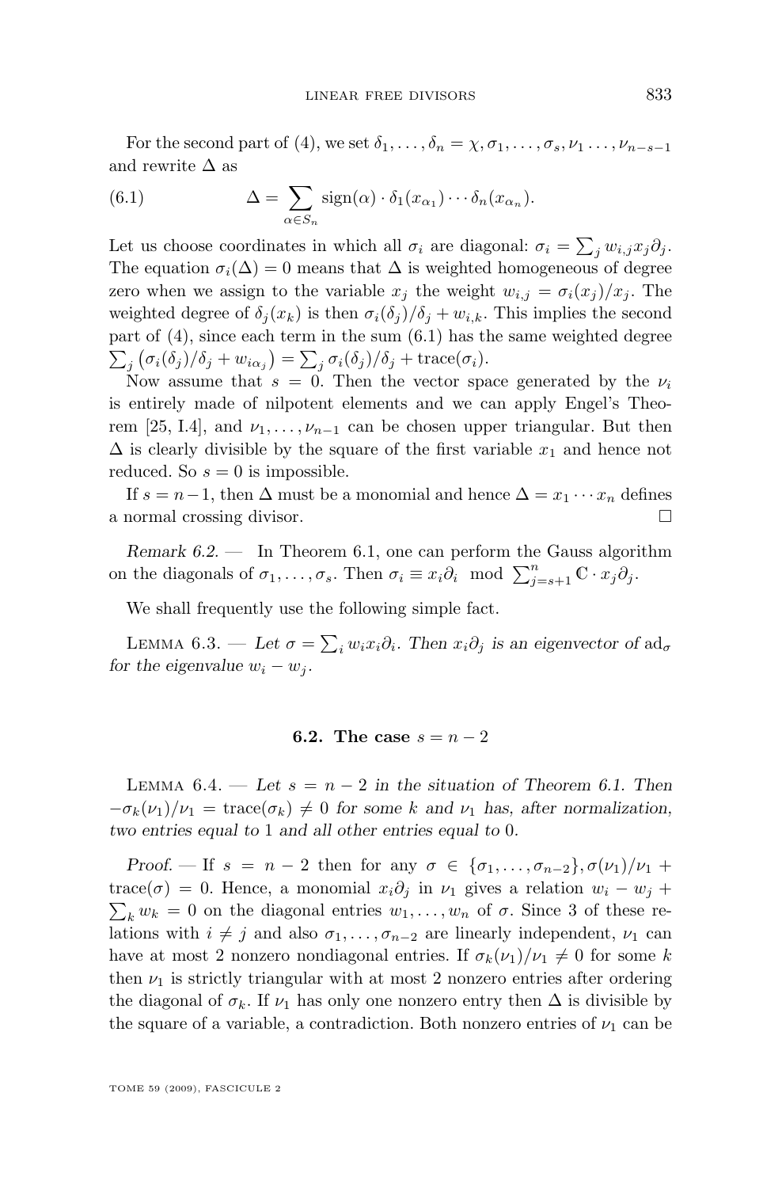For the second part of (4), we set $\delta_1, \ldots, \delta_n = \chi, \sigma_1, \ldots, \sigma_s, \nu_1 \ldots, \nu_{n-s-1}$ and rewrite $\Delta$ as

$$\Delta = \sum_{\alpha \in S_n} \operatorname{sign}(\alpha) \cdot \delta_1(x_{\alpha_1}) \cdots \delta_n(x_{\alpha_n}). \tag{6.1}$$

Let us choose coordinates in which all $\sigma_i$ are diagonal: $\sigma_i = \sum_j w_{i,j} x_j \partial_j$. The equation $\sigma_i(\Delta) = 0$ means that $\Delta$ is weighted homogeneous of degree zero when we assign to the variable $x_j$ the weight $w_{i,j} = \sigma_i(x_j)/x_j$. The weighted degree of $\delta_j(x_k)$ is then $\sigma_i(\delta_j)/\delta_j + w_{i,k}$. This implies the second part of (4), since each term in the sum (6.1) has the same weighted degree $\sum_j \big(\sigma_i(\delta_j)/\delta_j + w_{i\alpha_j}\big) = \sum_j \sigma_i(\delta_j)/\delta_j + \operatorname{trace}(\sigma_i)$.

Now assume that $s = 0$. Then the vector space generated by the $\nu_i$ is entirely made of nilpotent elements and we can apply Engel's Theorem [25, I.4], and $\nu_1, \ldots, \nu_{n-1}$ can be chosen upper triangular. But then $\Delta$ is clearly divisible by the square of the first variable $x_1$ and hence not reduced. So $s = 0$ is impossible.

If $s = n-1$, then $\Delta$ must be a monomial and hence $\Delta = x_1 \cdots x_n$ defines a normal crossing divisor. □

*Remark 6.2.* — In Theorem 6.1, one can perform the Gauss algorithm on the diagonals of $\sigma_1, \ldots, \sigma_s$. Then $\sigma_i \equiv x_i \partial_i \mod \sum_{j=s+1}^n \mathbb{C} \cdot x_j \partial_j$.

We shall frequently use the following simple fact.

Lemma 6.3. — *Let $\sigma = \sum_i w_i x_i \partial_i$. Then $x_i \partial_j$ is an eigenvector of $\operatorname{ad}_\sigma$ for the eigenvalue $w_i - w_j$.*

### 6.2. The case $s = n-2$

Lemma 6.4. — *Let $s = n-2$ in the situation of Theorem 6.1. Then $-\sigma_k(\nu_1)/\nu_1 = \operatorname{trace}(\sigma_k) \neq 0$ for some $k$ and $\nu_1$ has, after normalization, two entries equal to 1 and all other entries equal to 0.*

*Proof.* — If $s = n-2$ then for any $\sigma \in \{\sigma_1, \ldots, \sigma_{n-2}\}, \sigma(\nu_1)/\nu_1 + \operatorname{trace}(\sigma) = 0$. Hence, a monomial $x_i \partial_j$ in $\nu_1$ gives a relation $w_i - w_j + \sum_k w_k = 0$ on the diagonal entries $w_1, \ldots, w_n$ of $\sigma$. Since 3 of these relations with $i \neq j$ and also $\sigma_1, \ldots, \sigma_{n-2}$ are linearly independent, $\nu_1$ can have at most 2 nonzero nondiagonal entries. If $\sigma_k(\nu_1)/\nu_1 \neq 0$ for some $k$ then $\nu_1$ is strictly triangular with at most 2 nonzero entries after ordering the diagonal of $\sigma_k$. If $\nu_1$ has only one nonzero entry then $\Delta$ is divisible by the square of a variable, a contradiction. Both nonzero entries of $\nu_1$ can be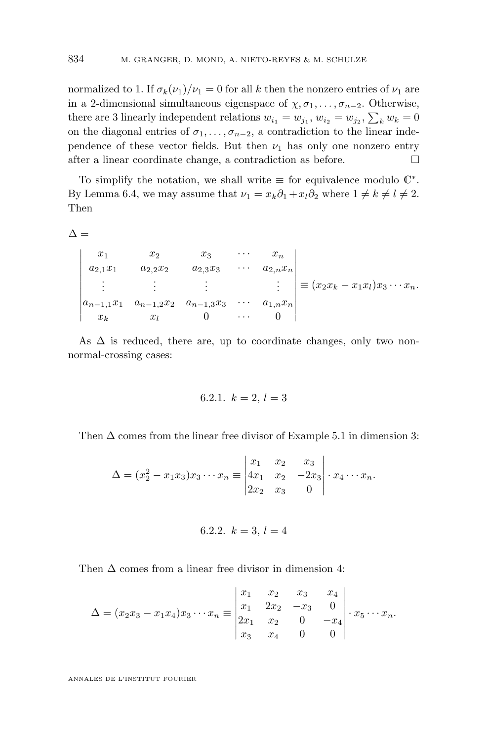normalized to 1. If $\sigma_k(\nu_1)/\nu_1 = 0$ for all $k$ then the nonzero entries of $\nu_1$ are in a 2-dimensional simultaneous eigenspace of $\chi, \sigma_1, \ldots, \sigma_{n-2}$. Otherwise, there are 3 linearly independent relations $w_{i_1} = w_{j_1}$, $w_{i_2} = w_{j_2}$, $\sum_k w_k = 0$ on the diagonal entries of $\sigma_1, \ldots, \sigma_{n-2}$, a contradiction to the linear independence of these vector fields. But then $\nu_1$ has only one nonzero entry after a linear coordinate change, a contradiction as before. □

To simplify the notation, we shall write $\equiv$ for equivalence modulo $\mathbb{C}^*$. By Lemma 6.4, we may assume that $\nu_1 = x_k\partial_1 + x_l\partial_2$ where $1 \neq k \neq l \neq 2$. Then

$$\Delta =$$

$$\begin{vmatrix} x_1 & x_2 & x_3 & \cdots & x_n \\ a_{2,1}x_1 & a_{2,2}x_2 & a_{2,3}x_3 & \cdots & a_{2,n}x_n \\ \vdots & \vdots & \vdots & & \vdots \\ a_{n-1,1}x_1 & a_{n-1,2}x_2 & a_{n-1,3}x_3 & \cdots & a_{1,n}x_n \\ x_k & x_l & 0 & \cdots & 0 \end{vmatrix} \equiv (x_2x_k - x_1x_l)x_3\cdots x_n.$$

As $\Delta$ is reduced, there are, up to coordinate changes, only two non-normal-crossing cases:

### 6.2.1. $k = 2$, $l = 3$

Then $\Delta$ comes from the linear free divisor of Example 5.1 in dimension 3:

$$\Delta = (x_2^2 - x_1x_3)x_3\cdots x_n \equiv \begin{vmatrix} x_1 & x_2 & x_3 \\ 4x_1 & x_2 & -2x_3 \\ 2x_2 & x_3 & 0 \end{vmatrix} \cdot x_4\cdots x_n.$$

### 6.2.2. $k = 3$, $l = 4$

Then $\Delta$ comes from a linear free divisor in dimension 4:

$$\Delta = (x_2x_3 - x_1x_4)x_3\cdots x_n \equiv \begin{vmatrix} x_1 & x_2 & x_3 & x_4 \\ x_1 & 2x_2 & -x_3 & 0 \\ 2x_1 & x_2 & 0 & -x_4 \\ x_3 & x_4 & 0 & 0 \end{vmatrix} \cdot x_5\cdots x_n.$$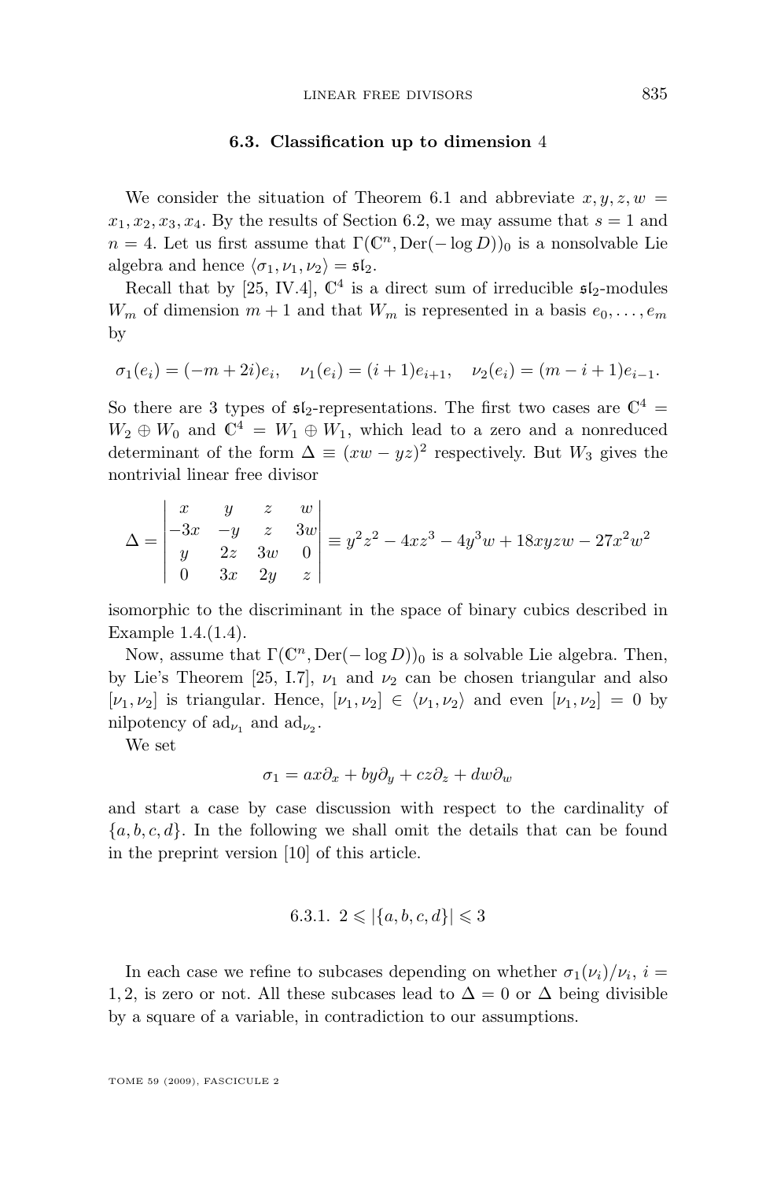### 6.3. Classification up to dimension 4

We consider the situation of Theorem 6.1 and abbreviate $x, y, z, w = x_1, x_2, x_3, x_4$. By the results of Section 6.2, we may assume that $s = 1$ and $n = 4$. Let us first assume that $\Gamma(\mathbb{C}^n, \mathrm{Der}(-\log D))_0$ is a nonsolvable Lie algebra and hence $\langle \sigma_1, \nu_1, \nu_2 \rangle = \mathfrak{sl}_2$.

Recall that by [25, IV.4], $\mathbb{C}^4$ is a direct sum of irreducible $\mathfrak{sl}_2$-modules $W_m$ of dimension $m+1$ and that $W_m$ is represented in a basis $e_0, \dots, e_m$ by

$$\sigma_1(e_i) = (-m + 2i)e_i, \quad \nu_1(e_i) = (i+1)e_{i+1}, \quad \nu_2(e_i) = (m - i + 1)e_{i-1}.$$

So there are 3 types of $\mathfrak{sl}_2$-representations. The first two cases are $\mathbb{C}^4 = W_2 \oplus W_0$ and $\mathbb{C}^4 = W_1 \oplus W_1$, which lead to a zero and a nonreduced determinant of the form $\Delta \equiv (xw - yz)^2$ respectively. But $W_3$ gives the nontrivial linear free divisor

$$\Delta = \begin{vmatrix} x & y & z & w \\ -3x & -y & z & 3w \\ y & 2z & 3w & 0 \\ 0 & 3x & 2y & z \end{vmatrix} \equiv y^2z^2 - 4xz^3 - 4y^3w + 18xyzw - 27x^2w^2$$

isomorphic to the discriminant in the space of binary cubics described in Example 1.4.(1.4).

Now, assume that $\Gamma(\mathbb{C}^n, \mathrm{Der}(-\log D))_0$ is a solvable Lie algebra. Then, by Lie's Theorem [25, I.7], $\nu_1$ and $\nu_2$ can be chosen triangular and also $[\nu_1, \nu_2]$ is triangular. Hence, $[\nu_1, \nu_2] \in \langle \nu_1, \nu_2 \rangle$ and even $[\nu_1, \nu_2] = 0$ by nilpotency of $\mathrm{ad}_{\nu_1}$ and $\mathrm{ad}_{\nu_2}$.

We set

$$\sigma_1 = ax\partial_x + by\partial_y + cz\partial_z + dw\partial_w$$

and start a case by case discussion with respect to the cardinality of $\{a, b, c, d\}$. In the following we shall omit the details that can be found in the preprint version [10] of this article.

#### 6.3.1. $2 \leqslant |\{a, b, c, d\}| \leqslant 3$

In each case we refine to subcases depending on whether $\sigma_1(\nu_i)/\nu_i$, $i = 1, 2$, is zero or not. All these subcases lead to $\Delta = 0$ or $\Delta$ being divisible by a square of a variable, in contradiction to our assumptions.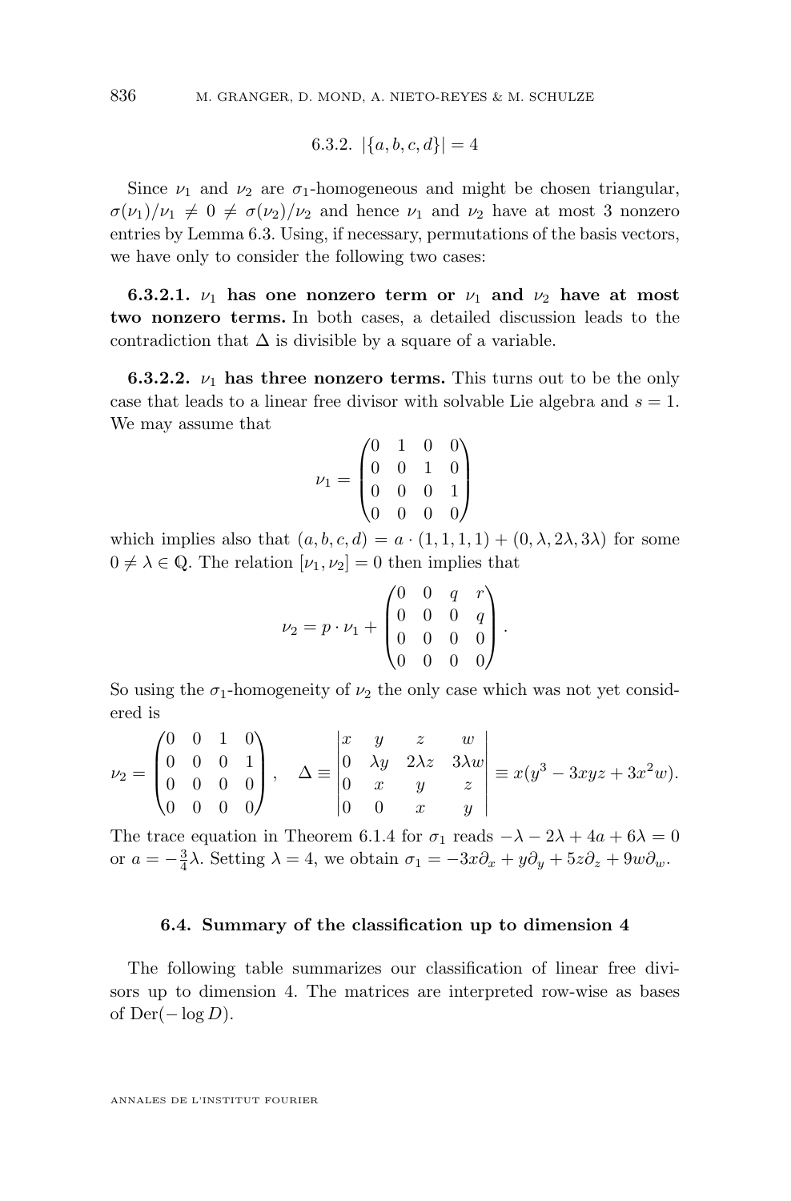#### 6.3.2. $|\{a,b,c,d\}| = 4$

Since $\nu_1$ and $\nu_2$ are $\sigma_1$-homogeneous and might be chosen triangular, $\sigma(\nu_1)/\nu_1 \neq 0 \neq \sigma(\nu_2)/\nu_2$ and hence $\nu_1$ and $\nu_2$ have at most 3 nonzero entries by Lemma 6.3. Using, if necessary, permutations of the basis vectors, we have only to consider the following two cases:

**6.3.2.1. $\nu_1$ has one nonzero term or $\nu_1$ and $\nu_2$ have at most two nonzero terms.** In both cases, a detailed discussion leads to the contradiction that $\Delta$ is divisible by a square of a variable.

**6.3.2.2. $\nu_1$ has three nonzero terms.** This turns out to be the only case that leads to a linear free divisor with solvable Lie algebra and $s = 1$. We may assume that

$$\nu_1 = \begin{pmatrix} 0 & 1 & 0 & 0 \\ 0 & 0 & 1 & 0 \\ 0 & 0 & 0 & 1 \\ 0 & 0 & 0 & 0 \end{pmatrix}$$

which implies also that $(a,b,c,d) = a \cdot (1,1,1,1) + (0, \lambda, 2\lambda, 3\lambda)$ for some $0 \neq \lambda \in \mathbb{Q}$. The relation $[\nu_1, \nu_2] = 0$ then implies that

$$\nu_2 = p \cdot \nu_1 + \begin{pmatrix} 0 & 0 & q & r \\ 0 & 0 & 0 & q \\ 0 & 0 & 0 & 0 \\ 0 & 0 & 0 & 0 \end{pmatrix}.$$

So using the $\sigma_1$-homogeneity of $\nu_2$ the only case which was not yet considered is

$$\nu_2 = \begin{pmatrix} 0 & 0 & 1 & 0 \\ 0 & 0 & 0 & 1 \\ 0 & 0 & 0 & 0 \\ 0 & 0 & 0 & 0 \end{pmatrix}, \quad \Delta \equiv \begin{vmatrix} x & y & z & w \\ 0 & \lambda y & 2\lambda z & 3\lambda w \\ 0 & x & y & z \\ 0 & 0 & x & y \end{vmatrix} \equiv x(y^3 - 3xyz + 3x^2 w).$$

The trace equation in Theorem 6.1.4 for $\sigma_1$ reads $-\lambda - 2\lambda + 4a + 6\lambda = 0$ or $a = -\frac{3}{4}\lambda$. Setting $\lambda = 4$, we obtain $\sigma_1 = -3x\partial_x + y\partial_y + 5z\partial_z + 9w\partial_w$.

### 6.4. Summary of the classification up to dimension 4

The following table summarizes our classification of linear free divisors up to dimension 4. The matrices are interpreted row-wise as bases of $\mathrm{Der}(-\log D)$.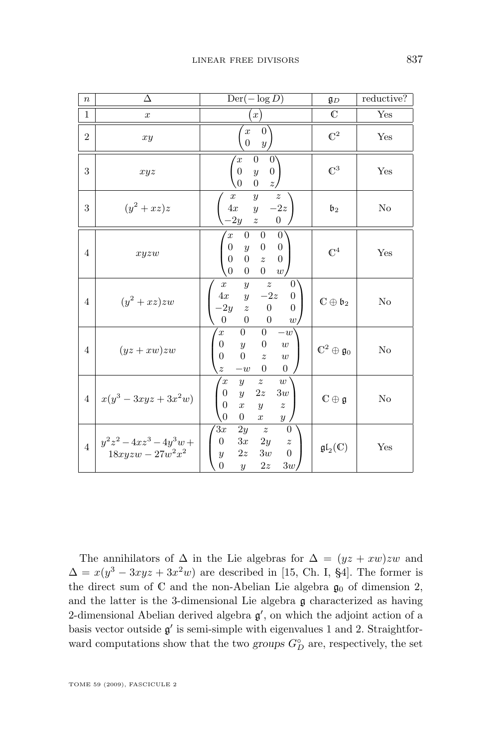| $n$ | $\Delta$ | $\mathrm{Der}(-\log D)$ | $\mathfrak{g}_D$ | reductive? |
|---|---|---|---|---|
| 1 | $x$ | $\begin{pmatrix} x \end{pmatrix}$ | $\mathbb{C}$ | Yes |
| 2 | $xy$ | $\begin{pmatrix} x & 0 \\ 0 & y \end{pmatrix}$ | $\mathbb{C}^2$ | Yes |
| 3 | $xyz$ | $\begin{pmatrix} x & 0 & 0 \\ 0 & y & 0 \\ 0 & 0 & z \end{pmatrix}$ | $\mathbb{C}^3$ | Yes |
| 3 | $(y^2+xz)z$ | $\begin{pmatrix} x & y & z \\ 4x & y & -2z \\ -2y & z & 0 \end{pmatrix}$ | $\mathfrak{b}_2$ | No |
| 4 | $xyzw$ | $\begin{pmatrix} x & 0 & 0 & 0 \\ 0 & y & 0 & 0 \\ 0 & 0 & z & 0 \\ 0 & 0 & 0 & w \end{pmatrix}$ | $\mathbb{C}^4$ | Yes |
| 4 | $(y^2+xz)zw$ | $\begin{pmatrix} x & y & z & 0 \\ 4x & y & -2z & 0 \\ -2y & z & 0 & 0 \\ 0 & 0 & 0 & w \end{pmatrix}$ | $\mathbb{C} \oplus \mathfrak{b}_2$ | No |
| 4 | $(yz+xw)zw$ | $\begin{pmatrix} x & 0 & 0 & -w \\ 0 & y & 0 & w \\ 0 & 0 & z & w \\ z & -w & 0 & 0 \end{pmatrix}$ | $\mathbb{C}^2 \oplus \mathfrak{g}_0$ | No |
| 4 | $x(y^3-3xyz+3x^2w)$ | $\begin{pmatrix} x & y & z & w \\ 0 & y & 2z & 3w \\ 0 & x & y & z \\ 0 & 0 & x & y \end{pmatrix}$ | $\mathbb{C} \oplus \mathfrak{g}$ | No |
| 4 | $y^2z^2-4xz^3-4y^3w+$ $18xyzw-27w^2x^2$ | $\begin{pmatrix} 3x & 2y & z & 0 \\ 0 & 3x & 2y & z \\ y & 2z & 3w & 0 \\ 0 & y & 2z & 3w \end{pmatrix}$ | $\mathfrak{gl}_2(\mathbb{C})$ | Yes |

The annihilators of $\Delta$ in the Lie algebras for $\Delta = (yz + xw)zw$ and $\Delta = x(y^3 - 3xyz + 3x^2w)$ are described in [15, Ch. I, §4]. The former is the direct sum of $\mathbb{C}$ and the non-Abelian Lie algebra $\mathfrak{g}_0$ of dimension 2, and the latter is the 3-dimensional Lie algebra $\mathfrak{g}$ characterized as having 2-dimensional Abelian derived algebra $\mathfrak{g}'$, on which the adjoint action of a basis vector outside $\mathfrak{g}'$ is semi-simple with eigenvalues 1 and 2. Straightforward computations show that the two *groups* $G_D^\circ$ are, respectively, the set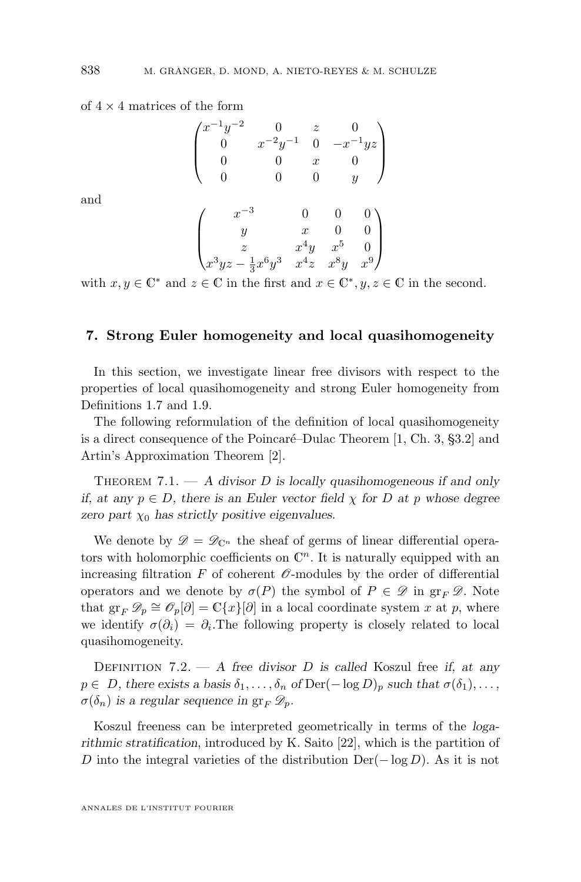of $4 \times 4$ matrices of the form

$$
\begin{pmatrix}
x^{-1}y^{-2} & 0 & z & 0 \\
0 & x^{-2}y^{-1} & 0 & -x^{-1}yz \\
0 & 0 & x & 0 \\
0 & 0 & 0 & y
\end{pmatrix}
$$

and

$$
\begin{pmatrix}
x^{-3} & 0 & 0 & 0 \\
y & x & 0 & 0 \\
z & x^4y & x^5 & 0 \\
x^3yz - \frac{1}{3}x^6y^3 & x^4z & x^8y & x^9
\end{pmatrix}
$$

with $x, y \in \mathbb{C}^*$ and $z \in \mathbb{C}$ in the first and $x \in \mathbb{C}^*, y, z \in \mathbb{C}$ in the second.

## 7. Strong Euler homogeneity and local quasihomogeneity

In this section, we investigate linear free divisors with respect to the properties of local quasihomogeneity and strong Euler homogeneity from Definitions 1.7 and 1.9.

The following reformulation of the definition of local quasihomogeneity is a direct consequence of the Poincaré–Dulac Theorem [1, Ch. 3, §3.2] and Artin's Approximation Theorem [2].

Theorem 7.1. — *A divisor $D$ is locally quasihomogeneous if and only if, at any $p \in D$, there is an Euler vector field $\chi$ for $D$ at $p$ whose degree zero part $\chi_0$ has strictly positive eigenvalues.*

We denote by $\mathscr{D} = \mathscr{D}_{\mathbb{C}^n}$ the sheaf of germs of linear differential operators with holomorphic coefficients on $\mathbb{C}^n$. It is naturally equipped with an increasing filtration $F$ of coherent $\mathscr{O}$-modules by the order of differential operators and we denote by $\sigma(P)$ the symbol of $P \in \mathscr{D}$ in $\operatorname{gr}_F \mathscr{D}$. Note that $\operatorname{gr}_F \mathscr{D}_p \cong \mathscr{O}_p[\partial] = \mathbb{C}\{x\}[\partial]$ in a local coordinate system $x$ at $p$, where we identify $\sigma(\partial_i) = \partial_i$.The following property is closely related to local quasihomogeneity.

Definition 7.2. — *A free divisor $D$ is called* Koszul free *if, at any $p \in D$, there exists a basis $\delta_1, \ldots, \delta_n$ of $\operatorname{Der}(-\log D)_p$ such that $\sigma(\delta_1), \ldots, \sigma(\delta_n)$ is a regular sequence in $\operatorname{gr}_F \mathscr{D}_p$.*

Koszul freeness can be interpreted geometrically in terms of the *logarithmic stratification*, introduced by K. Saito [22], which is the partition of $D$ into the integral varieties of the distribution $\operatorname{Der}(-\log D)$. As it is not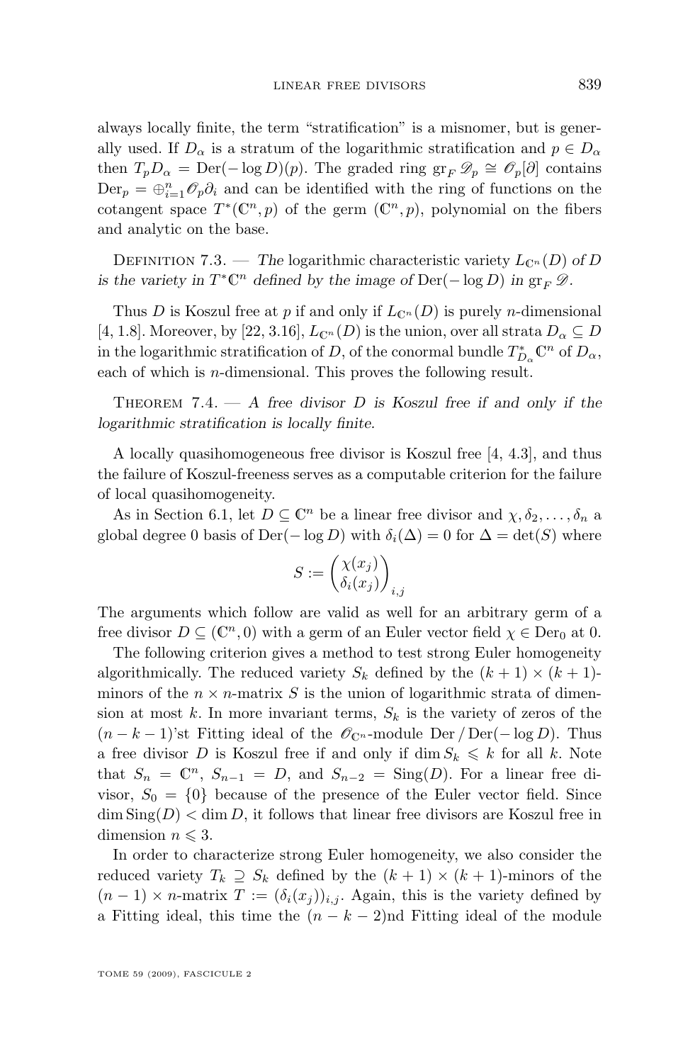always locally finite, the term "stratification" is a misnomer, but is generally used. If $D_\alpha$ is a stratum of the logarithmic stratification and $p \in D_\alpha$ then $T_p D_\alpha = \mathrm{Der}(-\log D)(p)$. The graded ring $\mathrm{gr}_F \mathscr{D}_p \cong \mathscr{O}_p[\partial]$ contains $\mathrm{Der}_p = \oplus_{i=1}^n \mathscr{O}_p \partial_i$ and can be identified with the ring of functions on the cotangent space $T^*(\mathbb{C}^n, p)$ of the germ $(\mathbb{C}^n, p)$, polynomial on the fibers and analytic on the base.

Definition 7.3. — *The* logarithmic characteristic variety $L_{\mathbb{C}^n}(D)$ *of* $D$ *is the variety in* $T^*\mathbb{C}^n$ *defined by the image of* $\mathrm{Der}(-\log D)$ *in* $\mathrm{gr}_F \mathscr{D}$.

Thus $D$ is Koszul free at $p$ if and only if $L_{\mathbb{C}^n}(D)$ is purely $n$-dimensional [4, 1.8]. Moreover, by [22, 3.16], $L_{\mathbb{C}^n}(D)$ is the union, over all strata $D_\alpha \subseteq D$ in the logarithmic stratification of $D$, of the conormal bundle $T^*_{D_\alpha}\mathbb{C}^n$ of $D_\alpha$, each of which is $n$-dimensional. This proves the following result.

Theorem 7.4. — *A free divisor* $D$ *is Koszul free if and only if the logarithmic stratification is locally finite.*

A locally quasihomogeneous free divisor is Koszul free [4, 4.3], and thus the failure of Koszul-freeness serves as a computable criterion for the failure of local quasihomogeneity.

As in Section 6.1, let $D \subseteq \mathbb{C}^n$ be a linear free divisor and $\chi, \delta_2, \ldots, \delta_n$ a global degree 0 basis of $\mathrm{Der}(-\log D)$ with $\delta_i(\Delta) = 0$ for $\Delta = \det(S)$ where

$$S := \begin{pmatrix} \chi(x_j) \\ \delta_i(x_j) \end{pmatrix}_{i,j}$$

The arguments which follow are valid as well for an arbitrary germ of a free divisor $D \subseteq (\mathbb{C}^n, 0)$ with a germ of an Euler vector field $\chi \in \mathrm{Der}_0$ at 0.

The following criterion gives a method to test strong Euler homogeneity algorithmically. The reduced variety $S_k$ defined by the $(k+1) \times (k+1)$-minors of the $n \times n$-matrix $S$ is the union of logarithmic strata of dimension at most $k$. In more invariant terms, $S_k$ is the variety of zeros of the $(n-k-1)$'st Fitting ideal of the $\mathscr{O}_{\mathbb{C}^n}$-module $\mathrm{Der}/\mathrm{Der}(-\log D)$. Thus a free divisor $D$ is Koszul free if and only if $\dim S_k \leqslant k$ for all $k$. Note that $S_n = \mathbb{C}^n$, $S_{n-1} = D$, and $S_{n-2} = \mathrm{Sing}(D)$. For a linear free divisor, $S_0 = \{0\}$ because of the presence of the Euler vector field. Since $\dim \mathrm{Sing}(D) < \dim D$, it follows that linear free divisors are Koszul free in dimension $n \leqslant 3$.

In order to characterize strong Euler homogeneity, we also consider the reduced variety $T_k \supseteq S_k$ defined by the $(k+1) \times (k+1)$-minors of the $(n-1) \times n$-matrix $T := (\delta_i(x_j))_{i,j}$. Again, this is the variety defined by a Fitting ideal, this time the $(n-k-2)$nd Fitting ideal of the module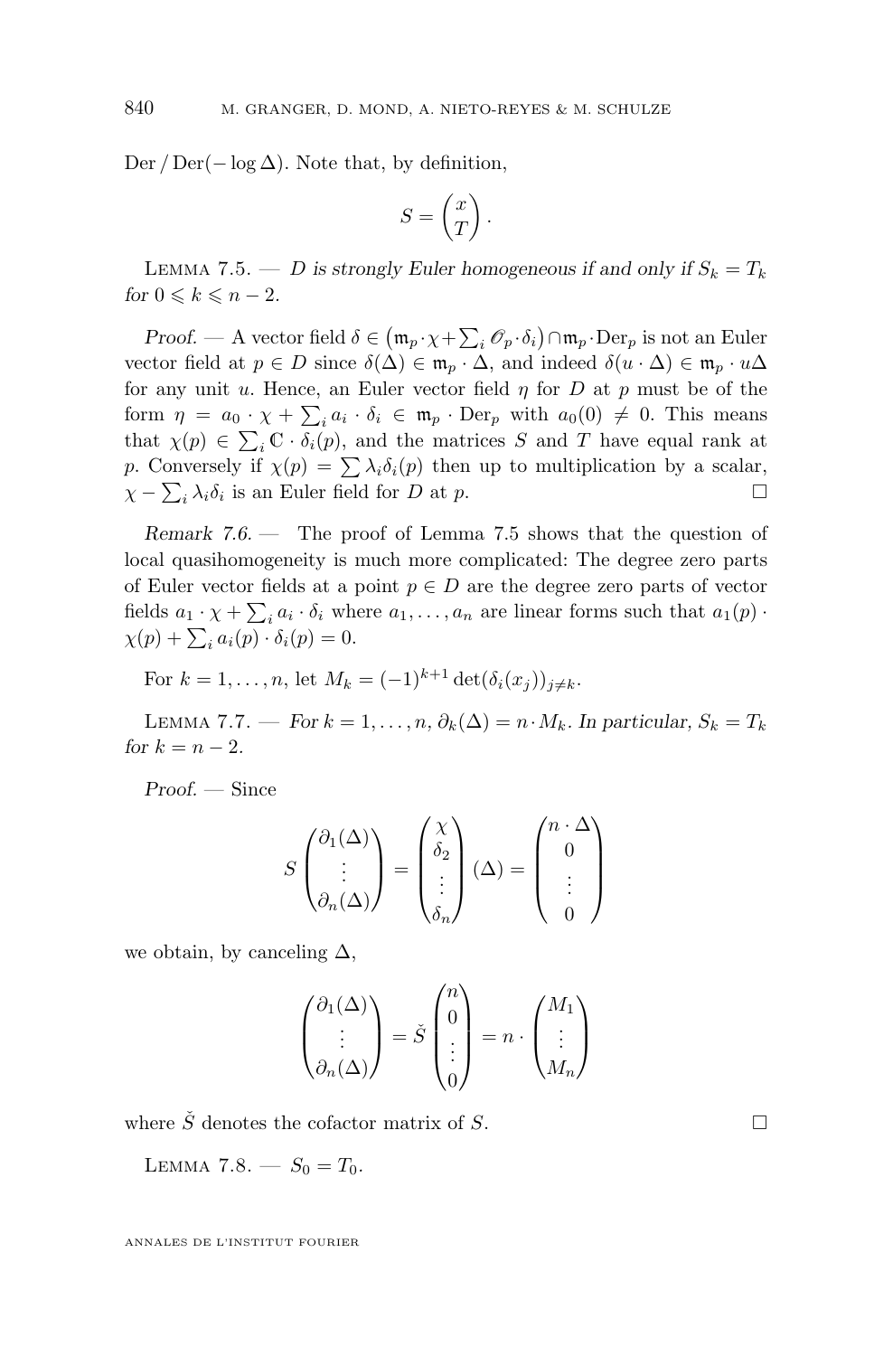Der / Der($-\log \Delta$). Note that, by definition,

$$S = \begin{pmatrix} x \\ T \end{pmatrix}.$$

Lemma 7.5. — *$D$ is strongly Euler homogeneous if and only if $S_k = T_k$ for $0 \leqslant k \leqslant n-2$.*

*Proof.* — A vector field $\delta \in \left(\mathfrak{m}_p \cdot \chi + \sum_i \mathscr{O}_p \cdot \delta_i\right) \cap \mathfrak{m}_p \cdot \mathrm{Der}_p$ is not an Euler vector field at $p \in D$ since $\delta(\Delta) \in \mathfrak{m}_p \cdot \Delta$, and indeed $\delta(u \cdot \Delta) \in \mathfrak{m}_p \cdot u\Delta$ for any unit $u$. Hence, an Euler vector field $\eta$ for $D$ at $p$ must be of the form $\eta = a_0 \cdot \chi + \sum_i a_i \cdot \delta_i \in \mathfrak{m}_p \cdot \mathrm{Der}_p$ with $a_0(0) \neq 0$. This means that $\chi(p) \in \sum_i \mathbb{C} \cdot \delta_i(p)$, and the matrices $S$ and $T$ have equal rank at $p$. Conversely if $\chi(p) = \sum \lambda_i \delta_i(p)$ then up to multiplication by a scalar, $\chi - \sum_i \lambda_i \delta_i$ is an Euler field for $D$ at $p$. $\square$

*Remark 7.6.* — The proof of Lemma 7.5 shows that the question of local quasihomogeneity is much more complicated: The degree zero parts of Euler vector fields at a point $p \in D$ are the degree zero parts of vector fields $a_1 \cdot \chi + \sum_i a_i \cdot \delta_i$ where $a_1, \ldots, a_n$ are linear forms such that $a_1(p) \cdot \chi(p) + \sum_i a_i(p) \cdot \delta_i(p) = 0$.

For $k = 1, \ldots, n$, let $M_k = (-1)^{k+1} \det(\delta_i(x_j))_{j \neq k}$.

Lemma 7.7. — *For $k = 1, \ldots, n$, $\partial_k(\Delta) = n \cdot M_k$. In particular, $S_k = T_k$ for $k = n-2$.*

*Proof.* — Since

$$S \begin{pmatrix} \partial_1(\Delta) \\ \vdots \\ \partial_n(\Delta) \end{pmatrix} = \begin{pmatrix} \chi \\ \delta_2 \\ \vdots \\ \delta_n \end{pmatrix} (\Delta) = \begin{pmatrix} n \cdot \Delta \\ 0 \\ \vdots \\ 0 \end{pmatrix}$$

we obtain, by canceling $\Delta$,

$$\begin{pmatrix} \partial_1(\Delta) \\ \vdots \\ \partial_n(\Delta) \end{pmatrix} = \check{S} \begin{pmatrix} n \\ 0 \\ \vdots \\ 0 \end{pmatrix} = n \cdot \begin{pmatrix} M_1 \\ \vdots \\ M_n \end{pmatrix}$$

where $\check{S}$ denotes the cofactor matrix of $S$. $\square$

Lemma 7.8. — *$S_0 = T_0$.*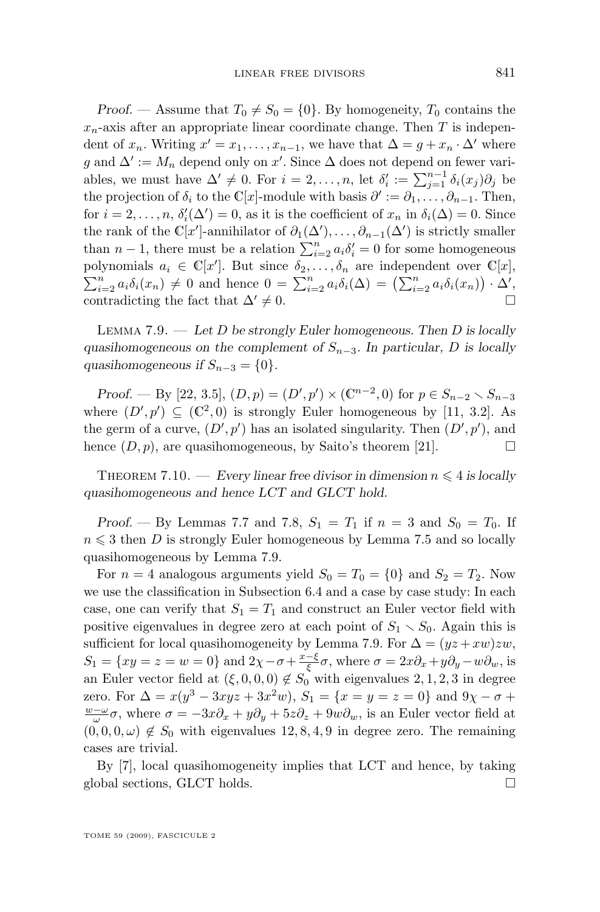*Proof.* — Assume that $T_0 \neq S_0 = \{0\}$. By homogeneity, $T_0$ contains the $x_n$-axis after an appropriate linear coordinate change. Then $T$ is independent of $x_n$. Writing $x' = x_1, \ldots, x_{n-1}$, we have that $\Delta = g + x_n \cdot \Delta'$ where $g$ and $\Delta' := M_n$ depend only on $x'$. Since $\Delta$ does not depend on fewer variables, we must have $\Delta' \neq 0$. For $i = 2, \ldots, n$, let $\delta'_i := \sum_{j=1}^{n-1} \delta_i(x_j)\partial_j$ be the projection of $\delta_i$ to the $\mathbb{C}[x]$-module with basis $\partial' := \partial_1, \ldots, \partial_{n-1}$. Then, for $i = 2, \ldots, n$, $\delta'_i(\Delta') = 0$, as it is the coefficient of $x_n$ in $\delta_i(\Delta) = 0$. Since the rank of the $\mathbb{C}[x']$-annihilator of $\partial_1(\Delta'), \ldots, \partial_{n-1}(\Delta')$ is strictly smaller than $n-1$, there must be a relation $\sum_{i=2}^n a_i \delta'_i = 0$ for some homogeneous polynomials $a_i \in \mathbb{C}[x']$. But since $\delta_2, \ldots, \delta_n$ are independent over $\mathbb{C}[x]$, $\sum_{i=2}^n a_i \delta_i(x_n) \neq 0$ and hence $0 = \sum_{i=2}^n a_i \delta_i(\Delta) = \left(\sum_{i=2}^n a_i \delta_i(x_n)\right) \cdot \Delta'$, contradicting the fact that $\Delta' \neq 0$. $\square$

Lemma 7.9. — *Let $D$ be strongly Euler homogeneous. Then $D$ is locally quasihomogeneous on the complement of $S_{n-3}$. In particular, $D$ is locally quasihomogeneous if $S_{n-3} = \{0\}$.*

*Proof.* — By [22, 3.5], $(D, p) = (D', p') \times (\mathbb{C}^{n-2}, 0)$ for $p \in S_{n-2} \smallsetminus S_{n-3}$ where $(D', p') \subseteq (\mathbb{C}^2, 0)$ is strongly Euler homogeneous by [11, 3.2]. As the germ of a curve, $(D', p')$ has an isolated singularity. Then $(D', p')$, and hence $(D, p)$, are quasihomogeneous, by Saito's theorem [21]. $\square$

Theorem 7.10. — *Every linear free divisor in dimension $n \leqslant 4$ is locally quasihomogeneous and hence LCT and GLCT hold.*

*Proof.* — By Lemmas 7.7 and 7.8, $S_1 = T_1$ if $n = 3$ and $S_0 = T_0$. If $n \leqslant 3$ then $D$ is strongly Euler homogeneous by Lemma 7.5 and so locally quasihomogeneous by Lemma 7.9.

For $n = 4$ analogous arguments yield $S_0 = T_0 = \{0\}$ and $S_2 = T_2$. Now we use the classification in Subsection 6.4 and a case by case study: In each case, one can verify that $S_1 = T_1$ and construct an Euler vector field with positive eigenvalues in degree zero at each point of $S_1 \smallsetminus S_0$. Again this is sufficient for local quasihomogeneity by Lemma 7.9. For $\Delta = (yz + xw)zw$, $S_1 = \{xy = z = w = 0\}$ and $2\chi - \sigma + \frac{x-\xi}{\xi}\sigma$, where $\sigma = 2x\partial_x + y\partial_y - w\partial_w$, is an Euler vector field at $(\xi, 0, 0, 0) \notin S_0$ with eigenvalues $2, 1, 2, 3$ in degree zero. For $\Delta = x(y^3 - 3xyz + 3x^2w)$, $S_1 = \{x = y = z = 0\}$ and $9\chi - \sigma + \frac{w-\omega}{\omega}\sigma$, where $\sigma = -3x\partial_x + y\partial_y + 5z\partial_z + 9w\partial_w$, is an Euler vector field at $(0, 0, 0, \omega) \notin S_0$ with eigenvalues $12, 8, 4, 9$ in degree zero. The remaining cases are trivial.

By [7], local quasihomogeneity implies that LCT and hence, by taking global sections, GLCT holds. $\square$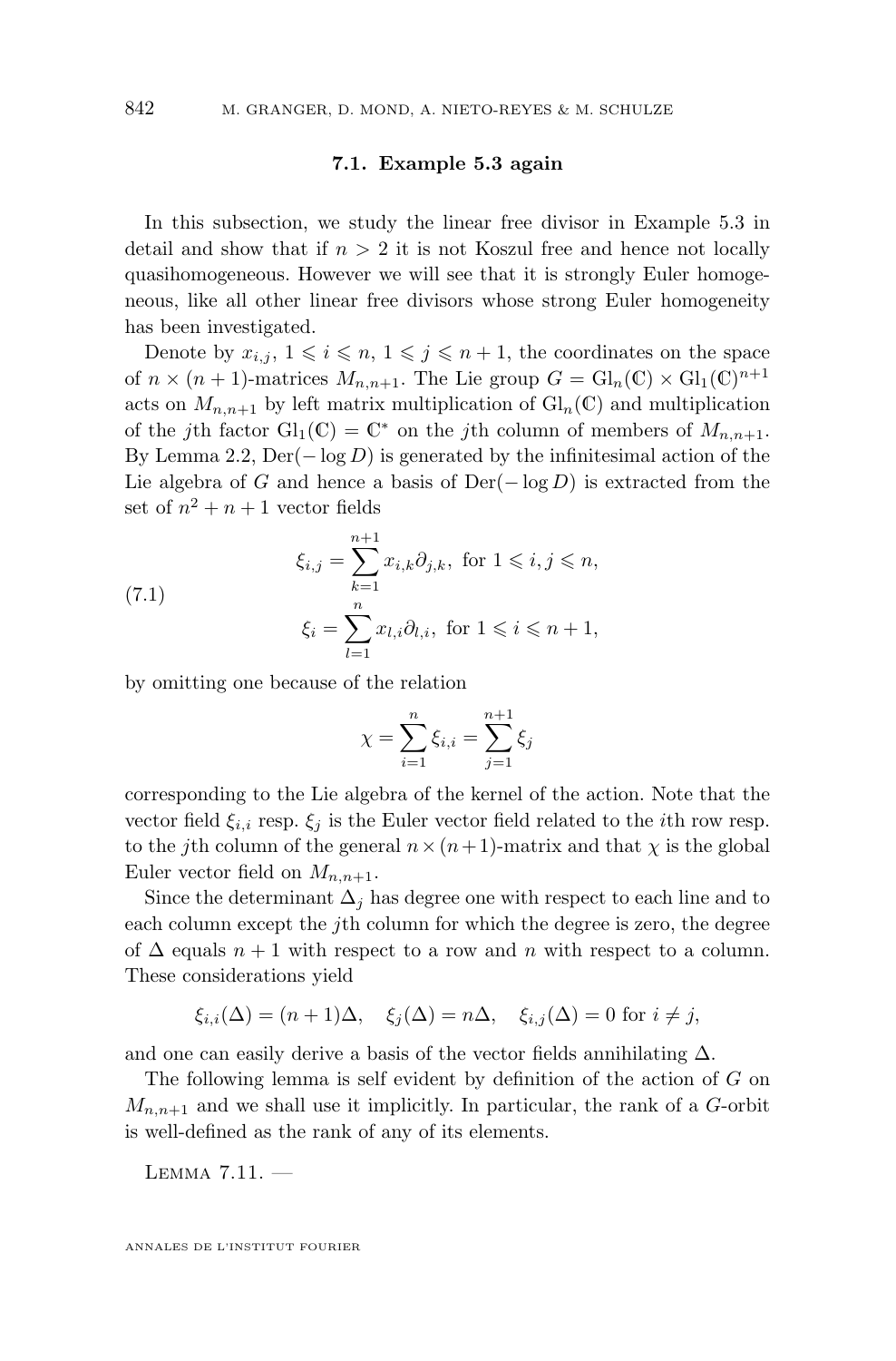### 7.1. Example 5.3 again

In this subsection, we study the linear free divisor in Example 5.3 in detail and show that if $n > 2$ it is not Koszul free and hence not locally quasihomogeneous. However we will see that it is strongly Euler homogeneous, like all other linear free divisors whose strong Euler homogeneity has been investigated.

Denote by $x_{i,j}$, $1 \leqslant i \leqslant n$, $1 \leqslant j \leqslant n+1$, the coordinates on the space of $n \times (n+1)$-matrices $M_{n,n+1}$. The Lie group $G = \mathrm{Gl}_n(\mathbb{C}) \times \mathrm{Gl}_1(\mathbb{C})^{n+1}$ acts on $M_{n,n+1}$ by left matrix multiplication of $\mathrm{Gl}_n(\mathbb{C})$ and multiplication of the $j$th factor $\mathrm{Gl}_1(\mathbb{C}) = \mathbb{C}^*$ on the $j$th column of members of $M_{n,n+1}$. By Lemma 2.2, $\mathrm{Der}(-\log D)$ is generated by the infinitesimal action of the Lie algebra of $G$ and hence a basis of $\mathrm{Der}(-\log D)$ is extracted from the set of $n^2+n+1$ vector fields

$$
\begin{aligned}
\xi_{i,j} &= \sum_{k=1}^{n+1} x_{i,k}\partial_{j,k}, \text{ for } 1 \leqslant i,j \leqslant n, \\
\xi_i &= \sum_{l=1}^{n} x_{l,i}\partial_{l,i}, \text{ for } 1 \leqslant i \leqslant n+1,
\end{aligned}
\tag{7.1}
$$

by omitting one because of the relation

$$
\chi = \sum_{i=1}^{n} \xi_{i,i} = \sum_{j=1}^{n+1} \xi_j
$$

corresponding to the Lie algebra of the kernel of the action. Note that the vector field $\xi_{i,i}$ resp. $\xi_j$ is the Euler vector field related to the $i$th row resp. to the $j$th column of the general $n \times (n+1)$-matrix and that $\chi$ is the global Euler vector field on $M_{n,n+1}$.

Since the determinant $\Delta_j$ has degree one with respect to each line and to each column except the $j$th column for which the degree is zero, the degree of $\Delta$ equals $n+1$ with respect to a row and $n$ with respect to a column. These considerations yield

$$
\xi_{i,i}(\Delta) = (n+1)\Delta, \quad \xi_j(\Delta) = n\Delta, \quad \xi_{i,j}(\Delta) = 0 \text{ for } i \neq j,
$$

and one can easily derive a basis of the vector fields annihilating $\Delta$.

The following lemma is self evident by definition of the action of $G$ on $M_{n,n+1}$ and we shall use it implicitly. In particular, the rank of a $G$-orbit is well-defined as the rank of any of its elements.

Lemma 7.11. —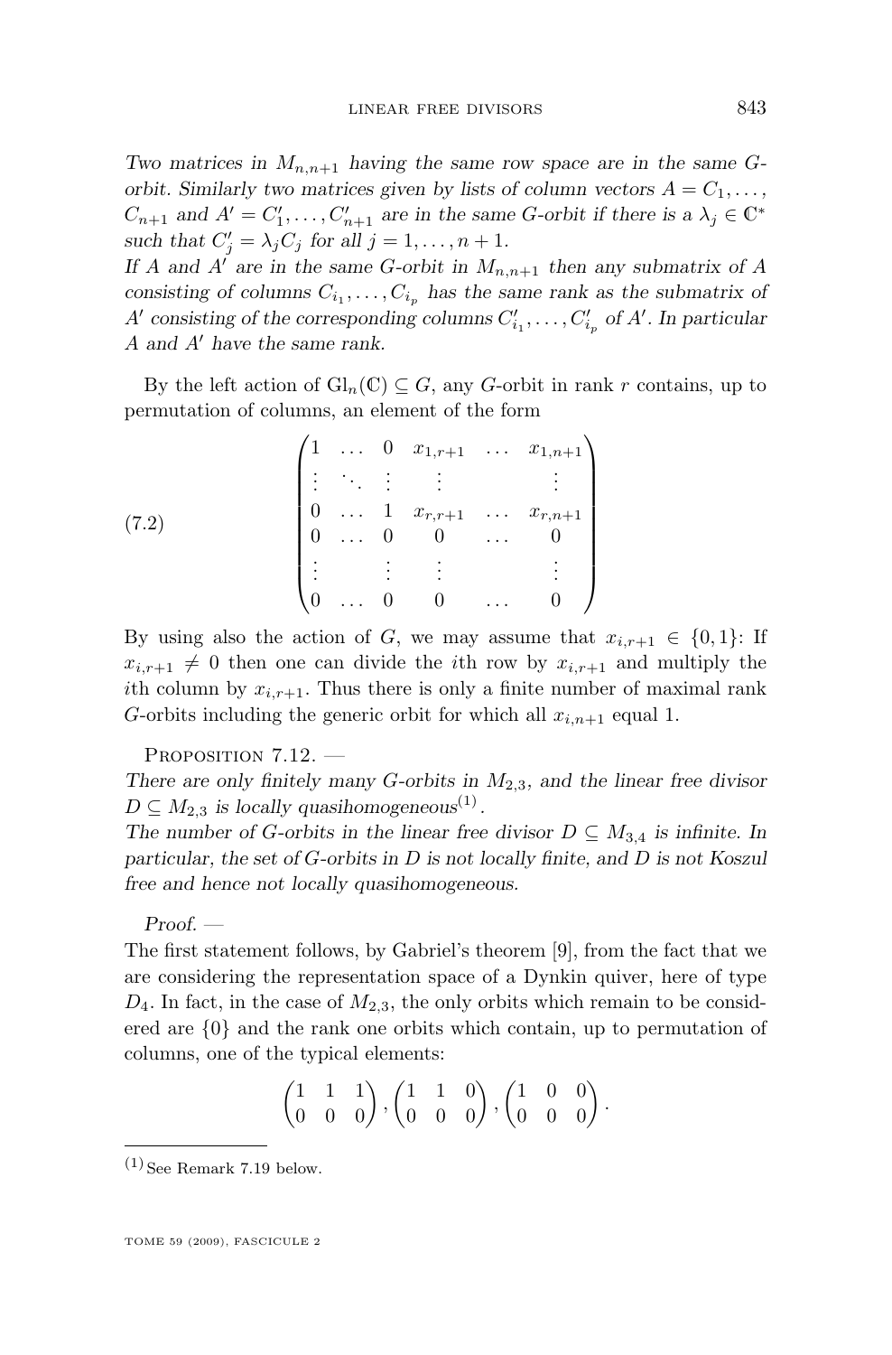*Two matrices in $M_{n,n+1}$ having the same row space are in the same $G$-orbit. Similarly two matrices given by lists of column vectors $A = C_1, \dots, C_{n+1}$ and $A' = C'_1, \dots, C'_{n+1}$ are in the same $G$-orbit if there is a $\lambda_j \in \mathbb{C}^*$ such that $C'_j = \lambda_j C_j$ for all $j = 1, \dots, n+1$.*
*If $A$ and $A'$ are in the same $G$-orbit in $M_{n,n+1}$ then any submatrix of $A$ consisting of columns $C_{i_1}, \dots, C_{i_p}$ has the same rank as the submatrix of $A'$ consisting of the corresponding columns $C'_{i_1}, \dots, C'_{i_p}$ of $A'$. In particular $A$ and $A'$ have the same rank.*

By the left action of $\mathrm{Gl}_n(\mathbb{C}) \subseteq G$, any $G$-orbit in rank $r$ contains, up to permutation of columns, an element of the form

$$
\begin{pmatrix}
1 & \dots & 0 & x_{1,r+1} & \dots & x_{1,n+1} \\
\vdots & \ddots & \vdots & \vdots & & \vdots \\
0 & \dots & 1 & x_{r,r+1} & \dots & x_{r,n+1} \\
0 & \dots & 0 & 0 & \dots & 0 \\
\vdots & & \vdots & \vdots & & \vdots \\
0 & \dots & 0 & 0 & \dots & 0
\end{pmatrix}
\tag{7.2}
$$

By using also the action of $G$, we may assume that $x_{i,r+1} \in \{0, 1\}$: If $x_{i,r+1} \neq 0$ then one can divide the $i$th row by $x_{i,r+1}$ and multiply the $i$th column by $x_{i,r+1}$. Thus there is only a finite number of maximal rank $G$-orbits including the generic orbit for which all $x_{i,n+1}$ equal 1.

Proposition 7.12. —
*There are only finitely many $G$-orbits in $M_{2,3}$, and the linear free divisor $D \subseteq M_{2,3}$ is locally quasihomogeneous*[(1)].
*The number of $G$-orbits in the linear free divisor $D \subseteq M_{3,4}$ is infinite. In particular, the set of $G$-orbits in $D$ is not locally finite, and $D$ is not Koszul free and hence not locally quasihomogeneous.*

*Proof. —*
The first statement follows, by Gabriel's theorem [9], from the fact that we are considering the representation space of a Dynkin quiver, here of type $D_4$. In fact, in the case of $M_{2,3}$, the only orbits which remain to be considered are $\{0\}$ and the rank one orbits which contain, up to permutation of columns, one of the typical elements:

$$
\begin{pmatrix} 1 & 1 & 1 \\ 0 & 0 & 0 \end{pmatrix}, \begin{pmatrix} 1 & 1 & 0 \\ 0 & 0 & 0 \end{pmatrix}, \begin{pmatrix} 1 & 0 & 0 \\ 0 & 0 & 0 \end{pmatrix}.
$$

---

(1) See Remark 7.19 below.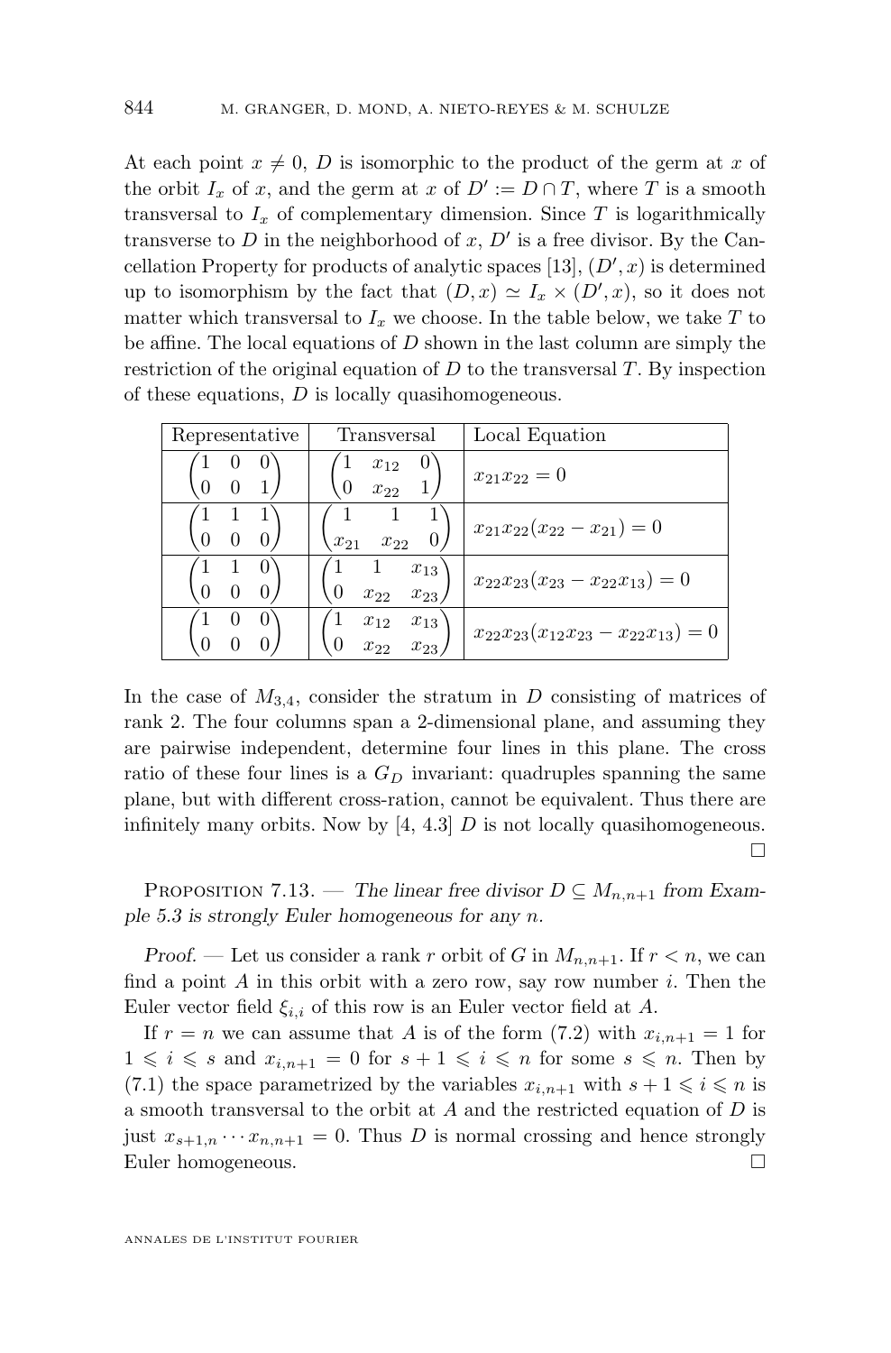At each point $x \neq 0$, $D$ is isomorphic to the product of the germ at $x$ of the orbit $I_x$ of $x$, and the germ at $x$ of $D' := D \cap T$, where $T$ is a smooth transversal to $I_x$ of complementary dimension. Since $T$ is logarithmically transverse to $D$ in the neighborhood of $x$, $D'$ is a free divisor. By the Cancellation Property for products of analytic spaces [13], $(D', x)$ is determined up to isomorphism by the fact that $(D, x) \simeq I_x \times (D', x)$, so it does not matter which transversal to $I_x$ we choose. In the table below, we take $T$ to be affine. The local equations of $D$ shown in the last column are simply the restriction of the original equation of $D$ to the transversal $T$. By inspection of these equations, $D$ is locally quasihomogeneous.

| Representative | Transversal | Local Equation |
|---|---|---|
| $\begin{pmatrix} 1 & 0 & 0 \\ 0 & 0 & 1 \end{pmatrix}$ | $\begin{pmatrix} 1 & x_{12} & 0 \\ 0 & x_{22} & 1 \end{pmatrix}$ | $x_{21}x_{22} = 0$ |
| $\begin{pmatrix} 1 & 1 & 1 \\ 0 & 0 & 0 \end{pmatrix}$ | $\begin{pmatrix} 1 & 1 & 1 \\ x_{21} & x_{22} & 0 \end{pmatrix}$ | $x_{21}x_{22}(x_{22} - x_{21}) = 0$ |
| $\begin{pmatrix} 1 & 1 & 0 \\ 0 & 0 & 0 \end{pmatrix}$ | $\begin{pmatrix} 1 & 1 & x_{13} \\ 0 & x_{22} & x_{23} \end{pmatrix}$ | $x_{22}x_{23}(x_{23} - x_{22}x_{13}) = 0$ |
| $\begin{pmatrix} 1 & 0 & 0 \\ 0 & 0 & 0 \end{pmatrix}$ | $\begin{pmatrix} 1 & x_{12} & x_{13} \\ 0 & x_{22} & x_{23} \end{pmatrix}$ | $x_{22}x_{23}(x_{12}x_{23} - x_{22}x_{13}) = 0$ |

In the case of $M_{3,4}$, consider the stratum in $D$ consisting of matrices of rank 2. The four columns span a 2-dimensional plane, and assuming they are pairwise independent, determine four lines in this plane. The cross ratio of these four lines is a $G_D$ invariant: quadruples spanning the same plane, but with different cross-ration, cannot be equivalent. Thus there are infinitely many orbits. Now by [4, 4.3] $D$ is not locally quasihomogeneous. □

Proposition 7.13. — *The linear free divisor $D \subseteq M_{n,n+1}$ from Example 5.3 is strongly Euler homogeneous for any $n$.*

*Proof.* — Let us consider a rank $r$ orbit of $G$ in $M_{n,n+1}$. If $r < n$, we can find a point $A$ in this orbit with a zero row, say row number $i$. Then the Euler vector field $\xi_{i,i}$ of this row is an Euler vector field at $A$.

If $r = n$ we can assume that $A$ is of the form (7.2) with $x_{i,n+1} = 1$ for $1 \leqslant i \leqslant s$ and $x_{i,n+1} = 0$ for $s+1 \leqslant i \leqslant n$ for some $s \leqslant n$. Then by (7.1) the space parametrized by the variables $x_{i,n+1}$ with $s+1 \leqslant i \leqslant n$ is a smooth transversal to the orbit at $A$ and the restricted equation of $D$ is just $x_{s+1,n} \cdots x_{n,n+1} = 0$. Thus $D$ is normal crossing and hence strongly Euler homogeneous. □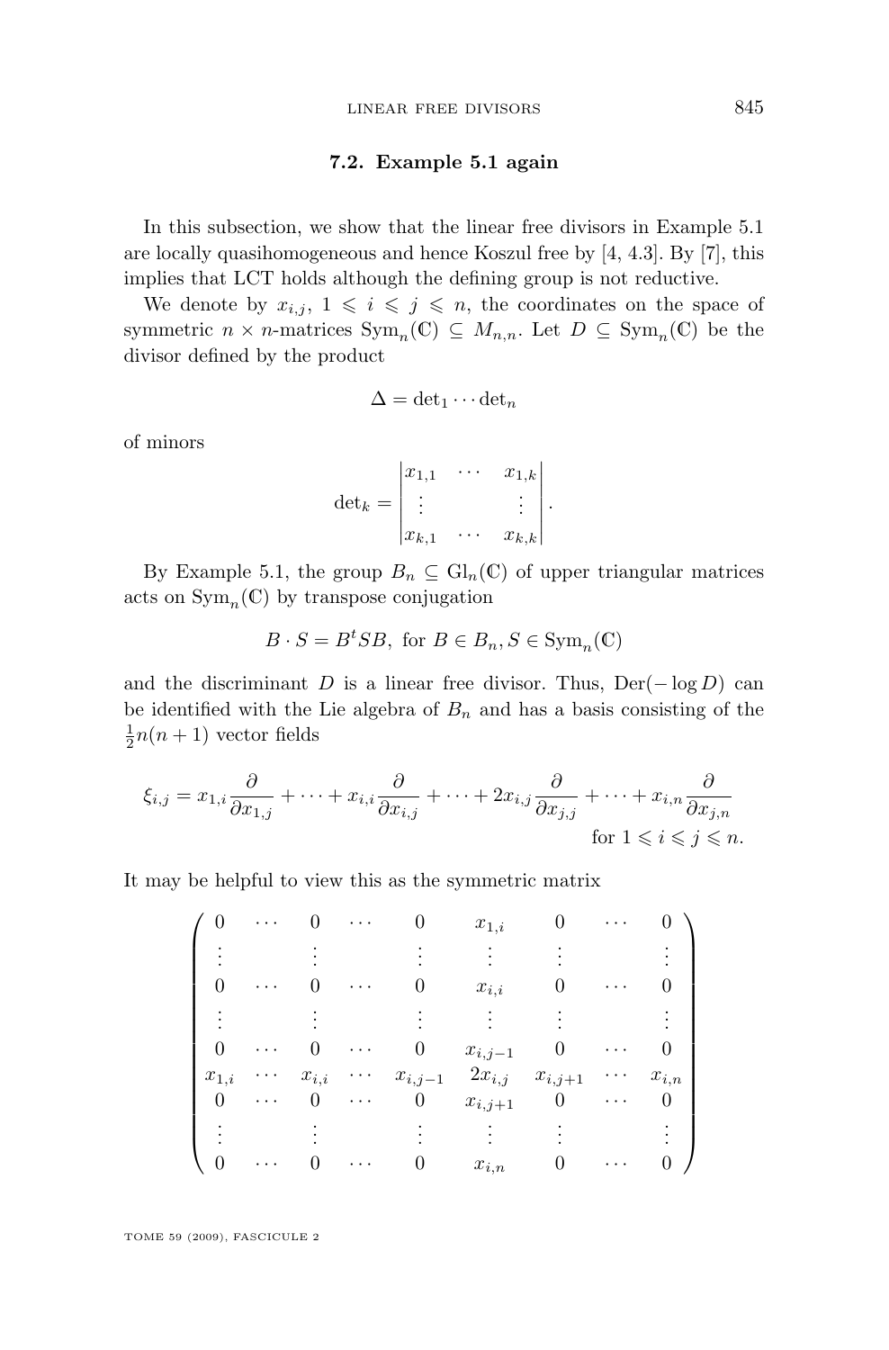### 7.2. Example 5.1 again

In this subsection, we show that the linear free divisors in Example 5.1 are locally quasihomogeneous and hence Koszul free by [4, 4.3]. By [7], this implies that LCT holds although the defining group is not reductive.

We denote by $x_{i,j}$, $1 \leqslant i \leqslant j \leqslant n$, the coordinates on the space of symmetric $n \times n$-matrices $\operatorname{Sym}_n(\mathbb{C}) \subseteq M_{n,n}$. Let $D \subseteq \operatorname{Sym}_n(\mathbb{C})$ be the divisor defined by the product

$$\Delta = \det_1 \cdots \det_n$$

of minors

$$\det_k = \begin{vmatrix} x_{1,1} & \cdots & x_{1,k} \\ \vdots & & \vdots \\ x_{k,1} & \cdots & x_{k,k} \end{vmatrix}.$$

By Example 5.1, the group $B_n \subseteq \operatorname{Gl}_n(\mathbb{C})$ of upper triangular matrices acts on $\operatorname{Sym}_n(\mathbb{C})$ by transpose conjugation

$$B \cdot S = B^t S B, \text{ for } B \in B_n, S \in \operatorname{Sym}_n(\mathbb{C})$$

and the discriminant $D$ is a linear free divisor. Thus, $\operatorname{Der}(-\log D)$ can be identified with the Lie algebra of $B_n$ and has a basis consisting of the $\frac{1}{2}n(n+1)$ vector fields

$$\xi_{i,j} = x_{1,i}\frac{\partial}{\partial x_{1,j}} + \cdots + x_{i,i}\frac{\partial}{\partial x_{i,j}} + \cdots + 2x_{i,j}\frac{\partial}{\partial x_{j,j}} + \cdots + x_{i,n}\frac{\partial}{\partial x_{j,n}} \qquad \text{for } 1 \leqslant i \leqslant j \leqslant n.$$

It may be helpful to view this as the symmetric matrix

$$\begin{pmatrix}
0 & \cdots & 0 & \cdots & 0 & x_{1,i} & 0 & \cdots & 0 \\
\vdots & & \vdots & & \vdots & \vdots & \vdots & & \vdots \\
0 & \cdots & 0 & \cdots & 0 & x_{i,i} & 0 & \cdots & 0 \\
\vdots & & \vdots & & \vdots & \vdots & \vdots & & \vdots \\
0 & \cdots & 0 & \cdots & 0 & x_{i,j-1} & 0 & \cdots & 0 \\
x_{1,i} & \cdots & x_{i,i} & \cdots & x_{i,j-1} & 2x_{i,j} & x_{i,j+1} & \cdots & x_{i,n} \\
0 & \cdots & 0 & \cdots & 0 & x_{i,j+1} & 0 & \cdots & 0 \\
\vdots & & \vdots & & \vdots & \vdots & \vdots & & \vdots \\
0 & \cdots & 0 & \cdots & 0 & x_{i,n} & 0 & \cdots & 0
\end{pmatrix}$$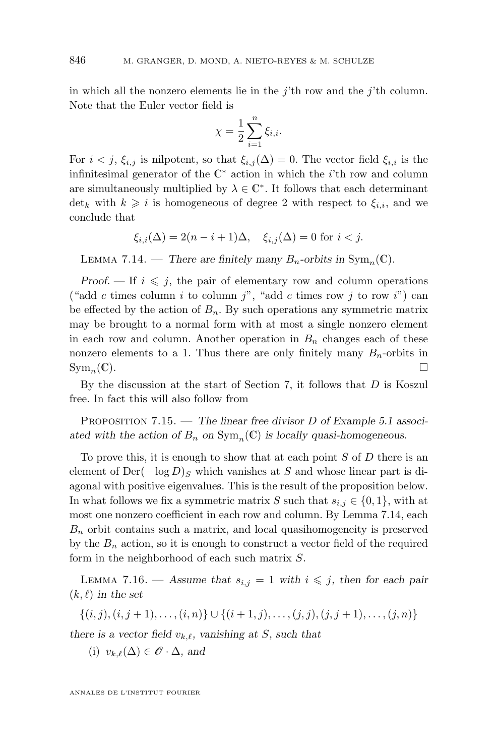in which all the nonzero elements lie in the $j$'th row and the $j$'th column. Note that the Euler vector field is

$$\chi = \frac{1}{2}\sum_{i=1}^{n} \xi_{i,i}.$$

For $i < j$, $\xi_{i,j}$ is nilpotent, so that $\xi_{i,j}(\Delta) = 0$. The vector field $\xi_{i,i}$ is the infinitesimal generator of the $\mathbb{C}^*$ action in which the $i$'th row and column are simultaneously multiplied by $\lambda \in \mathbb{C}^*$. It follows that each determinant $\det_k$ with $k \geqslant i$ is homogeneous of degree 2 with respect to $\xi_{i,i}$, and we conclude that

$$\xi_{i,i}(\Delta) = 2(n-i+1)\Delta, \quad \xi_{i,j}(\Delta) = 0 \text{ for } i < j.$$

Lemma 7.14. — *There are finitely many $B_n$-orbits in $\mathrm{Sym}_n(\mathbb{C})$.*

*Proof.* — If $i \leqslant j$, the pair of elementary row and column operations ("add $c$ times column $i$ to column $j$", "add $c$ times row $j$ to row $i$") can be effected by the action of $B_n$. By such operations any symmetric matrix may be brought to a normal form with at most a single nonzero element in each row and column. Another operation in $B_n$ changes each of these nonzero elements to a 1. Thus there are only finitely many $B_n$-orbits in $\mathrm{Sym}_n(\mathbb{C})$. □

By the discussion at the start of Section 7, it follows that $D$ is Koszul free. In fact this will also follow from

Proposition 7.15. — *The linear free divisor $D$ of Example 5.1 associated with the action of $B_n$ on $\mathrm{Sym}_n(\mathbb{C})$ is locally quasi-homogeneous.*

To prove this, it is enough to show that at each point $S$ of $D$ there is an element of $\mathrm{Der}(-\log D)_S$ which vanishes at $S$ and whose linear part is diagonal with positive eigenvalues. This is the result of the proposition below. In what follows we fix a symmetric matrix $S$ such that $s_{i,j} \in \{0,1\}$, with at most one nonzero coefficient in each row and column. By Lemma 7.14, each $B_n$ orbit contains such a matrix, and local quasihomogeneity is preserved by the $B_n$ action, so it is enough to construct a vector field of the required form in the neighborhood of each such matrix $S$.

Lemma 7.16. — *Assume that $s_{i,j} = 1$ with $i \leqslant j$, then for each pair $(k,\ell)$ in the set*

$$\{(i,j),(i,j+1),\dots,(i,n)\} \cup \{(i+1,j),\dots,(j,j),(j,j+1),\dots,(j,n)\}$$

*there is a vector field $v_{k,\ell}$, vanishing at $S$, such that*

(i) $v_{k,\ell}(\Delta) \in \mathscr{O} \cdot \Delta$, *and*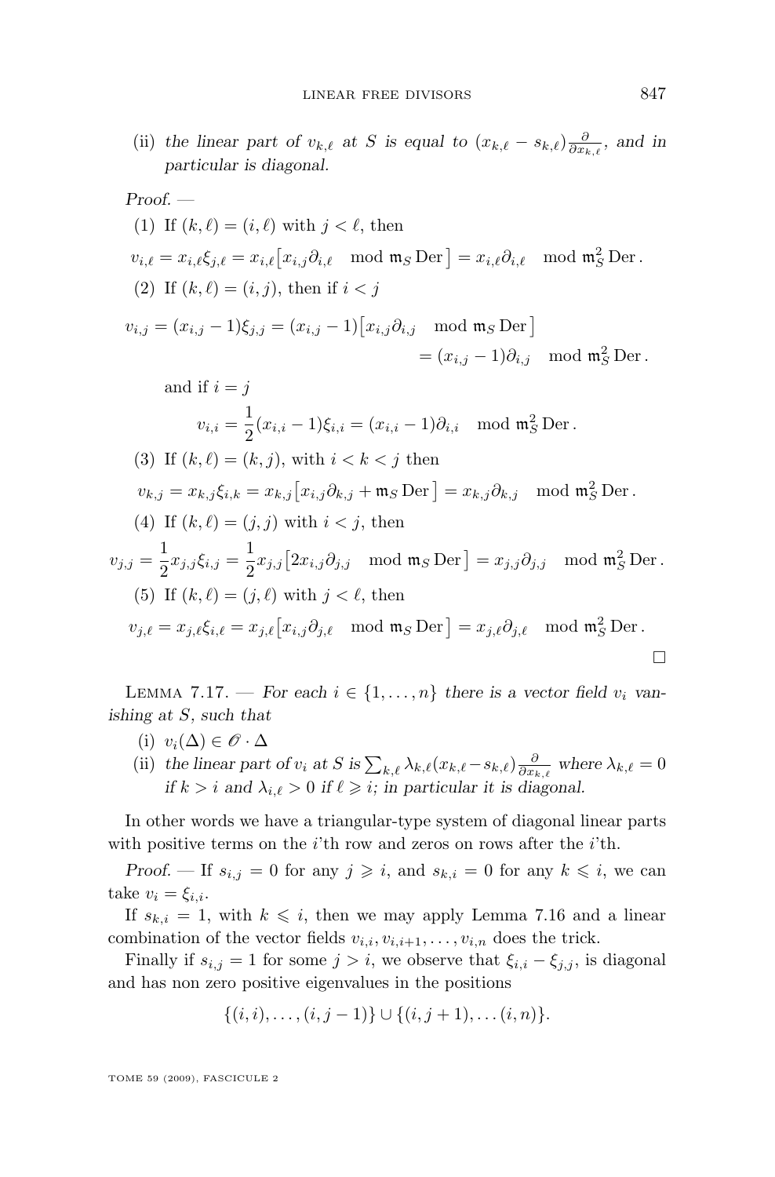(ii) *the linear part of $v_{k,\ell}$ at $S$ is equal to $(x_{k,\ell} - s_{k,\ell})\frac{\partial}{\partial x_{k,\ell}}$, and in particular is diagonal.*

*Proof.* —

(1) If $(k,\ell) = (i,\ell)$ with $j < \ell$, then

$$v_{i,\ell} = x_{i,\ell}\xi_{j,\ell} = x_{i,\ell}\big[x_{i,j}\partial_{i,\ell} \mod \mathfrak{m}_S \operatorname{Der}\big] = x_{i,\ell}\partial_{i,\ell} \mod \mathfrak{m}_S^2 \operatorname{Der}.$$

(2) If $(k,\ell) = (i,j)$, then if $i < j$

$$\begin{aligned} v_{i,j} = (x_{i,j}-1)\xi_{j,j} = (x_{i,j}-1)\big[x_{i,j}\partial_{i,j} \mod \mathfrak{m}_S \operatorname{Der}\big] \\ = (x_{i,j}-1)\partial_{i,j} \mod \mathfrak{m}_S^2 \operatorname{Der}. \end{aligned}$$

and if $i = j$

$$v_{i,i} = \frac{1}{2}(x_{i,i}-1)\xi_{i,i} = (x_{i,i}-1)\partial_{i,i} \mod \mathfrak{m}_S^2 \operatorname{Der}.$$

(3) If $(k,\ell) = (k,j)$, with $i < k < j$ then

$$v_{k,j} = x_{k,j}\xi_{i,k} = x_{k,j}\big[x_{i,j}\partial_{k,j} + \mathfrak{m}_S \operatorname{Der}\big] = x_{k,j}\partial_{k,j} \mod \mathfrak{m}_S^2 \operatorname{Der}.$$

(4) If $(k,\ell) = (j,j)$ with $i < j$, then

$$v_{j,j} = \frac{1}{2}x_{j,j}\xi_{i,j} = \frac{1}{2}x_{j,j}\big[2x_{i,j}\partial_{j,j} \mod \mathfrak{m}_S \operatorname{Der}\big] = x_{j,j}\partial_{j,j} \mod \mathfrak{m}_S^2 \operatorname{Der}.$$

(5) If $(k,\ell) = (j,\ell)$ with $j < \ell$, then

$$v_{j,\ell} = x_{j,\ell}\xi_{i,\ell} = x_{j,\ell}\big[x_{i,j}\partial_{j,\ell} \mod \mathfrak{m}_S \operatorname{Der}\big] = x_{j,\ell}\partial_{j,\ell} \mod \mathfrak{m}_S^2 \operatorname{Der}.$$

□

Lemma 7.17. — *For each $i \in \{1,\ldots,n\}$ there is a vector field $v_i$ vanishing at $S$, such that*

(i) $v_i(\Delta) \in \mathscr{O} \cdot \Delta$

(ii) *the linear part of $v_i$ at $S$ is $\sum_{k,\ell} \lambda_{k,\ell}(x_{k,\ell} - s_{k,\ell})\frac{\partial}{\partial x_{k,\ell}}$ where $\lambda_{k,\ell} = 0$ if $k > i$ and $\lambda_{i,\ell} > 0$ if $\ell \geqslant i$; in particular it is diagonal.*

In other words we have a triangular-type system of diagonal linear parts with positive terms on the $i$'th row and zeros on rows after the $i$'th.

*Proof.* — If $s_{i,j} = 0$ for any $j \geqslant i$, and $s_{k,i} = 0$ for any $k \leqslant i$, we can take $v_i = \xi_{i,i}$.

If $s_{k,i} = 1$, with $k \leqslant i$, then we may apply Lemma 7.16 and a linear combination of the vector fields $v_{i,i}, v_{i,i+1}, \ldots, v_{i,n}$ does the trick.

Finally if $s_{i,j} = 1$ for some $j > i$, we observe that $\xi_{i,i} - \xi_{j,j}$, is diagonal and has non zero positive eigenvalues in the positions

$$\{(i,i),\ldots,(i,j-1)\} \cup \{(i,j+1),\ldots(i,n)\}.$$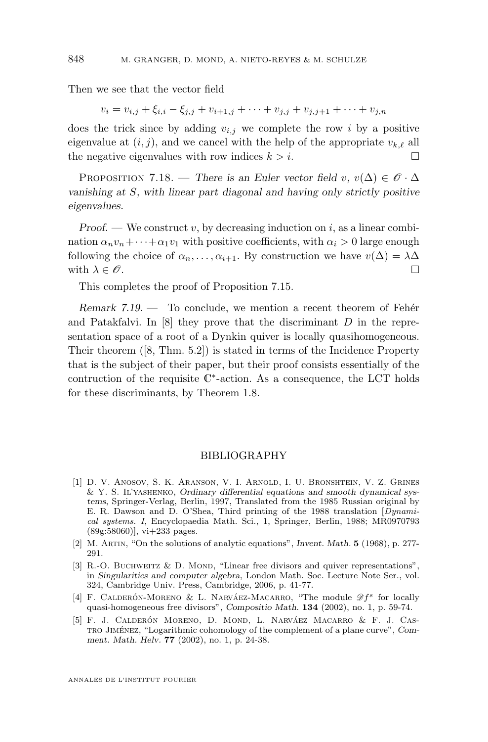Then we see that the vector field

$$v_i = v_{i,j} + \xi_{i,i} - \xi_{j,j} + v_{i+1,j} + \cdots + v_{j,j} + v_{j,j+1} + \cdots + v_{j,n}$$

does the trick since by adding $v_{i,j}$ we complete the row $i$ by a positive eigenvalue at $(i,j)$, and we cancel with the help of the appropriate $v_{k,\ell}$ all the negative eigenvalues with row indices $k > i$. □

Proposition 7.18. — *There is an Euler vector field $v$, $v(\Delta) \in \mathscr{O} \cdot \Delta$ vanishing at $S$, with linear part diagonal and having only strictly positive eigenvalues.*

*Proof.* — We construct $v$, by decreasing induction on $i$, as a linear combination $\alpha_n v_n + \cdots + \alpha_1 v_1$ with positive coefficients, with $\alpha_i > 0$ large enough following the choice of $\alpha_n, \ldots, \alpha_{i+1}$. By construction we have $v(\Delta) = \lambda\Delta$ with $\lambda \in \mathscr{O}$. □

This completes the proof of Proposition 7.15.

*Remark 7.19.* — To conclude, we mention a recent theorem of Fehér and Patakfalvi. In [8] they prove that the discriminant $D$ in the representation space of a root of a Dynkin quiver is locally quasihomogeneous. Their theorem ([8, Thm. 5.2]) is stated in terms of the Incidence Property that is the subject of their paper, but their proof consists essentially of the contruction of the requisite $\mathbb{C}^*$-action. As a consequence, the LCT holds for these discriminants, by Theorem 1.8.

## BIBLIOGRAPHY

[1] D. V. Anosov, S. K. Aranson, V. I. Arnold, I. U. Bronshtein, V. Z. Grines & Y. S. Il'yashenko, *Ordinary differential equations and smooth dynamical systems*, Springer-Verlag, Berlin, 1997, Translated from the 1985 Russian original by E. R. Dawson and D. O'Shea, Third printing of the 1988 translation [*Dynamical systems. I*, Encyclopaedia Math. Sci., 1, Springer, Berlin, 1988; MR0970793 (89g:58060)], vi+233 pages.

[2] M. Artin, "On the solutions of analytic equations", *Invent. Math.* **5** (1968), p. 277-291.

[3] R.-O. Buchweitz & D. Mond, "Linear free divisors and quiver representations", in *Singularities and computer algebra*, London Math. Soc. Lecture Note Ser., vol. 324, Cambridge Univ. Press, Cambridge, 2006, p. 41-77.

[4] F. Calderón-Moreno & L. Narváez-Macarro, "The module $\mathscr{D}f^s$ for locally quasi-homogeneous free divisors", *Compositio Math.* **134** (2002), no. 1, p. 59-74.

[5] F. J. Calderón Moreno, D. Mond, L. Narváez Macarro & F. J. Castro Jiménez, "Logarithmic cohomology of the complement of a plane curve", *Comment. Math. Helv.* **77** (2002), no. 1, p. 24-38.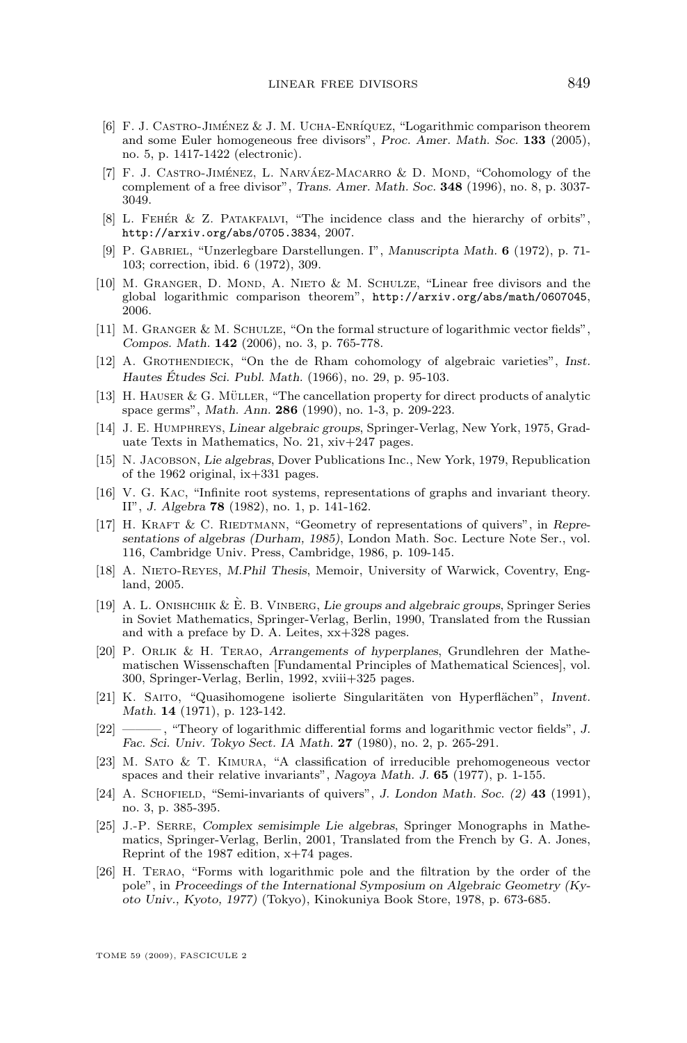[6] F. J. Castro-Jiménez & J. M. Ucha-Enríquez, "Logarithmic comparison theorem and some Euler homogeneous free divisors", *Proc. Amer. Math. Soc.* **133** (2005), no. 5, p. 1417-1422 (electronic).

[7] F. J. Castro-Jiménez, L. Narváez-Macarro & D. Mond, "Cohomology of the complement of a free divisor", *Trans. Amer. Math. Soc.* **348** (1996), no. 8, p. 3037-3049.

[8] L. Fehér & Z. Patakfalvi, "The incidence class and the hierarchy of orbits", http://arxiv.org/abs/0705.3834, 2007.

[9] P. Gabriel, "Unzerlegbare Darstellungen. I", *Manuscripta Math.* **6** (1972), p. 71-103; correction, ibid. 6 (1972), 309.

[10] M. Granger, D. Mond, A. Nieto & M. Schulze, "Linear free divisors and the global logarithmic comparison theorem", http://arxiv.org/abs/math/0607045, 2006.

[11] M. Granger & M. Schulze, "On the formal structure of logarithmic vector fields", *Compos. Math.* **142** (2006), no. 3, p. 765-778.

[12] A. Grothendieck, "On the de Rham cohomology of algebraic varieties", *Inst. Hautes Études Sci. Publ. Math.* (1966), no. 29, p. 95-103.

[13] H. Hauser & G. Müller, "The cancellation property for direct products of analytic space germs", *Math. Ann.* **286** (1990), no. 1-3, p. 209-223.

[14] J. E. Humphreys, *Linear algebraic groups*, Springer-Verlag, New York, 1975, Graduate Texts in Mathematics, No. 21, xiv+247 pages.

[15] N. Jacobson, *Lie algebras*, Dover Publications Inc., New York, 1979, Republication of the 1962 original, ix+331 pages.

[16] V. G. Kac, "Infinite root systems, representations of graphs and invariant theory. II", *J. Algebra* **78** (1982), no. 1, p. 141-162.

[17] H. Kraft & C. Riedtmann, "Geometry of representations of quivers", in *Representations of algebras (Durham, 1985)*, London Math. Soc. Lecture Note Ser., vol. 116, Cambridge Univ. Press, Cambridge, 1986, p. 109-145.

[18] A. Nieto-Reyes, *M.Phil Thesis*, Memoir, University of Warwick, Coventry, England, 2005.

[19] A. L. Onishchik & È. B. Vinberg, *Lie groups and algebraic groups*, Springer Series in Soviet Mathematics, Springer-Verlag, Berlin, 1990, Translated from the Russian and with a preface by D. A. Leites, xx+328 pages.

[20] P. Orlik & H. Terao, *Arrangements of hyperplanes*, Grundlehren der Mathematischen Wissenschaften [Fundamental Principles of Mathematical Sciences], vol. 300, Springer-Verlag, Berlin, 1992, xviii+325 pages.

[21] K. Saito, "Quasihomogene isolierte Singularitäten von Hyperflächen", *Invent. Math.* **14** (1971), p. 123-142.

[22] ———, "Theory of logarithmic differential forms and logarithmic vector fields", *J. Fac. Sci. Univ. Tokyo Sect. IA Math.* **27** (1980), no. 2, p. 265-291.

[23] M. Sato & T. Kimura, "A classification of irreducible prehomogeneous vector spaces and their relative invariants", *Nagoya Math. J.* **65** (1977), p. 1-155.

[24] A. Schofield, "Semi-invariants of quivers", *J. London Math. Soc. (2)* **43** (1991), no. 3, p. 385-395.

[25] J.-P. Serre, *Complex semisimple Lie algebras*, Springer Monographs in Mathematics, Springer-Verlag, Berlin, 2001, Translated from the French by G. A. Jones, Reprint of the 1987 edition, x+74 pages.

[26] H. Terao, "Forms with logarithmic pole and the filtration by the order of the pole", in *Proceedings of the International Symposium on Algebraic Geometry (Kyoto Univ., Kyoto, 1977)* (Tokyo), Kinokuniya Book Store, 1978, p. 673-685.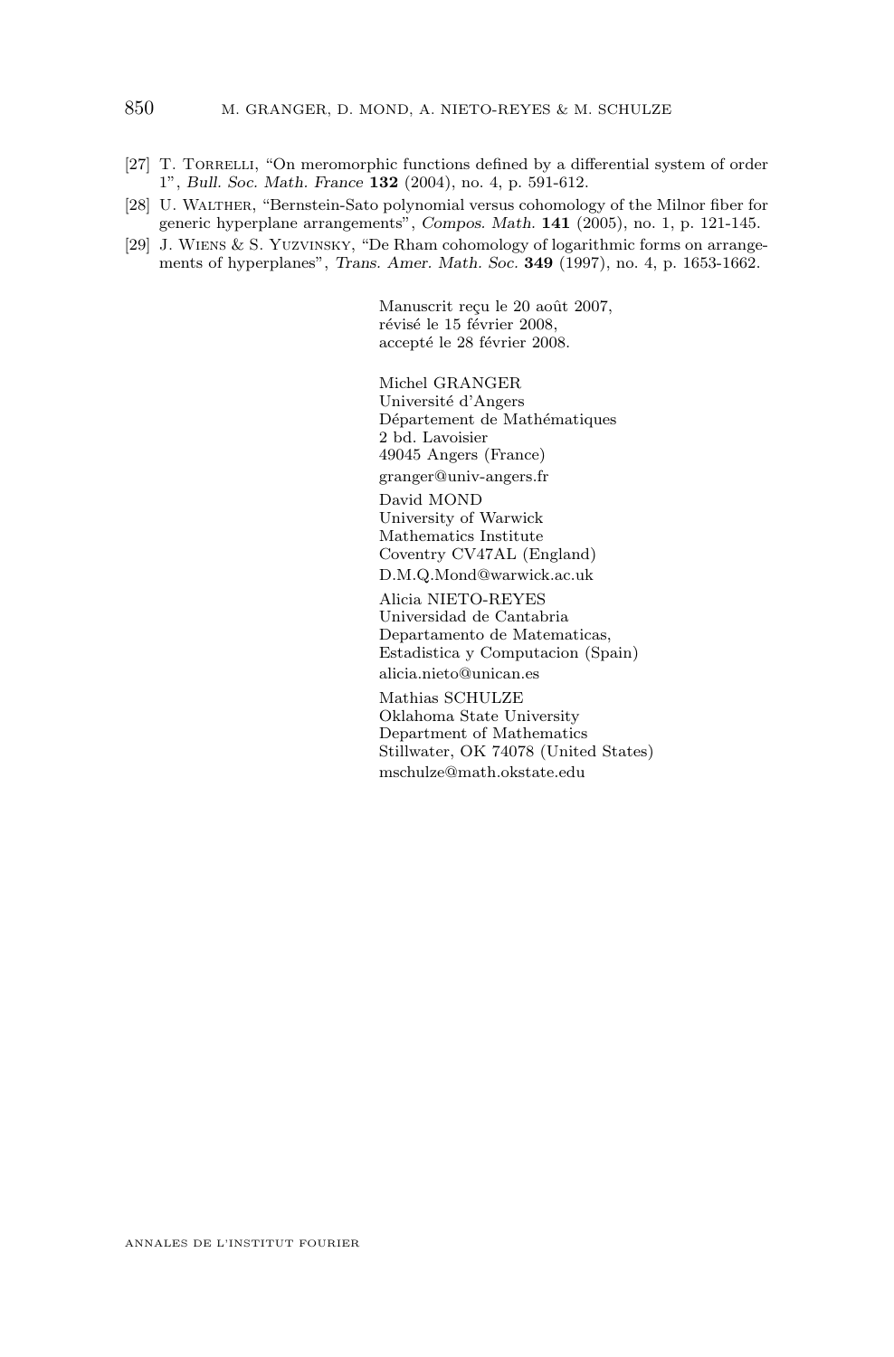[27] T. Torrelli, "On meromorphic functions defined by a differential system of order 1", *Bull. Soc. Math. France* **132** (2004), no. 4, p. 591-612.

[28] U. Walther, "Bernstein-Sato polynomial versus cohomology of the Milnor fiber for generic hyperplane arrangements", *Compos. Math.* **141** (2005), no. 1, p. 121-145.

[29] J. Wiens & S. Yuzvinsky, "De Rham cohomology of logarithmic forms on arrangements of hyperplanes", *Trans. Amer. Math. Soc.* **349** (1997), no. 4, p. 1653-1662.

Manuscrit reçu le 20 août 2007,
révisé le 15 février 2008,
accepté le 28 février 2008.

Michel GRANGER
Université d'Angers
Département de Mathématiques
2 bd. Lavoisier
49045 Angers (France)
granger@univ-angers.fr

David MOND
University of Warwick
Mathematics Institute
Coventry CV47AL (England)
D.M.Q.Mond@warwick.ac.uk

Alicia NIETO-REYES
Universidad de Cantabria
Departamento de Matematicas,
Estadistica y Computacion (Spain)
alicia.nieto@unican.es

Mathias SCHULZE
Oklahoma State University
Department of Mathematics
Stillwater, OK 74078 (United States)
mschulze@math.okstate.edu